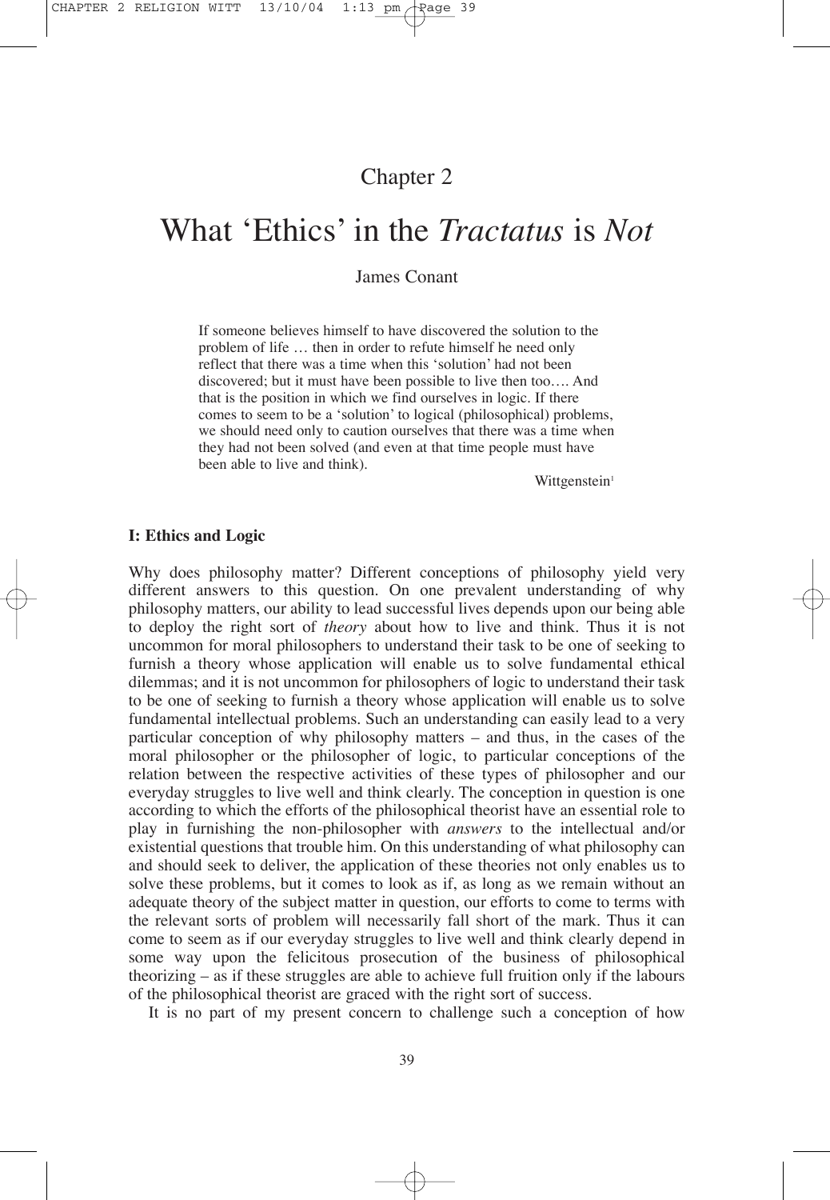Chapter 2

# What 'Ethics' in the *Tractatus* is *Not*

James Conant

> If someone believes himself to have discovered the solution to the problem of life … then in order to refute himself he need only reflect that there was a time when this 'solution' had not been discovered; but it must have been possible to live then too…. And that is the position in which we find ourselves in logic. If there comes to seem to be a 'solution' to logical (philosophical) problems, we should need only to caution ourselves that there was a time when they had not been solved (and even at that time people must have been able to live and think).
>
> Wittgenstein[1]

## I: Ethics and Logic

Why does philosophy matter? Different conceptions of philosophy yield very different answers to this question. On one prevalent understanding of why philosophy matters, our ability to lead successful lives depends upon our being able to deploy the right sort of *theory* about how to live and think. Thus it is not uncommon for moral philosophers to understand their task to be one of seeking to furnish a theory whose application will enable us to solve fundamental ethical dilemmas; and it is not uncommon for philosophers of logic to understand their task to be one of seeking to furnish a theory whose application will enable us to solve fundamental intellectual problems. Such an understanding can easily lead to a very particular conception of why philosophy matters – and thus, in the cases of the moral philosopher or the philosopher of logic, to particular conceptions of the relation between the respective activities of these types of philosopher and our everyday struggles to live well and think clearly. The conception in question is one according to which the efforts of the philosophical theorist have an essential role to play in furnishing the non-philosopher with *answers* to the intellectual and/or existential questions that trouble him. On this understanding of what philosophy can and should seek to deliver, the application of these theories not only enables us to solve these problems, but it comes to look as if, as long as we remain without an adequate theory of the subject matter in question, our efforts to come to terms with the relevant sorts of problem will necessarily fall short of the mark. Thus it can come to seem as if our everyday struggles to live well and think clearly depend in some way upon the felicitous prosecution of the business of philosophical theorizing – as if these struggles are able to achieve full fruition only if the labours of the philosophical theorist are graced with the right sort of success.

It is no part of my present concern to challenge such a conception of how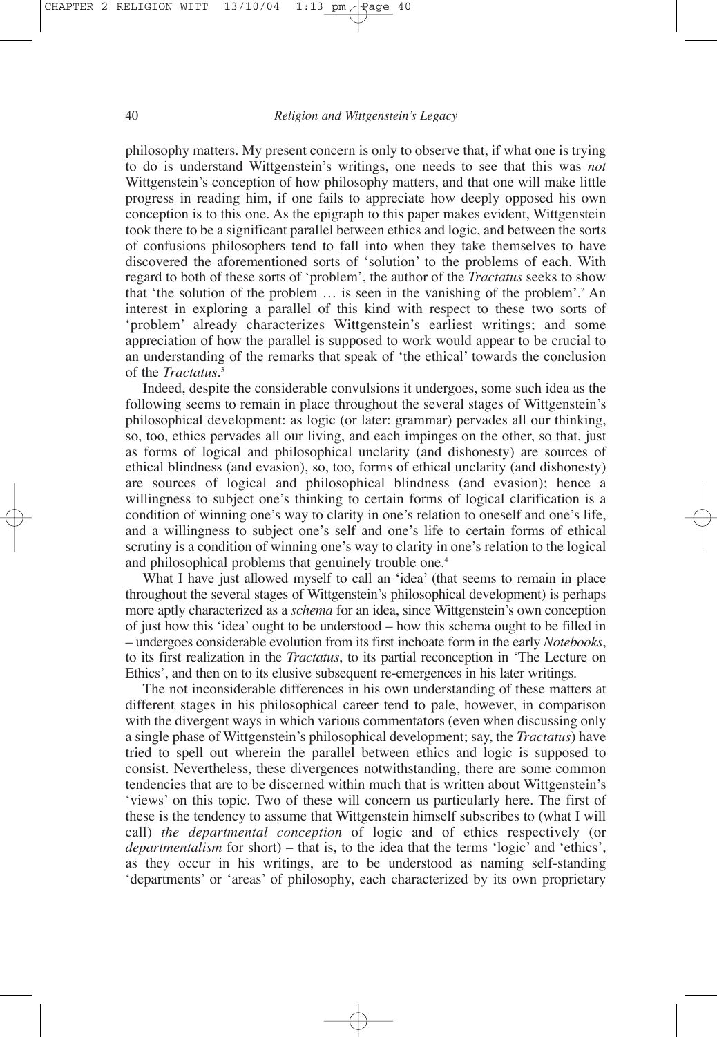philosophy matters. My present concern is only to observe that, if what one is trying to do is understand Wittgenstein's writings, one needs to see that this was *not* Wittgenstein's conception of how philosophy matters, and that one will make little progress in reading him, if one fails to appreciate how deeply opposed his own conception is to this one. As the epigraph to this paper makes evident, Wittgenstein took there to be a significant parallel between ethics and logic, and between the sorts of confusions philosophers tend to fall into when they take themselves to have discovered the aforementioned sorts of 'solution' to the problems of each. With regard to both of these sorts of 'problem', the author of the *Tractatus* seeks to show that 'the solution of the problem … is seen in the vanishing of the problem'.[2] An interest in exploring a parallel of this kind with respect to these two sorts of 'problem' already characterizes Wittgenstein's earliest writings; and some appreciation of how the parallel is supposed to work would appear to be crucial to an understanding of the remarks that speak of 'the ethical' towards the conclusion of the *Tractatus*.[3]

Indeed, despite the considerable convulsions it undergoes, some such idea as the following seems to remain in place throughout the several stages of Wittgenstein's philosophical development: as logic (or later: grammar) pervades all our thinking, so, too, ethics pervades all our living, and each impinges on the other, so that, just as forms of logical and philosophical unclarity (and dishonesty) are sources of ethical blindness (and evasion), so, too, forms of ethical unclarity (and dishonesty) are sources of logical and philosophical blindness (and evasion); hence a willingness to subject one's thinking to certain forms of logical clarification is a condition of winning one's way to clarity in one's relation to oneself and one's life, and a willingness to subject one's self and one's life to certain forms of ethical scrutiny is a condition of winning one's way to clarity in one's relation to the logical and philosophical problems that genuinely trouble one.[4]

What I have just allowed myself to call an 'idea' (that seems to remain in place throughout the several stages of Wittgenstein's philosophical development) is perhaps more aptly characterized as a *schema* for an idea, since Wittgenstein's own conception of just how this 'idea' ought to be understood – how this schema ought to be filled in – undergoes considerable evolution from its first inchoate form in the early *Notebooks*, to its first realization in the *Tractatus*, to its partial reconception in 'The Lecture on Ethics', and then on to its elusive subsequent re-emergences in his later writings.

The not inconsiderable differences in his own understanding of these matters at different stages in his philosophical career tend to pale, however, in comparison with the divergent ways in which various commentators (even when discussing only a single phase of Wittgenstein's philosophical development; say, the *Tractatus*) have tried to spell out wherein the parallel between ethics and logic is supposed to consist. Nevertheless, these divergences notwithstanding, there are some common tendencies that are to be discerned within much that is written about Wittgenstein's 'views' on this topic. Two of these will concern us particularly here. The first of these is the tendency to assume that Wittgenstein himself subscribes to (what I will call) *the departmental conception* of logic and of ethics respectively (or *departmentalism* for short) – that is, to the idea that the terms 'logic' and 'ethics', as they occur in his writings, are to be understood as naming self-standing 'departments' or 'areas' of philosophy, each characterized by its own proprietary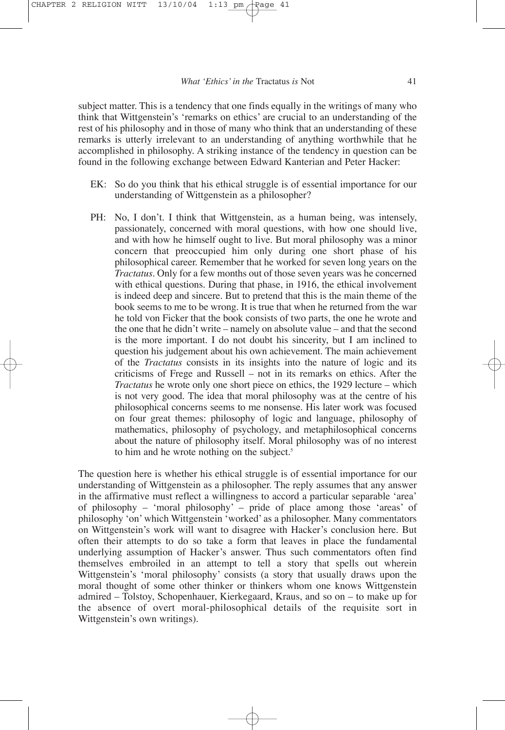subject matter. This is a tendency that one finds equally in the writings of many who think that Wittgenstein's 'remarks on ethics' are crucial to an understanding of the rest of his philosophy and in those of many who think that an understanding of these remarks is utterly irrelevant to an understanding of anything worthwhile that he accomplished in philosophy. A striking instance of the tendency in question can be found in the following exchange between Edward Kanterian and Peter Hacker:

> EK: So do you think that his ethical struggle is of essential importance for our understanding of Wittgenstein as a philosopher?
>
> PH: No, I don't. I think that Wittgenstein, as a human being, was intensely, passionately, concerned with moral questions, with how one should live, and with how he himself ought to live. But moral philosophy was a minor concern that preoccupied him only during one short phase of his philosophical career. Remember that he worked for seven long years on the *Tractatus*. Only for a few months out of those seven years was he concerned with ethical questions. During that phase, in 1916, the ethical involvement is indeed deep and sincere. But to pretend that this is the main theme of the book seems to me to be wrong. It is true that when he returned from the war he told von Ficker that the book consists of two parts, the one he wrote and the one that he didn't write – namely on absolute value – and that the second is the more important. I do not doubt his sincerity, but I am inclined to question his judgement about his own achievement. The main achievement of the *Tractatus* consists in its insights into the nature of logic and its criticisms of Frege and Russell – not in its remarks on ethics. After the *Tractatus* he wrote only one short piece on ethics, the 1929 lecture – which is not very good. The idea that moral philosophy was at the centre of his philosophical concerns seems to me nonsense. His later work was focused on four great themes: philosophy of logic and language, philosophy of mathematics, philosophy of psychology, and metaphilosophical concerns about the nature of philosophy itself. Moral philosophy was of no interest to him and he wrote nothing on the subject.[5]

The question here is whether his ethical struggle is of essential importance for our understanding of Wittgenstein as a philosopher. The reply assumes that any answer in the affirmative must reflect a willingness to accord a particular separable 'area' of philosophy – 'moral philosophy' – pride of place among those 'areas' of philosophy 'on' which Wittgenstein 'worked' as a philosopher. Many commentators on Wittgenstein's work will want to disagree with Hacker's conclusion here. But often their attempts to do so take a form that leaves in place the fundamental underlying assumption of Hacker's answer. Thus such commentators often find themselves embroiled in an attempt to tell a story that spells out wherein Wittgenstein's 'moral philosophy' consists (a story that usually draws upon the moral thought of some other thinker or thinkers whom one knows Wittgenstein admired – Tolstoy, Schopenhauer, Kierkegaard, Kraus, and so on – to make up for the absence of overt moral-philosophical details of the requisite sort in Wittgenstein's own writings).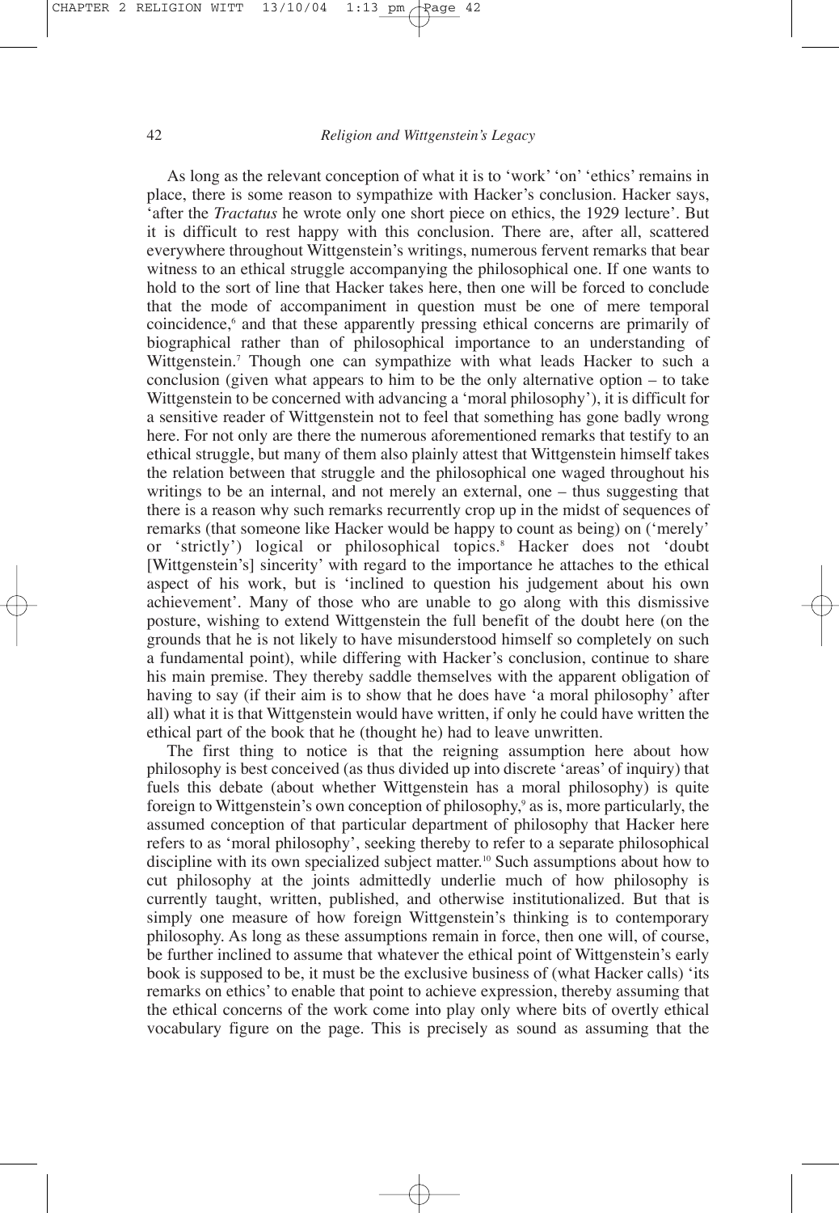As long as the relevant conception of what it is to 'work' 'on' 'ethics' remains in place, there is some reason to sympathize with Hacker's conclusion. Hacker says, 'after the *Tractatus* he wrote only one short piece on ethics, the 1929 lecture'. But it is difficult to rest happy with this conclusion. There are, after all, scattered everywhere throughout Wittgenstein's writings, numerous fervent remarks that bear witness to an ethical struggle accompanying the philosophical one. If one wants to hold to the sort of line that Hacker takes here, then one will be forced to conclude that the mode of accompaniment in question must be one of mere temporal coincidence,[6] and that these apparently pressing ethical concerns are primarily of biographical rather than of philosophical importance to an understanding of Wittgenstein.[7] Though one can sympathize with what leads Hacker to such a conclusion (given what appears to him to be the only alternative option – to take Wittgenstein to be concerned with advancing a 'moral philosophy'), it is difficult for a sensitive reader of Wittgenstein not to feel that something has gone badly wrong here. For not only are there the numerous aforementioned remarks that testify to an ethical struggle, but many of them also plainly attest that Wittgenstein himself takes the relation between that struggle and the philosophical one waged throughout his writings to be an internal, and not merely an external, one – thus suggesting that there is a reason why such remarks recurrently crop up in the midst of sequences of remarks (that someone like Hacker would be happy to count as being) on ('merely' or 'strictly') logical or philosophical topics.[8] Hacker does not 'doubt [Wittgenstein's] sincerity' with regard to the importance he attaches to the ethical aspect of his work, but is 'inclined to question his judgement about his own achievement'. Many of those who are unable to go along with this dismissive posture, wishing to extend Wittgenstein the full benefit of the doubt here (on the grounds that he is not likely to have misunderstood himself so completely on such a fundamental point), while differing with Hacker's conclusion, continue to share his main premise. They thereby saddle themselves with the apparent obligation of having to say (if their aim is to show that he does have 'a moral philosophy' after all) what it is that Wittgenstein would have written, if only he could have written the ethical part of the book that he (thought he) had to leave unwritten.

The first thing to notice is that the reigning assumption here about how philosophy is best conceived (as thus divided up into discrete 'areas' of inquiry) that fuels this debate (about whether Wittgenstein has a moral philosophy) is quite foreign to Wittgenstein's own conception of philosophy,[9] as is, more particularly, the assumed conception of that particular department of philosophy that Hacker here refers to as 'moral philosophy', seeking thereby to refer to a separate philosophical discipline with its own specialized subject matter.[10] Such assumptions about how to cut philosophy at the joints admittedly underlie much of how philosophy is currently taught, written, published, and otherwise institutionalized. But that is simply one measure of how foreign Wittgenstein's thinking is to contemporary philosophy. As long as these assumptions remain in force, then one will, of course, be further inclined to assume that whatever the ethical point of Wittgenstein's early book is supposed to be, it must be the exclusive business of (what Hacker calls) 'its remarks on ethics' to enable that point to achieve expression, thereby assuming that the ethical concerns of the work come into play only where bits of overtly ethical vocabulary figure on the page. This is precisely as sound as assuming that the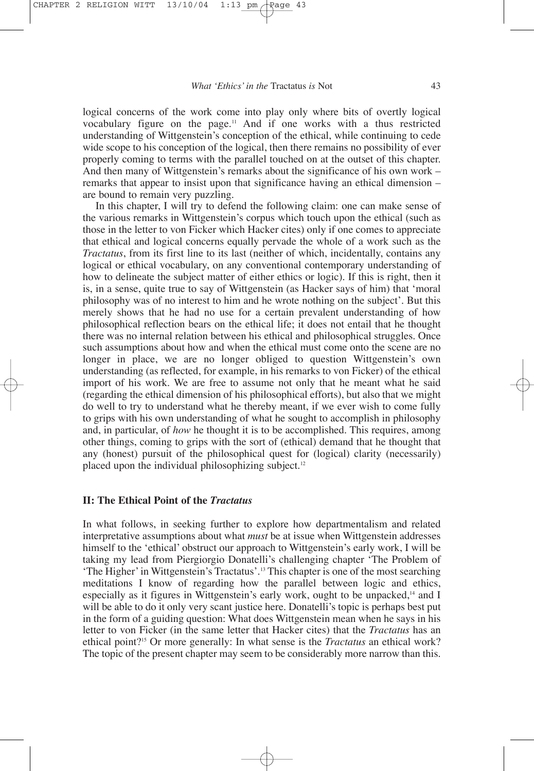logical concerns of the work come into play only where bits of overtly logical vocabulary figure on the page.[11] And if one works with a thus restricted understanding of Wittgenstein's conception of the ethical, while continuing to cede wide scope to his conception of the logical, then there remains no possibility of ever properly coming to terms with the parallel touched on at the outset of this chapter. And then many of Wittgenstein's remarks about the significance of his own work – remarks that appear to insist upon that significance having an ethical dimension – are bound to remain very puzzling.

In this chapter, I will try to defend the following claim: one can make sense of the various remarks in Wittgenstein's corpus which touch upon the ethical (such as those in the letter to von Ficker which Hacker cites) only if one comes to appreciate that ethical and logical concerns equally pervade the whole of a work such as the *Tractatus*, from its first line to its last (neither of which, incidentally, contains any logical or ethical vocabulary, on any conventional contemporary understanding of how to delineate the subject matter of either ethics or logic). If this is right, then it is, in a sense, quite true to say of Wittgenstein (as Hacker says of him) that 'moral philosophy was of no interest to him and he wrote nothing on the subject'. But this merely shows that he had no use for a certain prevalent understanding of how philosophical reflection bears on the ethical life; it does not entail that he thought there was no internal relation between his ethical and philosophical struggles. Once such assumptions about how and when the ethical must come onto the scene are no longer in place, we are no longer obliged to question Wittgenstein's own understanding (as reflected, for example, in his remarks to von Ficker) of the ethical import of his work. We are free to assume not only that he meant what he said (regarding the ethical dimension of his philosophical efforts), but also that we might do well to try to understand what he thereby meant, if we ever wish to come fully to grips with his own understanding of what he sought to accomplish in philosophy and, in particular, of *how* he thought it is to be accomplished. This requires, among other things, coming to grips with the sort of (ethical) demand that he thought that any (honest) pursuit of the philosophical quest for (logical) clarity (necessarily) placed upon the individual philosophizing subject.[12]

## II: The Ethical Point of the *Tractatus*

In what follows, in seeking further to explore how departmentalism and related interpretative assumptions about what *must* be at issue when Wittgenstein addresses himself to the 'ethical' obstruct our approach to Wittgenstein's early work, I will be taking my lead from Piergiorgio Donatelli's challenging chapter 'The Problem of 'The Higher' in Wittgenstein's Tractatus'.[13] This chapter is one of the most searching meditations I know of regarding how the parallel between logic and ethics, especially as it figures in Wittgenstein's early work, ought to be unpacked,[14] and I will be able to do it only very scant justice here. Donatelli's topic is perhaps best put in the form of a guiding question: What does Wittgenstein mean when he says in his letter to von Ficker (in the same letter that Hacker cites) that the *Tractatus* has an ethical point?[15] Or more generally: In what sense is the *Tractatus* an ethical work? The topic of the present chapter may seem to be considerably more narrow than this.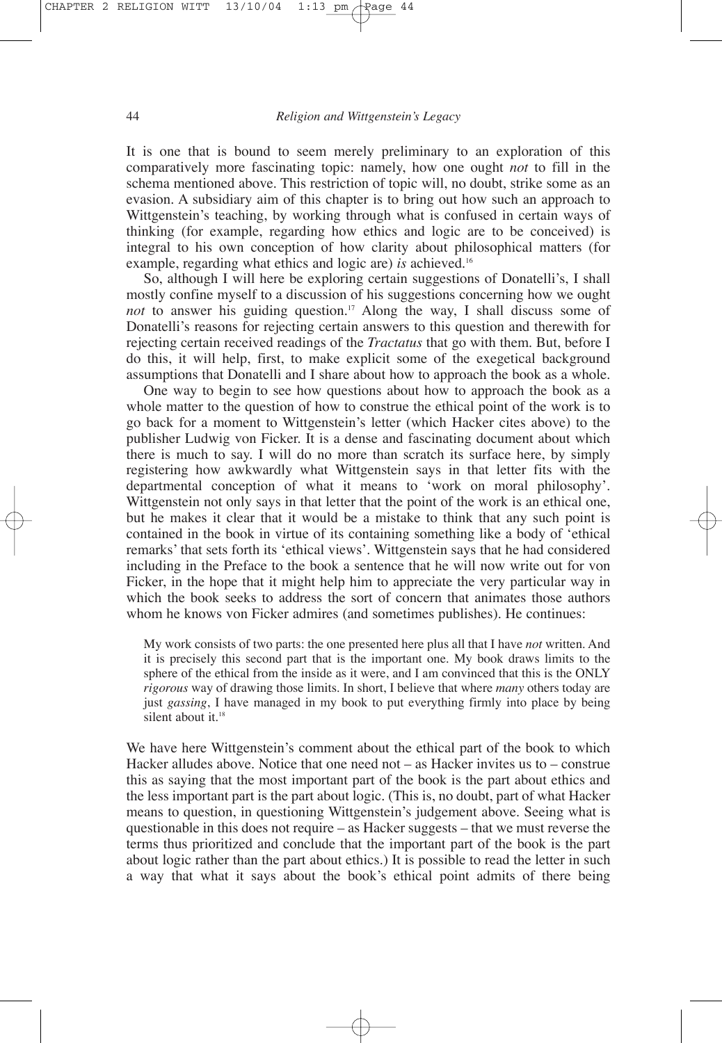It is one that is bound to seem merely preliminary to an exploration of this comparatively more fascinating topic: namely, how one ought *not* to fill in the schema mentioned above. This restriction of topic will, no doubt, strike some as an evasion. A subsidiary aim of this chapter is to bring out how such an approach to Wittgenstein's teaching, by working through what is confused in certain ways of thinking (for example, regarding how ethics and logic are to be conceived) is integral to his own conception of how clarity about philosophical matters (for example, regarding what ethics and logic are) *is* achieved.[16]

So, although I will here be exploring certain suggestions of Donatelli's, I shall mostly confine myself to a discussion of his suggestions concerning how we ought *not* to answer his guiding question.[17] Along the way, I shall discuss some of Donatelli's reasons for rejecting certain answers to this question and therewith for rejecting certain received readings of the *Tractatus* that go with them. But, before I do this, it will help, first, to make explicit some of the exegetical background assumptions that Donatelli and I share about how to approach the book as a whole.

One way to begin to see how questions about how to approach the book as a whole matter to the question of how to construe the ethical point of the work is to go back for a moment to Wittgenstein's letter (which Hacker cites above) to the publisher Ludwig von Ficker. It is a dense and fascinating document about which there is much to say. I will do no more than scratch its surface here, by simply registering how awkwardly what Wittgenstein says in that letter fits with the departmental conception of what it means to 'work on moral philosophy'. Wittgenstein not only says in that letter that the point of the work is an ethical one, but he makes it clear that it would be a mistake to think that any such point is contained in the book in virtue of its containing something like a body of 'ethical remarks' that sets forth its 'ethical views'. Wittgenstein says that he had considered including in the Preface to the book a sentence that he will now write out for von Ficker, in the hope that it might help him to appreciate the very particular way in which the book seeks to address the sort of concern that animates those authors whom he knows von Ficker admires (and sometimes publishes). He continues:

> My work consists of two parts: the one presented here plus all that I have *not* written. And it is precisely this second part that is the important one. My book draws limits to the sphere of the ethical from the inside as it were, and I am convinced that this is the ONLY *rigorous* way of drawing those limits. In short, I believe that where *many* others today are just *gassing*, I have managed in my book to put everything firmly into place by being silent about it.[18]

We have here Wittgenstein's comment about the ethical part of the book to which Hacker alludes above. Notice that one need not – as Hacker invites us to – construe this as saying that the most important part of the book is the part about ethics and the less important part is the part about logic. (This is, no doubt, part of what Hacker means to question, in questioning Wittgenstein's judgement above. Seeing what is questionable in this does not require – as Hacker suggests – that we must reverse the terms thus prioritized and conclude that the important part of the book is the part about logic rather than the part about ethics.) It is possible to read the letter in such a way that what it says about the book's ethical point admits of there being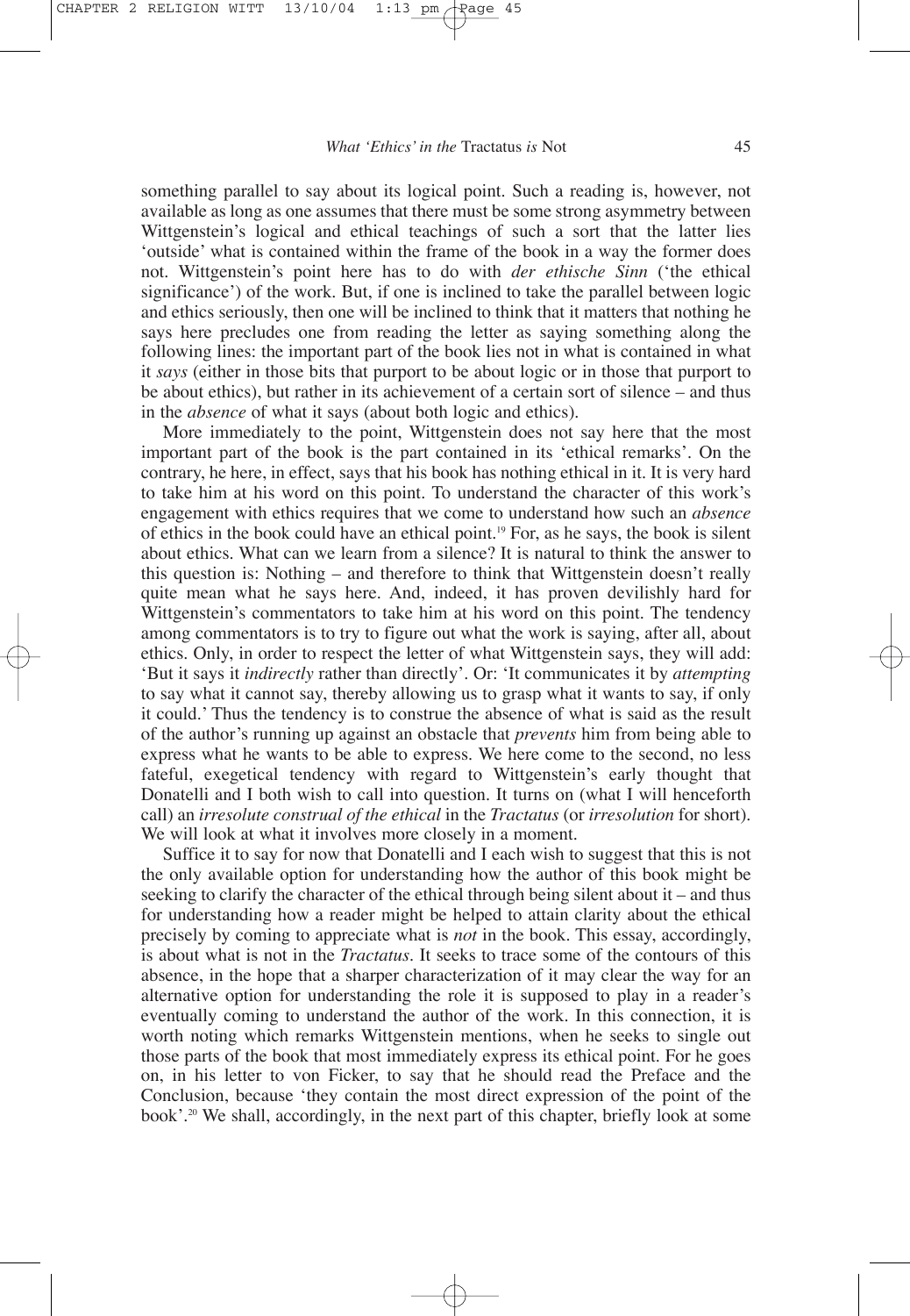something parallel to say about its logical point. Such a reading is, however, not available as long as one assumes that there must be some strong asymmetry between Wittgenstein's logical and ethical teachings of such a sort that the latter lies 'outside' what is contained within the frame of the book in a way the former does not. Wittgenstein's point here has to do with *der ethische Sinn* ('the ethical significance') of the work. But, if one is inclined to take the parallel between logic and ethics seriously, then one will be inclined to think that it matters that nothing he says here precludes one from reading the letter as saying something along the following lines: the important part of the book lies not in what is contained in what it *says* (either in those bits that purport to be about logic or in those that purport to be about ethics), but rather in its achievement of a certain sort of silence – and thus in the *absence* of what it says (about both logic and ethics).

More immediately to the point, Wittgenstein does not say here that the most important part of the book is the part contained in its 'ethical remarks'. On the contrary, he here, in effect, says that his book has nothing ethical in it. It is very hard to take him at his word on this point. To understand the character of this work's engagement with ethics requires that we come to understand how such an *absence* of ethics in the book could have an ethical point.[19] For, as he says, the book is silent about ethics. What can we learn from a silence? It is natural to think the answer to this question is: Nothing – and therefore to think that Wittgenstein doesn't really quite mean what he says here. And, indeed, it has proven devilishly hard for Wittgenstein's commentators to take him at his word on this point. The tendency among commentators is to try to figure out what the work is saying, after all, about ethics. Only, in order to respect the letter of what Wittgenstein says, they will add: 'But it says it *indirectly* rather than directly'. Or: 'It communicates it by *attempting* to say what it cannot say, thereby allowing us to grasp what it wants to say, if only it could.' Thus the tendency is to construe the absence of what is said as the result of the author's running up against an obstacle that *prevents* him from being able to express what he wants to be able to express. We here come to the second, no less fateful, exegetical tendency with regard to Wittgenstein's early thought that Donatelli and I both wish to call into question. It turns on (what I will henceforth call) an *irresolute construal of the ethical* in the *Tractatus* (or *irresolution* for short). We will look at what it involves more closely in a moment.

Suffice it to say for now that Donatelli and I each wish to suggest that this is not the only available option for understanding how the author of this book might be seeking to clarify the character of the ethical through being silent about it – and thus for understanding how a reader might be helped to attain clarity about the ethical precisely by coming to appreciate what is *not* in the book. This essay, accordingly, is about what is not in the *Tractatus*. It seeks to trace some of the contours of this absence, in the hope that a sharper characterization of it may clear the way for an alternative option for understanding the role it is supposed to play in a reader's eventually coming to understand the author of the work. In this connection, it is worth noting which remarks Wittgenstein mentions, when he seeks to single out those parts of the book that most immediately express its ethical point. For he goes on, in his letter to von Ficker, to say that he should read the Preface and the Conclusion, because 'they contain the most direct expression of the point of the book'.[20] We shall, accordingly, in the next part of this chapter, briefly look at some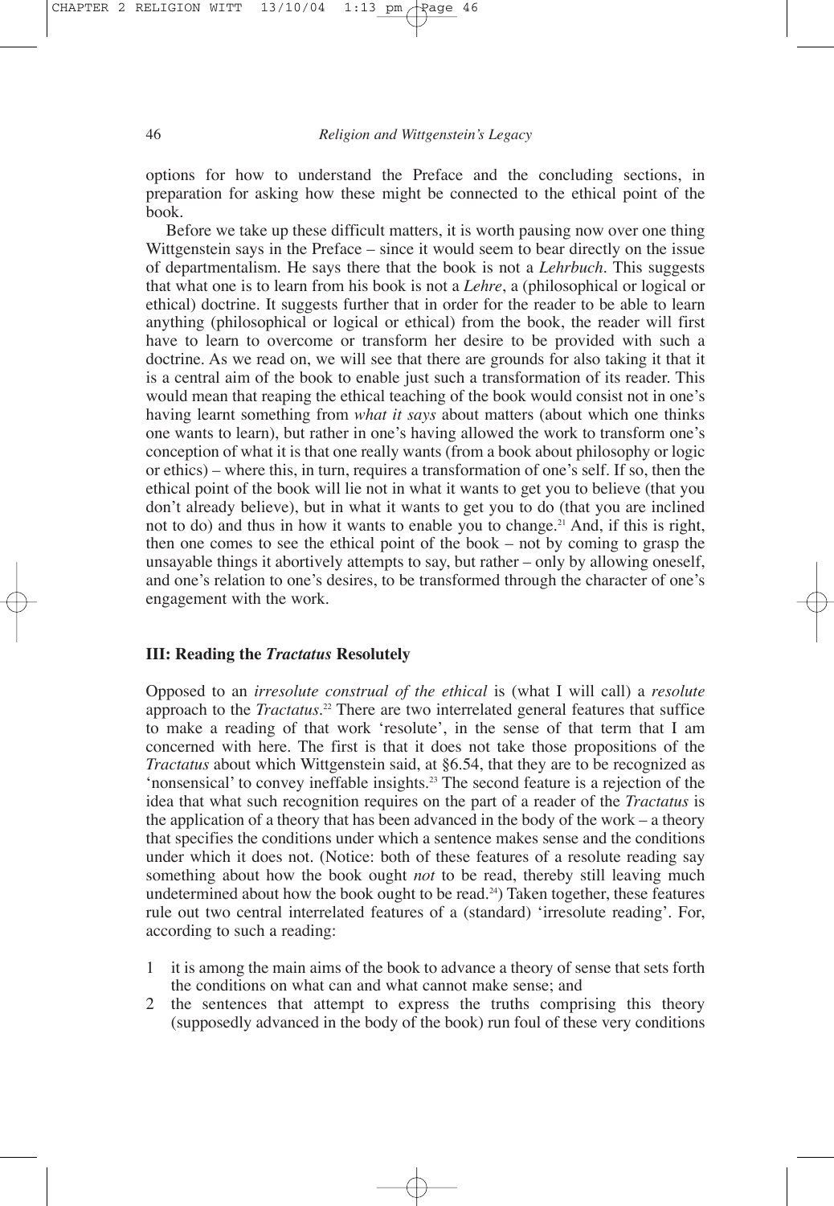options for how to understand the Preface and the concluding sections, in preparation for asking how these might be connected to the ethical point of the book.

Before we take up these difficult matters, it is worth pausing now over one thing Wittgenstein says in the Preface – since it would seem to bear directly on the issue of departmentalism. He says there that the book is not a *Lehrbuch*. This suggests that what one is to learn from his book is not a *Lehre*, a (philosophical or logical or ethical) doctrine. It suggests further that in order for the reader to be able to learn anything (philosophical or logical or ethical) from the book, the reader will first have to learn to overcome or transform her desire to be provided with such a doctrine. As we read on, we will see that there are grounds for also taking it that it is a central aim of the book to enable just such a transformation of its reader. This would mean that reaping the ethical teaching of the book would consist not in one's having learnt something from *what it says* about matters (about which one thinks one wants to learn), but rather in one's having allowed the work to transform one's conception of what it is that one really wants (from a book about philosophy or logic or ethics) – where this, in turn, requires a transformation of one's self. If so, then the ethical point of the book will lie not in what it wants to get you to believe (that you don't already believe), but in what it wants to get you to do (that you are inclined not to do) and thus in how it wants to enable you to change.[21] And, if this is right, then one comes to see the ethical point of the book – not by coming to grasp the unsayable things it abortively attempts to say, but rather – only by allowing oneself, and one's relation to one's desires, to be transformed through the character of one's engagement with the work.

### III: Reading the *Tractatus* Resolutely

Opposed to an *irresolute construal of the ethical* is (what I will call) a *resolute* approach to the *Tractatus*.[22] There are two interrelated general features that suffice to make a reading of that work 'resolute', in the sense of that term that I am concerned with here. The first is that it does not take those propositions of the *Tractatus* about which Wittgenstein said, at §6.54, that they are to be recognized as 'nonsensical' to convey ineffable insights.[23] The second feature is a rejection of the idea that what such recognition requires on the part of a reader of the *Tractatus* is the application of a theory that has been advanced in the body of the work – a theory that specifies the conditions under which a sentence makes sense and the conditions under which it does not. (Notice: both of these features of a resolute reading say something about how the book ought *not* to be read, thereby still leaving much undetermined about how the book ought to be read.[24]) Taken together, these features rule out two central interrelated features of a (standard) 'irresolute reading'. For, according to such a reading:

1. it is among the main aims of the book to advance a theory of sense that sets forth the conditions on what can and what cannot make sense; and
2. the sentences that attempt to express the truths comprising this theory (supposedly advanced in the body of the book) run foul of these very conditions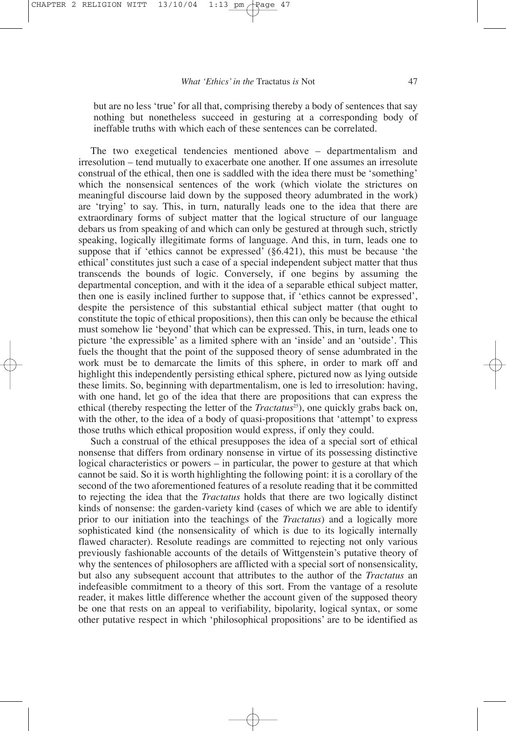but are no less 'true' for all that, comprising thereby a body of sentences that say nothing but nonetheless succeed in gesturing at a corresponding body of ineffable truths with which each of these sentences can be correlated.

The two exegetical tendencies mentioned above – departmentalism and irresolution – tend mutually to exacerbate one another. If one assumes an irresolute construal of the ethical, then one is saddled with the idea there must be 'something' which the nonsensical sentences of the work (which violate the strictures on meaningful discourse laid down by the supposed theory adumbrated in the work) are 'trying' to say. This, in turn, naturally leads one to the idea that there are extraordinary forms of subject matter that the logical structure of our language debars us from speaking of and which can only be gestured at through such, strictly speaking, logically illegitimate forms of language. And this, in turn, leads one to suppose that if 'ethics cannot be expressed' (§6.421), this must be because 'the ethical' constitutes just such a case of a special independent subject matter that thus transcends the bounds of logic. Conversely, if one begins by assuming the departmental conception, and with it the idea of a separable ethical subject matter, then one is easily inclined further to suppose that, if 'ethics cannot be expressed', despite the persistence of this substantial ethical subject matter (that ought to constitute the topic of ethical propositions), then this can only be because the ethical must somehow lie 'beyond' that which can be expressed. This, in turn, leads one to picture 'the expressible' as a limited sphere with an 'inside' and an 'outside'. This fuels the thought that the point of the supposed theory of sense adumbrated in the work must be to demarcate the limits of this sphere, in order to mark off and highlight this independently persisting ethical sphere, pictured now as lying outside these limits. So, beginning with departmentalism, one is led to irresolution: having, with one hand, let go of the idea that there are propositions that can express the ethical (thereby respecting the letter of the *Tractatus*[25]), one quickly grabs back on, with the other, to the idea of a body of quasi-propositions that 'attempt' to express those truths which ethical proposition would express, if only they could.

Such a construal of the ethical presupposes the idea of a special sort of ethical nonsense that differs from ordinary nonsense in virtue of its possessing distinctive logical characteristics or powers – in particular, the power to gesture at that which cannot be said. So it is worth highlighting the following point: it is a corollary of the second of the two aforementioned features of a resolute reading that it be committed to rejecting the idea that the *Tractatus* holds that there are two logically distinct kinds of nonsense: the garden-variety kind (cases of which we are able to identify prior to our initiation into the teachings of the *Tractatus*) and a logically more sophisticated kind (the nonsensicality of which is due to its logically internally flawed character). Resolute readings are committed to rejecting not only various previously fashionable accounts of the details of Wittgenstein's putative theory of why the sentences of philosophers are afflicted with a special sort of nonsensicality, but also any subsequent account that attributes to the author of the *Tractatus* an indefeasible commitment to a theory of this sort. From the vantage of a resolute reader, it makes little difference whether the account given of the supposed theory be one that rests on an appeal to verifiability, bipolarity, logical syntax, or some other putative respect in which 'philosophical propositions' are to be identified as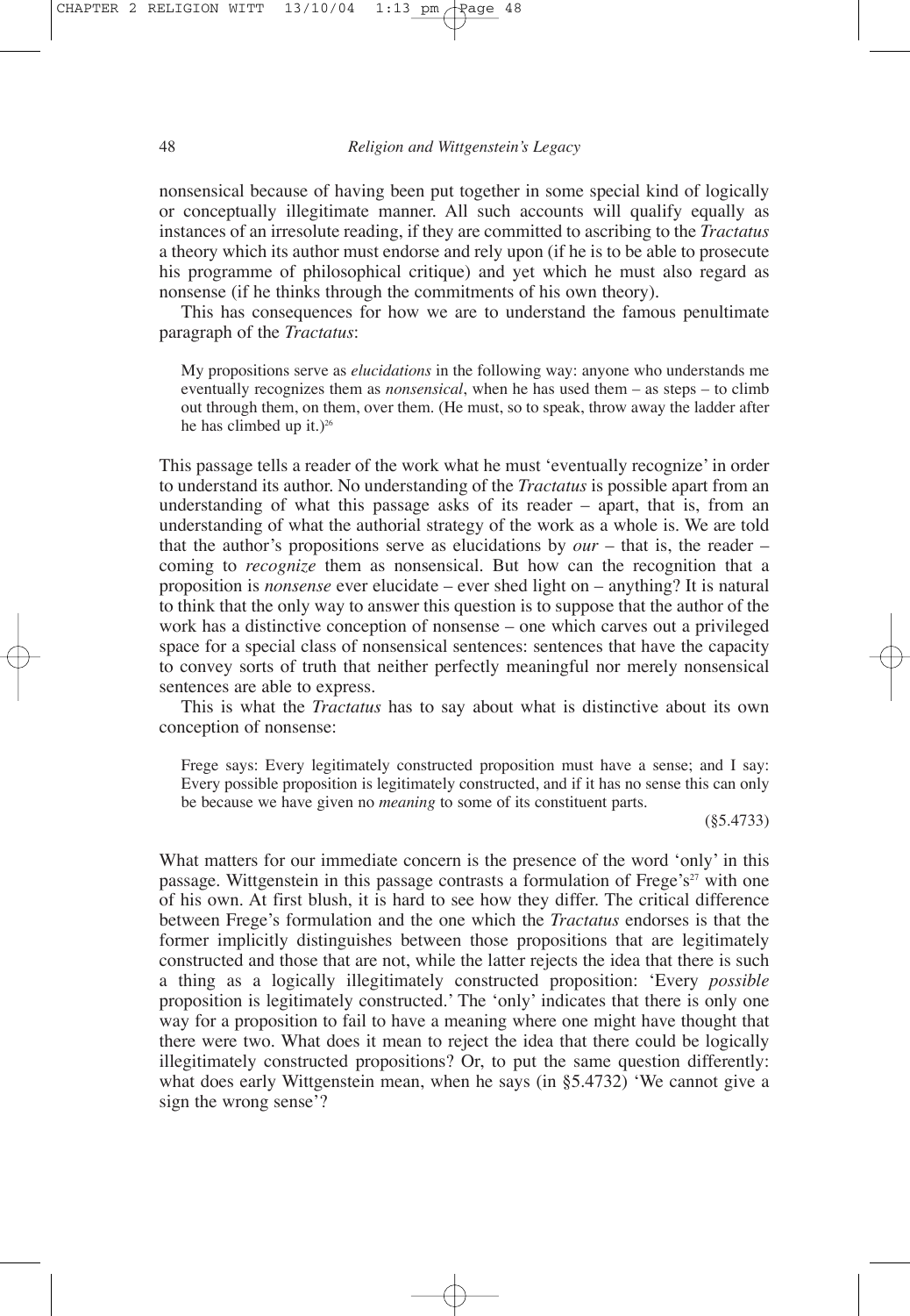nonsensical because of having been put together in some special kind of logically or conceptually illegitimate manner. All such accounts will qualify equally as instances of an irresolute reading, if they are committed to ascribing to the *Tractatus* a theory which its author must endorse and rely upon (if he is to be able to prosecute his programme of philosophical critique) and yet which he must also regard as nonsense (if he thinks through the commitments of his own theory).

This has consequences for how we are to understand the famous penultimate paragraph of the *Tractatus*:

> My propositions serve as *elucidations* in the following way: anyone who understands me eventually recognizes them as *nonsensical*, when he has used them – as steps – to climb out through them, on them, over them. (He must, so to speak, throw away the ladder after he has climbed up it.)[26]

This passage tells a reader of the work what he must 'eventually recognize' in order to understand its author. No understanding of the *Tractatus* is possible apart from an understanding of what this passage asks of its reader – apart, that is, from an understanding of what the authorial strategy of the work as a whole is. We are told that the author's propositions serve as elucidations by *our* – that is, the reader – coming to *recognize* them as nonsensical. But how can the recognition that a proposition is *nonsense* ever elucidate – ever shed light on – anything? It is natural to think that the only way to answer this question is to suppose that the author of the work has a distinctive conception of nonsense – one which carves out a privileged space for a special class of nonsensical sentences: sentences that have the capacity to convey sorts of truth that neither perfectly meaningful nor merely nonsensical sentences are able to express.

This is what the *Tractatus* has to say about what is distinctive about its own conception of nonsense:

> Frege says: Every legitimately constructed proposition must have a sense; and I say: Every possible proposition is legitimately constructed, and if it has no sense this can only be because we have given no *meaning* to some of its constituent parts.
>
> (§5.4733)

What matters for our immediate concern is the presence of the word 'only' in this passage. Wittgenstein in this passage contrasts a formulation of Frege's[27] with one of his own. At first blush, it is hard to see how they differ. The critical difference between Frege's formulation and the one which the *Tractatus* endorses is that the former implicitly distinguishes between those propositions that are legitimately constructed and those that are not, while the latter rejects the idea that there is such a thing as a logically illegitimately constructed proposition: 'Every *possible* proposition is legitimately constructed.' The 'only' indicates that there is only one way for a proposition to fail to have a meaning where one might have thought that there were two. What does it mean to reject the idea that there could be logically illegitimately constructed propositions? Or, to put the same question differently: what does early Wittgenstein mean, when he says (in §5.4732) 'We cannot give a sign the wrong sense'?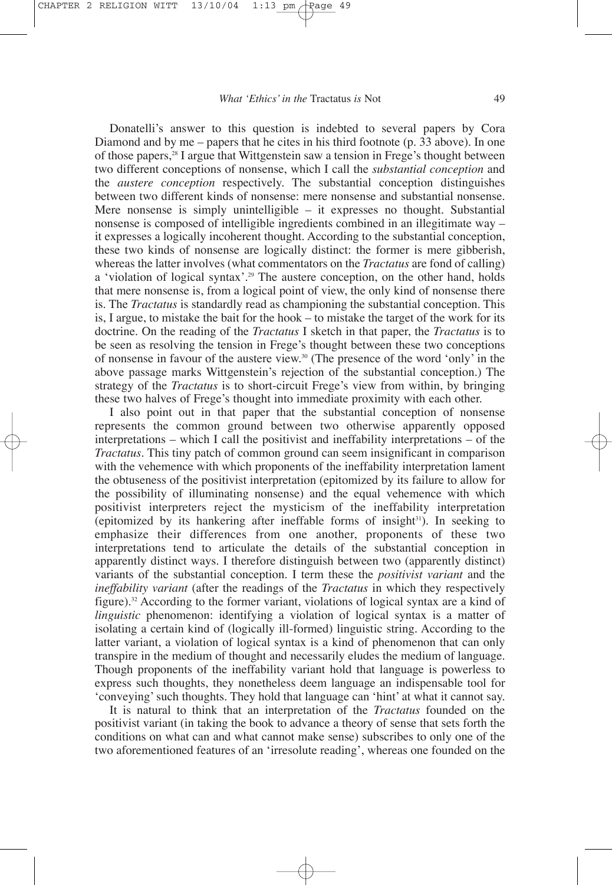Donatelli's answer to this question is indebted to several papers by Cora Diamond and by me – papers that he cites in his third footnote (p. 33 above). In one of those papers,[28] I argue that Wittgenstein saw a tension in Frege's thought between two different conceptions of nonsense, which I call the *substantial conception* and the *austere conception* respectively. The substantial conception distinguishes between two different kinds of nonsense: mere nonsense and substantial nonsense. Mere nonsense is simply unintelligible – it expresses no thought. Substantial nonsense is composed of intelligible ingredients combined in an illegitimate way – it expresses a logically incoherent thought. According to the substantial conception, these two kinds of nonsense are logically distinct: the former is mere gibberish, whereas the latter involves (what commentators on the *Tractatus* are fond of calling) a 'violation of logical syntax'.[29] The austere conception, on the other hand, holds that mere nonsense is, from a logical point of view, the only kind of nonsense there is. The *Tractatus* is standardly read as championing the substantial conception. This is, I argue, to mistake the bait for the hook – to mistake the target of the work for its doctrine. On the reading of the *Tractatus* I sketch in that paper, the *Tractatus* is to be seen as resolving the tension in Frege's thought between these two conceptions of nonsense in favour of the austere view.[30] (The presence of the word 'only' in the above passage marks Wittgenstein's rejection of the substantial conception.) The strategy of the *Tractatus* is to short-circuit Frege's view from within, by bringing these two halves of Frege's thought into immediate proximity with each other.

I also point out in that paper that the substantial conception of nonsense represents the common ground between two otherwise apparently opposed interpretations – which I call the positivist and ineffability interpretations – of the *Tractatus*. This tiny patch of common ground can seem insignificant in comparison with the vehemence with which proponents of the ineffability interpretation lament the obtuseness of the positivist interpretation (epitomized by its failure to allow for the possibility of illuminating nonsense) and the equal vehemence with which positivist interpreters reject the mysticism of the ineffability interpretation (epitomized by its hankering after ineffable forms of insight[31]). In seeking to emphasize their differences from one another, proponents of these two interpretations tend to articulate the details of the substantial conception in apparently distinct ways. I therefore distinguish between two (apparently distinct) variants of the substantial conception. I term these the *positivist variant* and the *ineffability variant* (after the readings of the *Tractatus* in which they respectively figure).[32] According to the former variant, violations of logical syntax are a kind of *linguistic* phenomenon: identifying a violation of logical syntax is a matter of isolating a certain kind of (logically ill-formed) linguistic string. According to the latter variant, a violation of logical syntax is a kind of phenomenon that can only transpire in the medium of thought and necessarily eludes the medium of language. Though proponents of the ineffability variant hold that language is powerless to express such thoughts, they nonetheless deem language an indispensable tool for 'conveying' such thoughts. They hold that language can 'hint' at what it cannot say.

It is natural to think that an interpretation of the *Tractatus* founded on the positivist variant (in taking the book to advance a theory of sense that sets forth the conditions on what can and what cannot make sense) subscribes to only one of the two aforementioned features of an 'irresolute reading', whereas one founded on the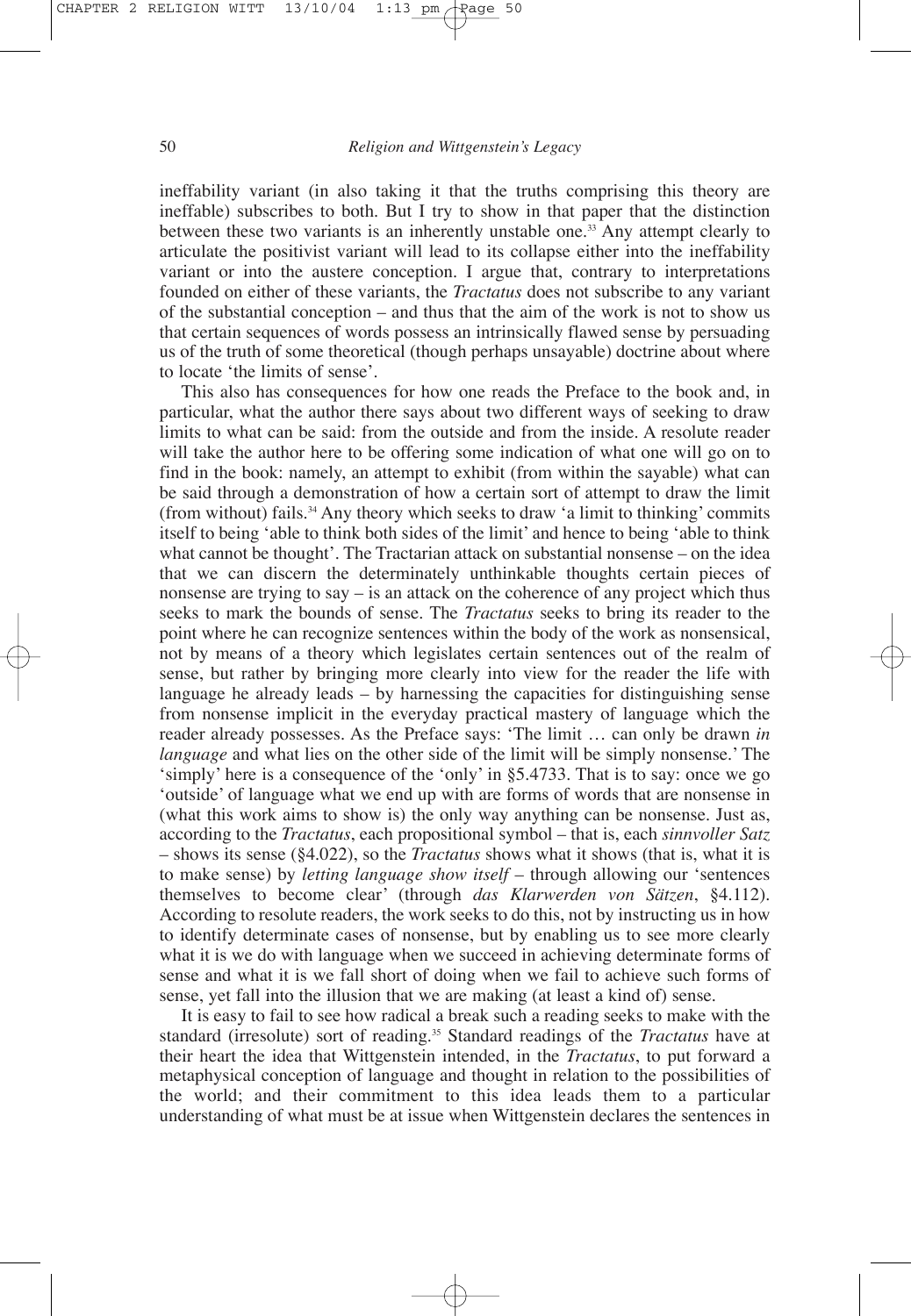ineffability variant (in also taking it that the truths comprising this theory are ineffable) subscribes to both. But I try to show in that paper that the distinction between these two variants is an inherently unstable one.[33] Any attempt clearly to articulate the positivist variant will lead to its collapse either into the ineffability variant or into the austere conception. I argue that, contrary to interpretations founded on either of these variants, the *Tractatus* does not subscribe to any variant of the substantial conception – and thus that the aim of the work is not to show us that certain sequences of words possess an intrinsically flawed sense by persuading us of the truth of some theoretical (though perhaps unsayable) doctrine about where to locate 'the limits of sense'.

This also has consequences for how one reads the Preface to the book and, in particular, what the author there says about two different ways of seeking to draw limits to what can be said: from the outside and from the inside. A resolute reader will take the author here to be offering some indication of what one will go on to find in the book: namely, an attempt to exhibit (from within the sayable) what can be said through a demonstration of how a certain sort of attempt to draw the limit (from without) fails.[34] Any theory which seeks to draw 'a limit to thinking' commits itself to being 'able to think both sides of the limit' and hence to being 'able to think what cannot be thought'. The Tractarian attack on substantial nonsense – on the idea that we can discern the determinately unthinkable thoughts certain pieces of nonsense are trying to say – is an attack on the coherence of any project which thus seeks to mark the bounds of sense. The *Tractatus* seeks to bring its reader to the point where he can recognize sentences within the body of the work as nonsensical, not by means of a theory which legislates certain sentences out of the realm of sense, but rather by bringing more clearly into view for the reader the life with language he already leads – by harnessing the capacities for distinguishing sense from nonsense implicit in the everyday practical mastery of language which the reader already possesses. As the Preface says: 'The limit … can only be drawn *in language* and what lies on the other side of the limit will be simply nonsense.' The 'simply' here is a consequence of the 'only' in §5.4733. That is to say: once we go 'outside' of language what we end up with are forms of words that are nonsense in (what this work aims to show is) the only way anything can be nonsense. Just as, according to the *Tractatus*, each propositional symbol – that is, each *sinnvoller Satz* – shows its sense (§4.022), so the *Tractatus* shows what it shows (that is, what it is to make sense) by *letting language show itself* – through allowing our 'sentences themselves to become clear' (through *das Klarwerden von Sätzen*, §4.112). According to resolute readers, the work seeks to do this, not by instructing us in how to identify determinate cases of nonsense, but by enabling us to see more clearly what it is we do with language when we succeed in achieving determinate forms of sense and what it is we fall short of doing when we fail to achieve such forms of sense, yet fall into the illusion that we are making (at least a kind of) sense.

It is easy to fail to see how radical a break such a reading seeks to make with the standard (irresolute) sort of reading.[35] Standard readings of the *Tractatus* have at their heart the idea that Wittgenstein intended, in the *Tractatus*, to put forward a metaphysical conception of language and thought in relation to the possibilities of the world; and their commitment to this idea leads them to a particular understanding of what must be at issue when Wittgenstein declares the sentences in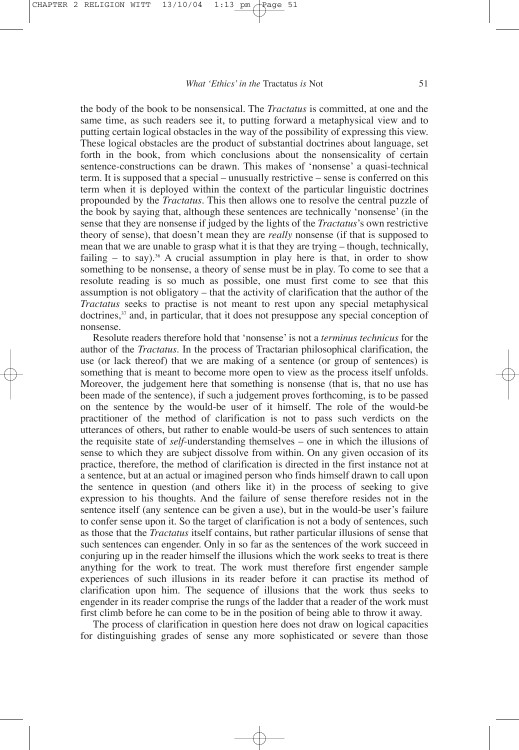the body of the book to be nonsensical. The *Tractatus* is committed, at one and the same time, as such readers see it, to putting forward a metaphysical view and to putting certain logical obstacles in the way of the possibility of expressing this view. These logical obstacles are the product of substantial doctrines about language, set forth in the book, from which conclusions about the nonsensicality of certain sentence-constructions can be drawn. This makes of 'nonsense' a quasi-technical term. It is supposed that a special – unusually restrictive – sense is conferred on this term when it is deployed within the context of the particular linguistic doctrines propounded by the *Tractatus*. This then allows one to resolve the central puzzle of the book by saying that, although these sentences are technically 'nonsense' (in the sense that they are nonsense if judged by the lights of the *Tractatus*'s own restrictive theory of sense), that doesn't mean they are *really* nonsense (if that is supposed to mean that we are unable to grasp what it is that they are trying – though, technically, failing – to say).[36] A crucial assumption in play here is that, in order to show something to be nonsense, a theory of sense must be in play. To come to see that a resolute reading is so much as possible, one must first come to see that this assumption is not obligatory – that the activity of clarification that the author of the *Tractatus* seeks to practise is not meant to rest upon any special metaphysical doctrines,[37] and, in particular, that it does not presuppose any special conception of nonsense.

Resolute readers therefore hold that 'nonsense' is not a *terminus technicus* for the author of the *Tractatus*. In the process of Tractarian philosophical clarification, the use (or lack thereof) that we are making of a sentence (or group of sentences) is something that is meant to become more open to view as the process itself unfolds. Moreover, the judgement here that something is nonsense (that is, that no use has been made of the sentence), if such a judgement proves forthcoming, is to be passed on the sentence by the would-be user of it himself. The role of the would-be practitioner of the method of clarification is not to pass such verdicts on the utterances of others, but rather to enable would-be users of such sentences to attain the requisite state of *self*-understanding themselves – one in which the illusions of sense to which they are subject dissolve from within. On any given occasion of its practice, therefore, the method of clarification is directed in the first instance not at a sentence, but at an actual or imagined person who finds himself drawn to call upon the sentence in question (and others like it) in the process of seeking to give expression to his thoughts. And the failure of sense therefore resides not in the sentence itself (any sentence can be given a use), but in the would-be user's failure to confer sense upon it. So the target of clarification is not a body of sentences, such as those that the *Tractatus* itself contains, but rather particular illusions of sense that such sentences can engender. Only in so far as the sentences of the work succeed in conjuring up in the reader himself the illusions which the work seeks to treat is there anything for the work to treat. The work must therefore first engender sample experiences of such illusions in its reader before it can practise its method of clarification upon him. The sequence of illusions that the work thus seeks to engender in its reader comprise the rungs of the ladder that a reader of the work must first climb before he can come to be in the position of being able to throw it away.

The process of clarification in question here does not draw on logical capacities for distinguishing grades of sense any more sophisticated or severe than those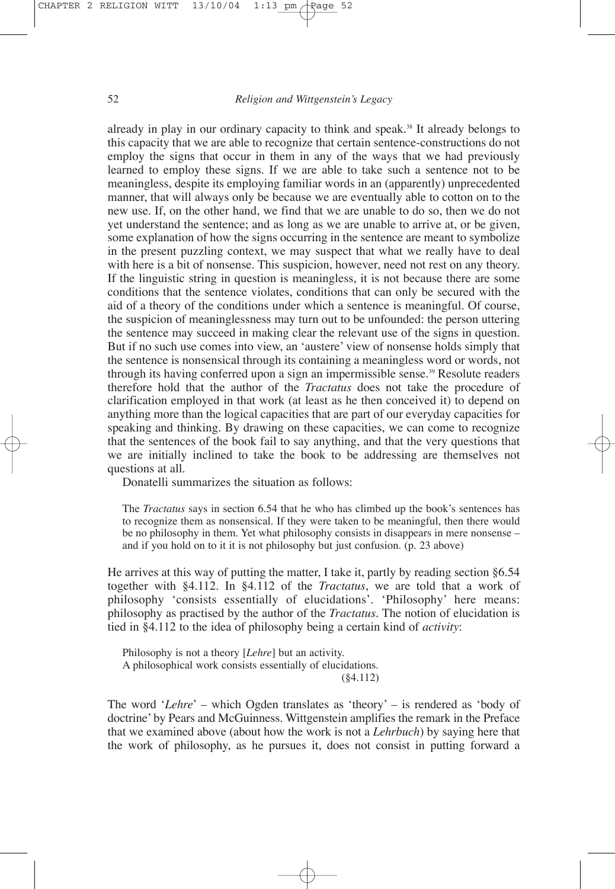already in play in our ordinary capacity to think and speak.[38] It already belongs to this capacity that we are able to recognize that certain sentence-constructions do not employ the signs that occur in them in any of the ways that we had previously learned to employ these signs. If we are able to take such a sentence not to be meaningless, despite its employing familiar words in an (apparently) unprecedented manner, that will always only be because we are eventually able to cotton on to the new use. If, on the other hand, we find that we are unable to do so, then we do not yet understand the sentence; and as long as we are unable to arrive at, or be given, some explanation of how the signs occurring in the sentence are meant to symbolize in the present puzzling context, we may suspect that what we really have to deal with here is a bit of nonsense. This suspicion, however, need not rest on any theory. If the linguistic string in question is meaningless, it is not because there are some conditions that the sentence violates, conditions that can only be secured with the aid of a theory of the conditions under which a sentence is meaningful. Of course, the suspicion of meaninglessness may turn out to be unfounded: the person uttering the sentence may succeed in making clear the relevant use of the signs in question. But if no such use comes into view, an 'austere' view of nonsense holds simply that the sentence is nonsensical through its containing a meaningless word or words, not through its having conferred upon a sign an impermissible sense.[39] Resolute readers therefore hold that the author of the *Tractatus* does not take the procedure of clarification employed in that work (at least as he then conceived it) to depend on anything more than the logical capacities that are part of our everyday capacities for speaking and thinking. By drawing on these capacities, we can come to recognize that the sentences of the book fail to say anything, and that the very questions that we are initially inclined to take the book to be addressing are themselves not questions at all.

Donatelli summarizes the situation as follows:

> The *Tractatus* says in section 6.54 that he who has climbed up the book's sentences has to recognize them as nonsensical. If they were taken to be meaningful, then there would be no philosophy in them. Yet what philosophy consists in disappears in mere nonsense – and if you hold on to it it is not philosophy but just confusion. (p. 23 above)

He arrives at this way of putting the matter, I take it, partly by reading section §6.54 together with §4.112. In §4.112 of the *Tractatus*, we are told that a work of philosophy 'consists essentially of elucidations'. 'Philosophy' here means: philosophy as practised by the author of the *Tractatus*. The notion of elucidation is tied in §4.112 to the idea of philosophy being a certain kind of *activity*:

> Philosophy is not a theory [*Lehre*] but an activity.
> A philosophical work consists essentially of elucidations.
> (§4.112)

The word '*Lehre*' – which Ogden translates as 'theory' – is rendered as 'body of doctrine' by Pears and McGuinness. Wittgenstein amplifies the remark in the Preface that we examined above (about how the work is not a *Lehrbuch*) by saying here that the work of philosophy, as he pursues it, does not consist in putting forward a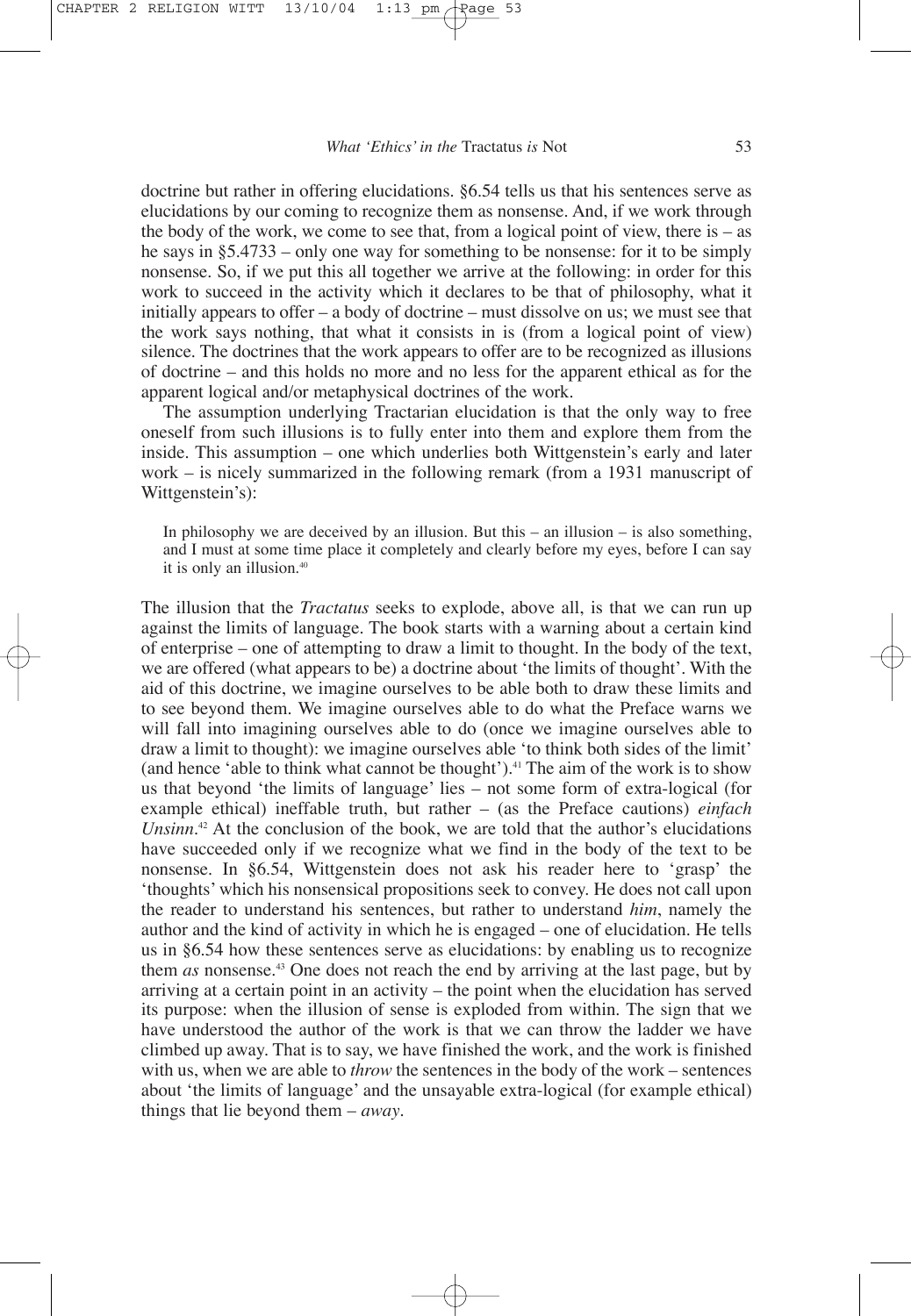doctrine but rather in offering elucidations. §6.54 tells us that his sentences serve as elucidations by our coming to recognize them as nonsense. And, if we work through the body of the work, we come to see that, from a logical point of view, there is – as he says in §5.4733 – only one way for something to be nonsense: for it to be simply nonsense. So, if we put this all together we arrive at the following: in order for this work to succeed in the activity which it declares to be that of philosophy, what it initially appears to offer – a body of doctrine – must dissolve on us; we must see that the work says nothing, that what it consists in is (from a logical point of view) silence. The doctrines that the work appears to offer are to be recognized as illusions of doctrine – and this holds no more and no less for the apparent ethical as for the apparent logical and/or metaphysical doctrines of the work.

The assumption underlying Tractarian elucidation is that the only way to free oneself from such illusions is to fully enter into them and explore them from the inside. This assumption – one which underlies both Wittgenstein's early and later work – is nicely summarized in the following remark (from a 1931 manuscript of Wittgenstein's):

> In philosophy we are deceived by an illusion. But this – an illusion – is also something, and I must at some time place it completely and clearly before my eyes, before I can say it is only an illusion.[40]

The illusion that the *Tractatus* seeks to explode, above all, is that we can run up against the limits of language. The book starts with a warning about a certain kind of enterprise – one of attempting to draw a limit to thought. In the body of the text, we are offered (what appears to be) a doctrine about 'the limits of thought'. With the aid of this doctrine, we imagine ourselves to be able both to draw these limits and to see beyond them. We imagine ourselves able to do what the Preface warns we will fall into imagining ourselves able to do (once we imagine ourselves able to draw a limit to thought): we imagine ourselves able 'to think both sides of the limit' (and hence 'able to think what cannot be thought').[41] The aim of the work is to show us that beyond 'the limits of language' lies – not some form of extra-logical (for example ethical) ineffable truth, but rather – (as the Preface cautions) *einfach Unsinn*.[42] At the conclusion of the book, we are told that the author's elucidations have succeeded only if we recognize what we find in the body of the text to be nonsense. In §6.54, Wittgenstein does not ask his reader here to 'grasp' the 'thoughts' which his nonsensical propositions seek to convey. He does not call upon the reader to understand his sentences, but rather to understand *him*, namely the author and the kind of activity in which he is engaged – one of elucidation. He tells us in §6.54 how these sentences serve as elucidations: by enabling us to recognize them *as* nonsense.[43] One does not reach the end by arriving at the last page, but by arriving at a certain point in an activity – the point when the elucidation has served its purpose: when the illusion of sense is exploded from within. The sign that we have understood the author of the work is that we can throw the ladder we have climbed up away. That is to say, we have finished the work, and the work is finished with us, when we are able to *throw* the sentences in the body of the work – sentences about 'the limits of language' and the unsayable extra-logical (for example ethical) things that lie beyond them – *away*.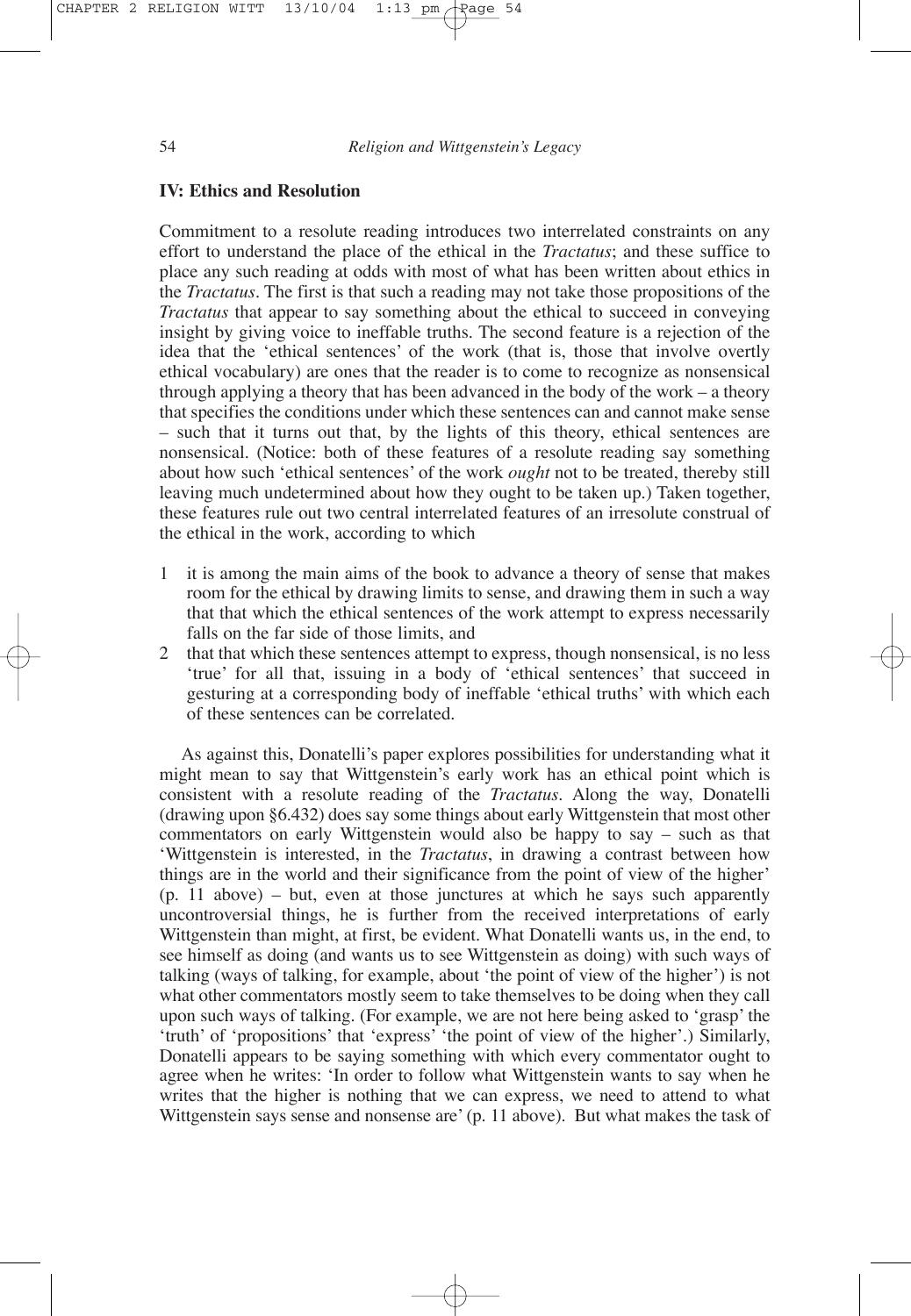### IV: Ethics and Resolution

Commitment to a resolute reading introduces two interrelated constraints on any effort to understand the place of the ethical in the *Tractatus*; and these suffice to place any such reading at odds with most of what has been written about ethics in the *Tractatus*. The first is that such a reading may not take those propositions of the *Tractatus* that appear to say something about the ethical to succeed in conveying insight by giving voice to ineffable truths. The second feature is a rejection of the idea that the 'ethical sentences' of the work (that is, those that involve overtly ethical vocabulary) are ones that the reader is to come to recognize as nonsensical through applying a theory that has been advanced in the body of the work – a theory that specifies the conditions under which these sentences can and cannot make sense – such that it turns out that, by the lights of this theory, ethical sentences are nonsensical. (Notice: both of these features of a resolute reading say something about how such 'ethical sentences' of the work *ought* not to be treated, thereby still leaving much undetermined about how they ought to be taken up.) Taken together, these features rule out two central interrelated features of an irresolute construal of the ethical in the work, according to which

1. it is among the main aims of the book to advance a theory of sense that makes room for the ethical by drawing limits to sense, and drawing them in such a way that that which the ethical sentences of the work attempt to express necessarily falls on the far side of those limits, and
2. that that which these sentences attempt to express, though nonsensical, is no less 'true' for all that, issuing in a body of 'ethical sentences' that succeed in gesturing at a corresponding body of ineffable 'ethical truths' with which each of these sentences can be correlated.

As against this, Donatelli's paper explores possibilities for understanding what it might mean to say that Wittgenstein's early work has an ethical point which is consistent with a resolute reading of the *Tractatus*. Along the way, Donatelli (drawing upon §6.432) does say some things about early Wittgenstein that most other commentators on early Wittgenstein would also be happy to say – such as that 'Wittgenstein is interested, in the *Tractatus*, in drawing a contrast between how things are in the world and their significance from the point of view of the higher' (p. 11 above) – but, even at those junctures at which he says such apparently uncontroversial things, he is further from the received interpretations of early Wittgenstein than might, at first, be evident. What Donatelli wants us, in the end, to see himself as doing (and wants us to see Wittgenstein as doing) with such ways of talking (ways of talking, for example, about 'the point of view of the higher') is not what other commentators mostly seem to take themselves to be doing when they call upon such ways of talking. (For example, we are not here being asked to 'grasp' the 'truth' of 'propositions' that 'express' 'the point of view of the higher'.) Similarly, Donatelli appears to be saying something with which every commentator ought to agree when he writes: 'In order to follow what Wittgenstein wants to say when he writes that the higher is nothing that we can express, we need to attend to what Wittgenstein says sense and nonsense are' (p. 11 above). But what makes the task of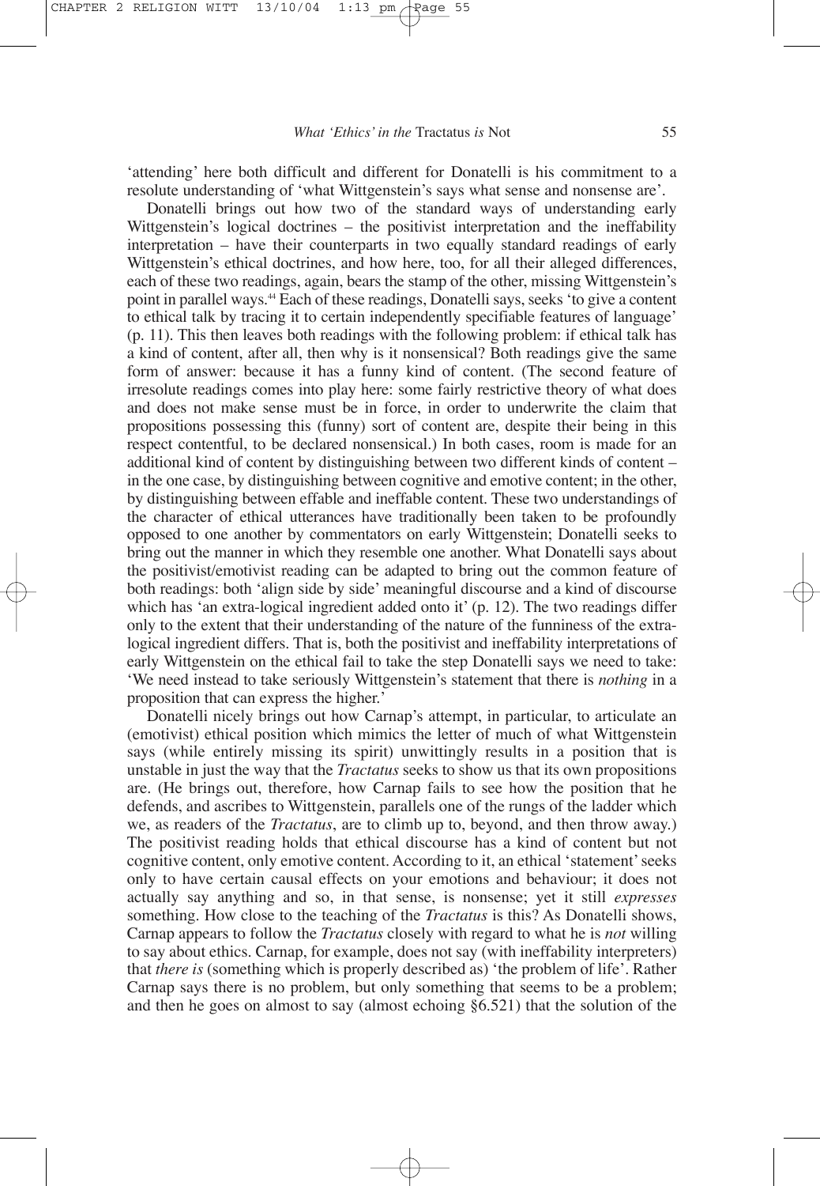'attending' here both difficult and different for Donatelli is his commitment to a resolute understanding of 'what Wittgenstein's says what sense and nonsense are'.

Donatelli brings out how two of the standard ways of understanding early Wittgenstein's logical doctrines – the positivist interpretation and the ineffability interpretation – have their counterparts in two equally standard readings of early Wittgenstein's ethical doctrines, and how here, too, for all their alleged differences, each of these two readings, again, bears the stamp of the other, missing Wittgenstein's point in parallel ways.[44] Each of these readings, Donatelli says, seeks 'to give a content to ethical talk by tracing it to certain independently specifiable features of language' (p. 11). This then leaves both readings with the following problem: if ethical talk has a kind of content, after all, then why is it nonsensical? Both readings give the same form of answer: because it has a funny kind of content. (The second feature of irresolute readings comes into play here: some fairly restrictive theory of what does and does not make sense must be in force, in order to underwrite the claim that propositions possessing this (funny) sort of content are, despite their being in this respect contentful, to be declared nonsensical.) In both cases, room is made for an additional kind of content by distinguishing between two different kinds of content – in the one case, by distinguishing between cognitive and emotive content; in the other, by distinguishing between effable and ineffable content. These two understandings of the character of ethical utterances have traditionally been taken to be profoundly opposed to one another by commentators on early Wittgenstein; Donatelli seeks to bring out the manner in which they resemble one another. What Donatelli says about the positivist/emotivist reading can be adapted to bring out the common feature of both readings: both 'align side by side' meaningful discourse and a kind of discourse which has 'an extra-logical ingredient added onto it' (p. 12). The two readings differ only to the extent that their understanding of the nature of the funniness of the extra-logical ingredient differs. That is, both the positivist and ineffability interpretations of early Wittgenstein on the ethical fail to take the step Donatelli says we need to take: 'We need instead to take seriously Wittgenstein's statement that there is *nothing* in a proposition that can express the higher.'

Donatelli nicely brings out how Carnap's attempt, in particular, to articulate an (emotivist) ethical position which mimics the letter of much of what Wittgenstein says (while entirely missing its spirit) unwittingly results in a position that is unstable in just the way that the *Tractatus* seeks to show us that its own propositions are. (He brings out, therefore, how Carnap fails to see how the position that he defends, and ascribes to Wittgenstein, parallels one of the rungs of the ladder which we, as readers of the *Tractatus*, are to climb up to, beyond, and then throw away.) The positivist reading holds that ethical discourse has a kind of content but not cognitive content, only emotive content. According to it, an ethical 'statement' seeks only to have certain causal effects on your emotions and behaviour; it does not actually say anything and so, in that sense, is nonsense; yet it still *expresses* something. How close to the teaching of the *Tractatus* is this? As Donatelli shows, Carnap appears to follow the *Tractatus* closely with regard to what he is *not* willing to say about ethics. Carnap, for example, does not say (with ineffability interpreters) that *there is* (something which is properly described as) 'the problem of life'. Rather Carnap says there is no problem, but only something that seems to be a problem; and then he goes on almost to say (almost echoing §6.521) that the solution of the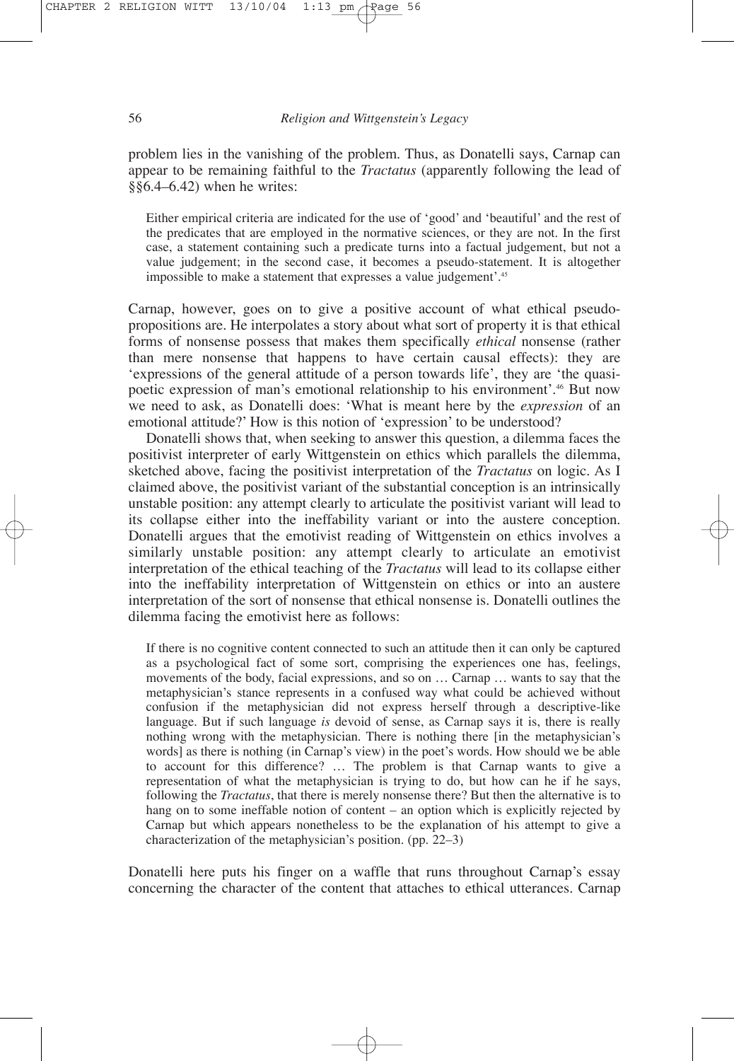problem lies in the vanishing of the problem. Thus, as Donatelli says, Carnap can appear to be remaining faithful to the *Tractatus* (apparently following the lead of §§6.4–6.42) when he writes:

> Either empirical criteria are indicated for the use of 'good' and 'beautiful' and the rest of the predicates that are employed in the normative sciences, or they are not. In the first case, a statement containing such a predicate turns into a factual judgement, but not a value judgement; in the second case, it becomes a pseudo-statement. It is altogether impossible to make a statement that expresses a value judgement'.[45]

Carnap, however, goes on to give a positive account of what ethical pseudo-propositions are. He interpolates a story about what sort of property it is that ethical forms of nonsense possess that makes them specifically *ethical* nonsense (rather than mere nonsense that happens to have certain causal effects): they are 'expressions of the general attitude of a person towards life', they are 'the quasi-poetic expression of man's emotional relationship to his environment'.[46] But now we need to ask, as Donatelli does: 'What is meant here by the *expression* of an emotional attitude?' How is this notion of 'expression' to be understood?

Donatelli shows that, when seeking to answer this question, a dilemma faces the positivist interpreter of early Wittgenstein on ethics which parallels the dilemma, sketched above, facing the positivist interpretation of the *Tractatus* on logic. As I claimed above, the positivist variant of the substantial conception is an intrinsically unstable position: any attempt clearly to articulate the positivist variant will lead to its collapse either into the ineffability variant or into the austere conception. Donatelli argues that the emotivist reading of Wittgenstein on ethics involves a similarly unstable position: any attempt clearly to articulate an emotivist interpretation of the ethical teaching of the *Tractatus* will lead to its collapse either into the ineffability interpretation of Wittgenstein on ethics or into an austere interpretation of the sort of nonsense that ethical nonsense is. Donatelli outlines the dilemma facing the emotivist here as follows:

> If there is no cognitive content connected to such an attitude then it can only be captured as a psychological fact of some sort, comprising the experiences one has, feelings, movements of the body, facial expressions, and so on … Carnap … wants to say that the metaphysician's stance represents in a confused way what could be achieved without confusion if the metaphysician did not express herself through a descriptive-like language. But if such language *is* devoid of sense, as Carnap says it is, there is really nothing wrong with the metaphysician. There is nothing there [in the metaphysician's words] as there is nothing (in Carnap's view) in the poet's words. How should we be able to account for this difference? … The problem is that Carnap wants to give a representation of what the metaphysician is trying to do, but how can he if he says, following the *Tractatus*, that there is merely nonsense there? But then the alternative is to hang on to some ineffable notion of content – an option which is explicitly rejected by Carnap but which appears nonetheless to be the explanation of his attempt to give a characterization of the metaphysician's position. (pp. 22–3)

Donatelli here puts his finger on a waffle that runs throughout Carnap's essay concerning the character of the content that attaches to ethical utterances. Carnap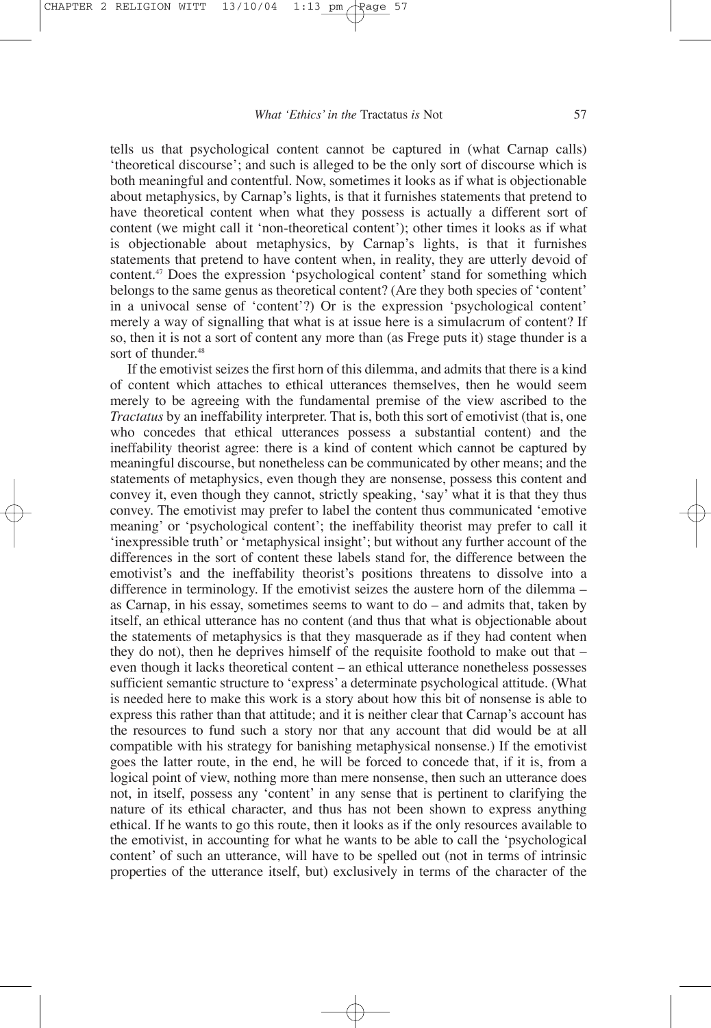tells us that psychological content cannot be captured in (what Carnap calls) 'theoretical discourse'; and such is alleged to be the only sort of discourse which is both meaningful and contentful. Now, sometimes it looks as if what is objectionable about metaphysics, by Carnap's lights, is that it furnishes statements that pretend to have theoretical content when what they possess is actually a different sort of content (we might call it 'non-theoretical content'); other times it looks as if what is objectionable about metaphysics, by Carnap's lights, is that it furnishes statements that pretend to have content when, in reality, they are utterly devoid of content.[47] Does the expression 'psychological content' stand for something which belongs to the same genus as theoretical content? (Are they both species of 'content' in a univocal sense of 'content'?) Or is the expression 'psychological content' merely a way of signalling that what is at issue here is a simulacrum of content? If so, then it is not a sort of content any more than (as Frege puts it) stage thunder is a sort of thunder.[48]

If the emotivist seizes the first horn of this dilemma, and admits that there is a kind of content which attaches to ethical utterances themselves, then he would seem merely to be agreeing with the fundamental premise of the view ascribed to the *Tractatus* by an ineffability interpreter. That is, both this sort of emotivist (that is, one who concedes that ethical utterances possess a substantial content) and the ineffability theorist agree: there is a kind of content which cannot be captured by meaningful discourse, but nonetheless can be communicated by other means; and the statements of metaphysics, even though they are nonsense, possess this content and convey it, even though they cannot, strictly speaking, 'say' what it is that they thus convey. The emotivist may prefer to label the content thus communicated 'emotive meaning' or 'psychological content'; the ineffability theorist may prefer to call it 'inexpressible truth' or 'metaphysical insight'; but without any further account of the differences in the sort of content these labels stand for, the difference between the emotivist's and the ineffability theorist's positions threatens to dissolve into a difference in terminology. If the emotivist seizes the austere horn of the dilemma – as Carnap, in his essay, sometimes seems to want to do – and admits that, taken by itself, an ethical utterance has no content (and thus that what is objectionable about the statements of metaphysics is that they masquerade as if they had content when they do not), then he deprives himself of the requisite foothold to make out that – even though it lacks theoretical content – an ethical utterance nonetheless possesses sufficient semantic structure to 'express' a determinate psychological attitude. (What is needed here to make this work is a story about how this bit of nonsense is able to express this rather than that attitude; and it is neither clear that Carnap's account has the resources to fund such a story nor that any account that did would be at all compatible with his strategy for banishing metaphysical nonsense.) If the emotivist goes the latter route, in the end, he will be forced to concede that, if it is, from a logical point of view, nothing more than mere nonsense, then such an utterance does not, in itself, possess any 'content' in any sense that is pertinent to clarifying the nature of its ethical character, and thus has not been shown to express anything ethical. If he wants to go this route, then it looks as if the only resources available to the emotivist, in accounting for what he wants to be able to call the 'psychological content' of such an utterance, will have to be spelled out (not in terms of intrinsic properties of the utterance itself, but) exclusively in terms of the character of the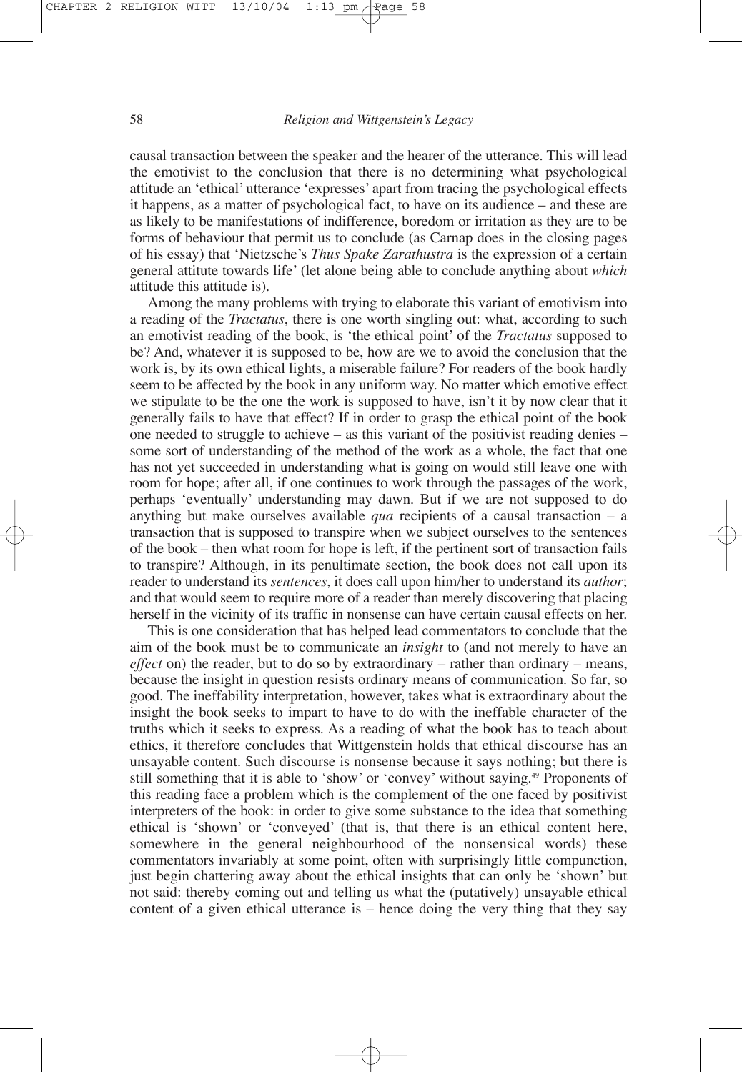causal transaction between the speaker and the hearer of the utterance. This will lead the emotivist to the conclusion that there is no determining what psychological attitude an 'ethical' utterance 'expresses' apart from tracing the psychological effects it happens, as a matter of psychological fact, to have on its audience – and these are as likely to be manifestations of indifference, boredom or irritation as they are to be forms of behaviour that permit us to conclude (as Carnap does in the closing pages of his essay) that 'Nietzsche's *Thus Spake Zarathustra* is the expression of a certain general attitute towards life' (let alone being able to conclude anything about *which* attitude this attitude is).

Among the many problems with trying to elaborate this variant of emotivism into a reading of the *Tractatus*, there is one worth singling out: what, according to such an emotivist reading of the book, is 'the ethical point' of the *Tractatus* supposed to be? And, whatever it is supposed to be, how are we to avoid the conclusion that the work is, by its own ethical lights, a miserable failure? For readers of the book hardly seem to be affected by the book in any uniform way. No matter which emotive effect we stipulate to be the one the work is supposed to have, isn't it by now clear that it generally fails to have that effect? If in order to grasp the ethical point of the book one needed to struggle to achieve – as this variant of the positivist reading denies – some sort of understanding of the method of the work as a whole, the fact that one has not yet succeeded in understanding what is going on would still leave one with room for hope; after all, if one continues to work through the passages of the work, perhaps 'eventually' understanding may dawn. But if we are not supposed to do anything but make ourselves available *qua* recipients of a causal transaction – a transaction that is supposed to transpire when we subject ourselves to the sentences of the book – then what room for hope is left, if the pertinent sort of transaction fails to transpire? Although, in its penultimate section, the book does not call upon its reader to understand its *sentences*, it does call upon him/her to understand its *author*; and that would seem to require more of a reader than merely discovering that placing herself in the vicinity of its traffic in nonsense can have certain causal effects on her.

This is one consideration that has helped lead commentators to conclude that the aim of the book must be to communicate an *insight* to (and not merely to have an *effect* on) the reader, but to do so by extraordinary – rather than ordinary – means, because the insight in question resists ordinary means of communication. So far, so good. The ineffability interpretation, however, takes what is extraordinary about the insight the book seeks to impart to have to do with the ineffable character of the truths which it seeks to express. As a reading of what the book has to teach about ethics, it therefore concludes that Wittgenstein holds that ethical discourse has an unsayable content. Such discourse is nonsense because it says nothing; but there is still something that it is able to 'show' or 'convey' without saying.[49] Proponents of this reading face a problem which is the complement of the one faced by positivist interpreters of the book: in order to give some substance to the idea that something ethical is 'shown' or 'conveyed' (that is, that there is an ethical content here, somewhere in the general neighbourhood of the nonsensical words) these commentators invariably at some point, often with surprisingly little compunction, just begin chattering away about the ethical insights that can only be 'shown' but not said: thereby coming out and telling us what the (putatively) unsayable ethical content of a given ethical utterance is – hence doing the very thing that they say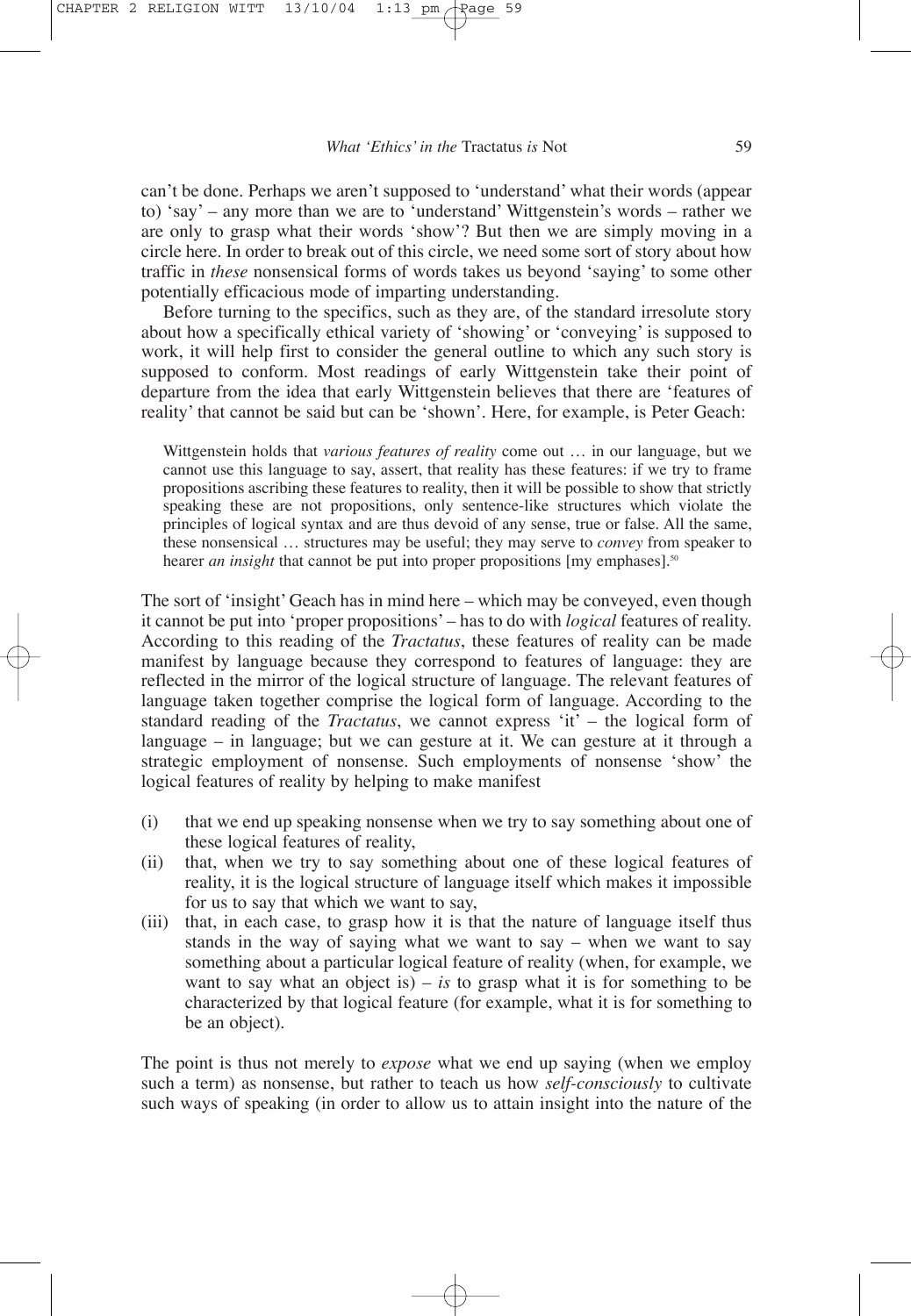can't be done. Perhaps we aren't supposed to 'understand' what their words (appear to) 'say' – any more than we are to 'understand' Wittgenstein's words – rather we are only to grasp what their words 'show'? But then we are simply moving in a circle here. In order to break out of this circle, we need some sort of story about how traffic in *these* nonsensical forms of words takes us beyond 'saying' to some other potentially efficacious mode of imparting understanding.

Before turning to the specifics, such as they are, of the standard irresolute story about how a specifically ethical variety of 'showing' or 'conveying' is supposed to work, it will help first to consider the general outline to which any such story is supposed to conform. Most readings of early Wittgenstein take their point of departure from the idea that early Wittgenstein believes that there are 'features of reality' that cannot be said but can be 'shown'. Here, for example, is Peter Geach:

> Wittgenstein holds that *various features of reality* come out … in our language, but we cannot use this language to say, assert, that reality has these features: if we try to frame propositions ascribing these features to reality, then it will be possible to show that strictly speaking these are not propositions, only sentence-like structures which violate the principles of logical syntax and are thus devoid of any sense, true or false. All the same, these nonsensical … structures may be useful; they may serve to *convey* from speaker to hearer *an insight* that cannot be put into proper propositions [my emphases].[50]

The sort of 'insight' Geach has in mind here – which may be conveyed, even though it cannot be put into 'proper propositions' – has to do with *logical* features of reality. According to this reading of the *Tractatus*, these features of reality can be made manifest by language because they correspond to features of language: they are reflected in the mirror of the logical structure of language. The relevant features of language taken together comprise the logical form of language. According to the standard reading of the *Tractatus*, we cannot express 'it' – the logical form of language – in language; but we can gesture at it. We can gesture at it through a strategic employment of nonsense. Such employments of nonsense 'show' the logical features of reality by helping to make manifest

(i) that we end up speaking nonsense when we try to say something about one of these logical features of reality,
(ii) that, when we try to say something about one of these logical features of reality, it is the logical structure of language itself which makes it impossible for us to say that which we want to say,
(iii) that, in each case, to grasp how it is that the nature of language itself thus stands in the way of saying what we want to say – when we want to say something about a particular logical feature of reality (when, for example, we want to say what an object is) – *is* to grasp what it is for something to be characterized by that logical feature (for example, what it is for something to be an object).

The point is thus not merely to *expose* what we end up saying (when we employ such a term) as nonsense, but rather to teach us how *self-consciously* to cultivate such ways of speaking (in order to allow us to attain insight into the nature of the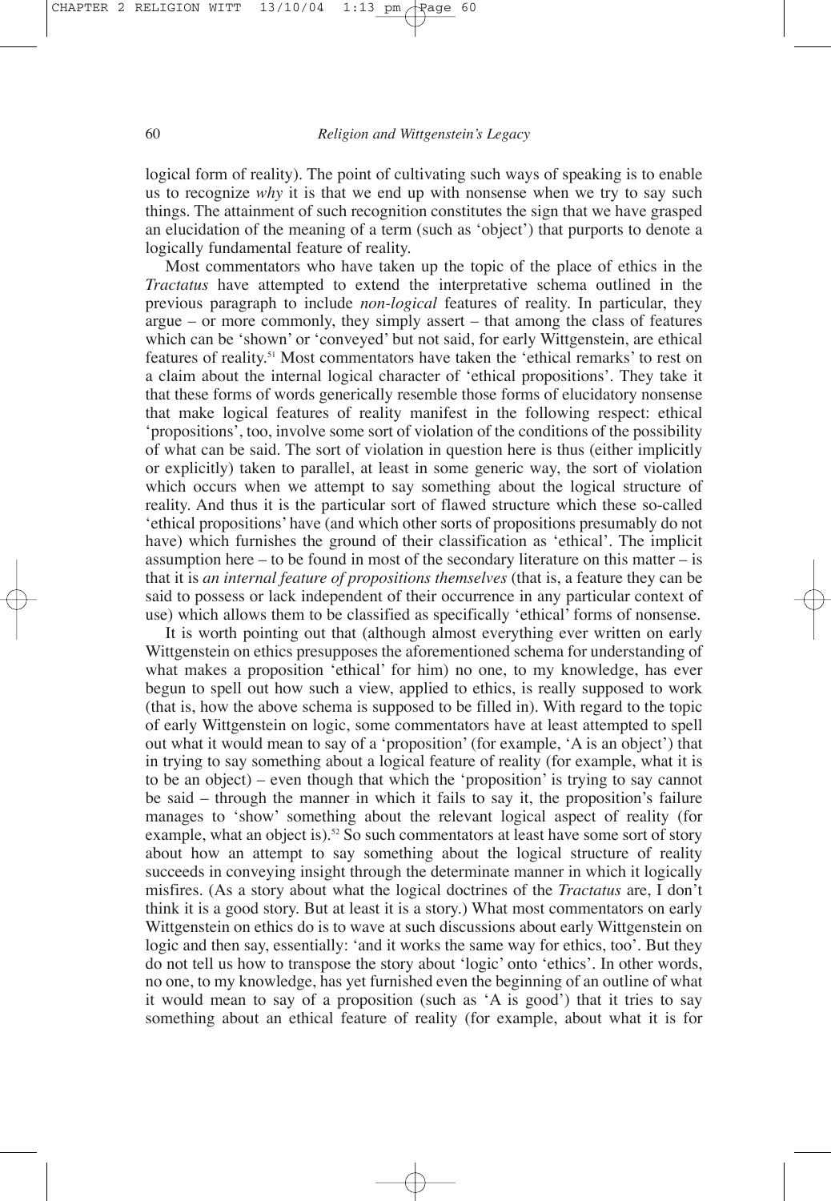logical form of reality). The point of cultivating such ways of speaking is to enable us to recognize *why* it is that we end up with nonsense when we try to say such things. The attainment of such recognition constitutes the sign that we have grasped an elucidation of the meaning of a term (such as 'object') that purports to denote a logically fundamental feature of reality.

Most commentators who have taken up the topic of the place of ethics in the *Tractatus* have attempted to extend the interpretative schema outlined in the previous paragraph to include *non-logical* features of reality. In particular, they argue – or more commonly, they simply assert – that among the class of features which can be 'shown' or 'conveyed' but not said, for early Wittgenstein, are ethical features of reality.[51] Most commentators have taken the 'ethical remarks' to rest on a claim about the internal logical character of 'ethical propositions'. They take it that these forms of words generically resemble those forms of elucidatory nonsense that make logical features of reality manifest in the following respect: ethical 'propositions', too, involve some sort of violation of the conditions of the possibility of what can be said. The sort of violation in question here is thus (either implicitly or explicitly) taken to parallel, at least in some generic way, the sort of violation which occurs when we attempt to say something about the logical structure of reality. And thus it is the particular sort of flawed structure which these so-called 'ethical propositions' have (and which other sorts of propositions presumably do not have) which furnishes the ground of their classification as 'ethical'. The implicit assumption here – to be found in most of the secondary literature on this matter – is that it is *an internal feature of propositions themselves* (that is, a feature they can be said to possess or lack independent of their occurrence in any particular context of use) which allows them to be classified as specifically 'ethical' forms of nonsense.

It is worth pointing out that (although almost everything ever written on early Wittgenstein on ethics presupposes the aforementioned schema for understanding of what makes a proposition 'ethical' for him) no one, to my knowledge, has ever begun to spell out how such a view, applied to ethics, is really supposed to work (that is, how the above schema is supposed to be filled in). With regard to the topic of early Wittgenstein on logic, some commentators have at least attempted to spell out what it would mean to say of a 'proposition' (for example, 'A is an object') that in trying to say something about a logical feature of reality (for example, what it is to be an object) – even though that which the 'proposition' is trying to say cannot be said – through the manner in which it fails to say it, the proposition's failure manages to 'show' something about the relevant logical aspect of reality (for example, what an object is).[52] So such commentators at least have some sort of story about how an attempt to say something about the logical structure of reality succeeds in conveying insight through the determinate manner in which it logically misfires. (As a story about what the logical doctrines of the *Tractatus* are, I don't think it is a good story. But at least it is a story.) What most commentators on early Wittgenstein on ethics do is to wave at such discussions about early Wittgenstein on logic and then say, essentially: 'and it works the same way for ethics, too'. But they do not tell us how to transpose the story about 'logic' onto 'ethics'. In other words, no one, to my knowledge, has yet furnished even the beginning of an outline of what it would mean to say of a proposition (such as 'A is good') that it tries to say something about an ethical feature of reality (for example, about what it is for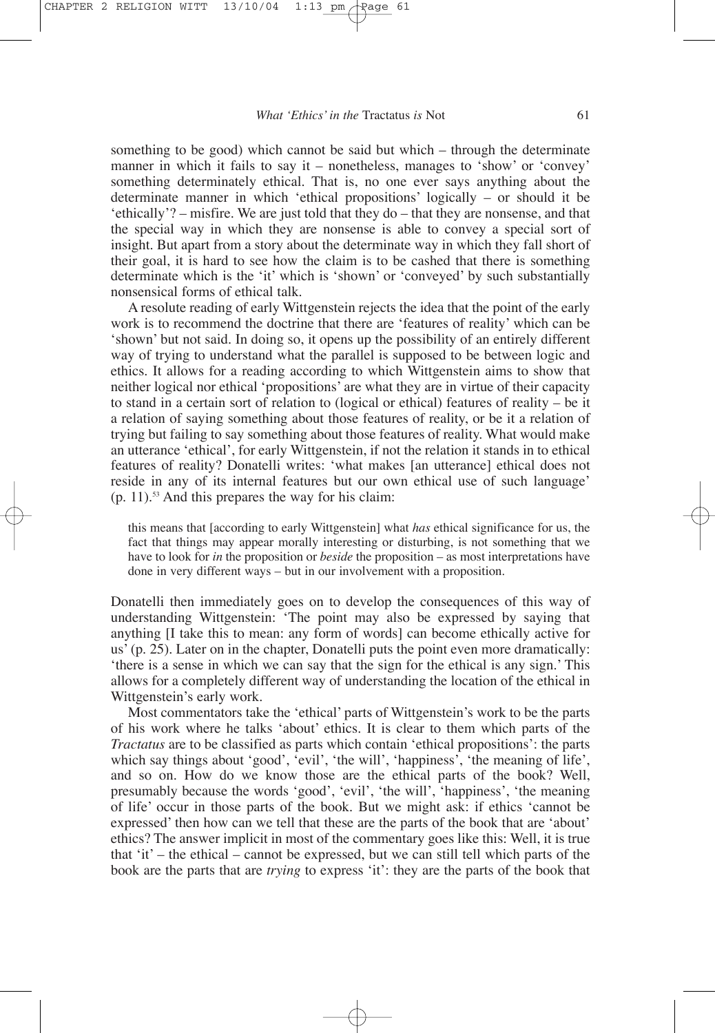something to be good) which cannot be said but which – through the determinate manner in which it fails to say it – nonetheless, manages to 'show' or 'convey' something determinately ethical. That is, no one ever says anything about the determinate manner in which 'ethical propositions' logically – or should it be 'ethically'? – misfire. We are just told that they do – that they are nonsense, and that the special way in which they are nonsense is able to convey a special sort of insight. But apart from a story about the determinate way in which they fall short of their goal, it is hard to see how the claim is to be cashed that there is something determinate which is the 'it' which is 'shown' or 'conveyed' by such substantially nonsensical forms of ethical talk.

A resolute reading of early Wittgenstein rejects the idea that the point of the early work is to recommend the doctrine that there are 'features of reality' which can be 'shown' but not said. In doing so, it opens up the possibility of an entirely different way of trying to understand what the parallel is supposed to be between logic and ethics. It allows for a reading according to which Wittgenstein aims to show that neither logical nor ethical 'propositions' are what they are in virtue of their capacity to stand in a certain sort of relation to (logical or ethical) features of reality – be it a relation of saying something about those features of reality, or be it a relation of trying but failing to say something about those features of reality. What would make an utterance 'ethical', for early Wittgenstein, if not the relation it stands in to ethical features of reality? Donatelli writes: 'what makes [an utterance] ethical does not reside in any of its internal features but our own ethical use of such language' (p. 11).[53] And this prepares the way for his claim:

> this means that [according to early Wittgenstein] what *has* ethical significance for us, the fact that things may appear morally interesting or disturbing, is not something that we have to look for *in* the proposition or *beside* the proposition – as most interpretations have done in very different ways – but in our involvement with a proposition.

Donatelli then immediately goes on to develop the consequences of this way of understanding Wittgenstein: 'The point may also be expressed by saying that anything [I take this to mean: any form of words] can become ethically active for us' (p. 25). Later on in the chapter, Donatelli puts the point even more dramatically: 'there is a sense in which we can say that the sign for the ethical is any sign.' This allows for a completely different way of understanding the location of the ethical in Wittgenstein's early work.

Most commentators take the 'ethical' parts of Wittgenstein's work to be the parts of his work where he talks 'about' ethics. It is clear to them which parts of the *Tractatus* are to be classified as parts which contain 'ethical propositions': the parts which say things about 'good', 'evil', 'the will', 'happiness', 'the meaning of life', and so on. How do we know those are the ethical parts of the book? Well, presumably because the words 'good', 'evil', 'the will', 'happiness', 'the meaning of life' occur in those parts of the book. But we might ask: if ethics 'cannot be expressed' then how can we tell that these are the parts of the book that are 'about' ethics? The answer implicit in most of the commentary goes like this: Well, it is true that 'it' – the ethical – cannot be expressed, but we can still tell which parts of the book are the parts that are *trying* to express 'it': they are the parts of the book that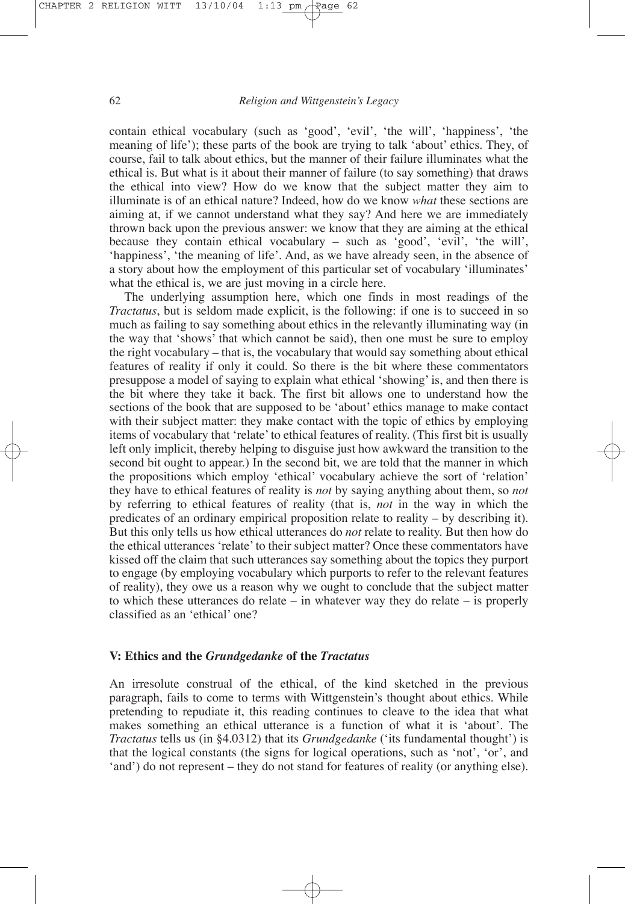contain ethical vocabulary (such as 'good', 'evil', 'the will', 'happiness', 'the meaning of life'); these parts of the book are trying to talk 'about' ethics. They, of course, fail to talk about ethics, but the manner of their failure illuminates what the ethical is. But what is it about their manner of failure (to say something) that draws the ethical into view? How do we know that the subject matter they aim to illuminate is of an ethical nature? Indeed, how do we know *what* these sections are aiming at, if we cannot understand what they say? And here we are immediately thrown back upon the previous answer: we know that they are aiming at the ethical because they contain ethical vocabulary – such as 'good', 'evil', 'the will', 'happiness', 'the meaning of life'. And, as we have already seen, in the absence of a story about how the employment of this particular set of vocabulary 'illuminates' what the ethical is, we are just moving in a circle here.

The underlying assumption here, which one finds in most readings of the *Tractatus*, but is seldom made explicit, is the following: if one is to succeed in so much as failing to say something about ethics in the relevantly illuminating way (in the way that 'shows' that which cannot be said), then one must be sure to employ the right vocabulary – that is, the vocabulary that would say something about ethical features of reality if only it could. So there is the bit where these commentators presuppose a model of saying to explain what ethical 'showing' is, and then there is the bit where they take it back. The first bit allows one to understand how the sections of the book that are supposed to be 'about' ethics manage to make contact with their subject matter: they make contact with the topic of ethics by employing items of vocabulary that 'relate' to ethical features of reality. (This first bit is usually left only implicit, thereby helping to disguise just how awkward the transition to the second bit ought to appear.) In the second bit, we are told that the manner in which the propositions which employ 'ethical' vocabulary achieve the sort of 'relation' they have to ethical features of reality is *not* by saying anything about them, so *not* by referring to ethical features of reality (that is, *not* in the way in which the predicates of an ordinary empirical proposition relate to reality – by describing it). But this only tells us how ethical utterances do *not* relate to reality. But then how do the ethical utterances 'relate' to their subject matter? Once these commentators have kissed off the claim that such utterances say something about the topics they purport to engage (by employing vocabulary which purports to refer to the relevant features of reality), they owe us a reason why we ought to conclude that the subject matter to which these utterances do relate – in whatever way they do relate – is properly classified as an 'ethical' one?

## V: Ethics and the *Grundgedanke* of the *Tractatus*

An irresolute construal of the ethical, of the kind sketched in the previous paragraph, fails to come to terms with Wittgenstein's thought about ethics. While pretending to repudiate it, this reading continues to cleave to the idea that what makes something an ethical utterance is a function of what it is 'about'. The *Tractatus* tells us (in §4.0312) that its *Grundgedanke* ('its fundamental thought') is that the logical constants (the signs for logical operations, such as 'not', 'or', and 'and') do not represent – they do not stand for features of reality (or anything else).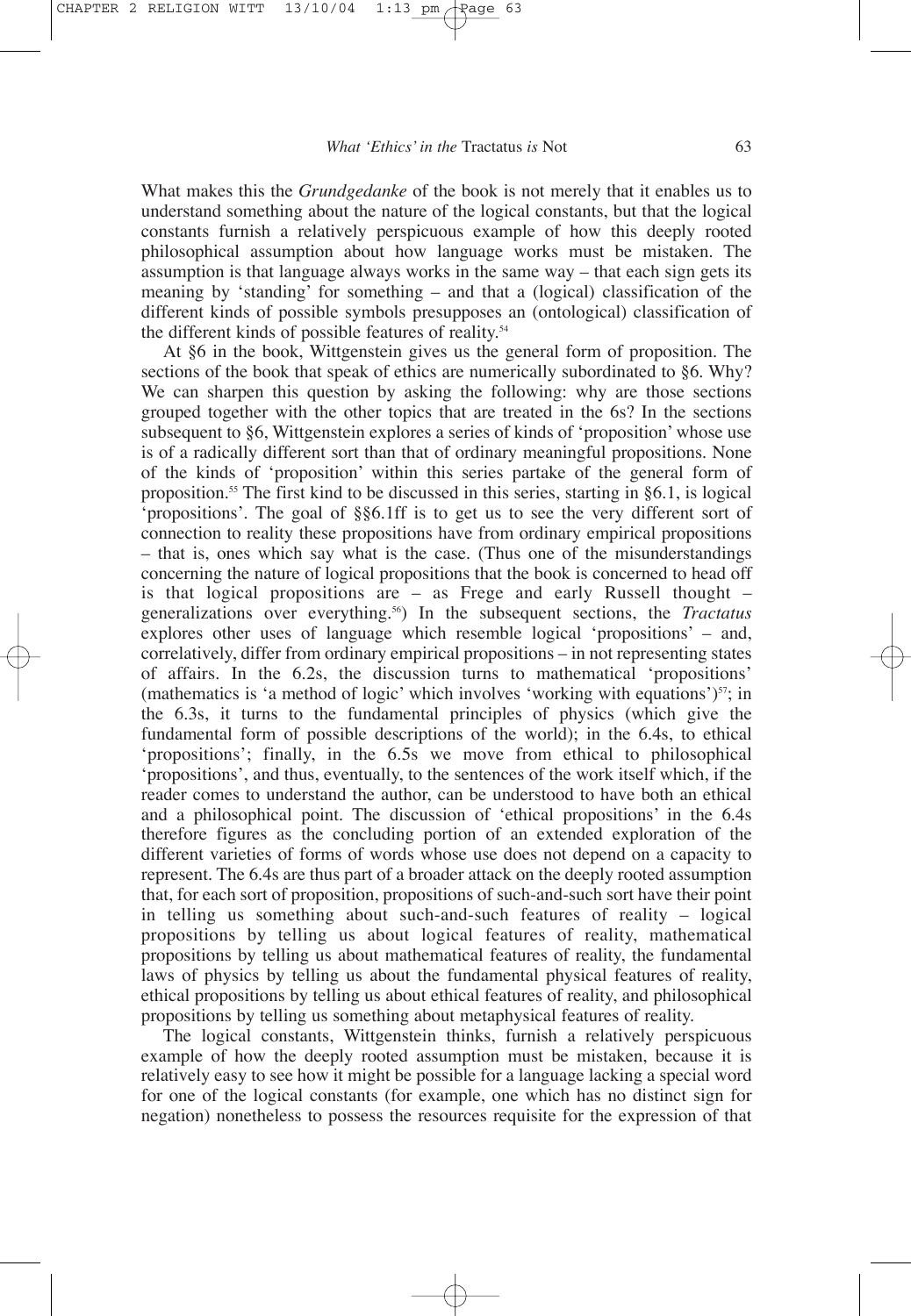What makes this the *Grundgedanke* of the book is not merely that it enables us to understand something about the nature of the logical constants, but that the logical constants furnish a relatively perspicuous example of how this deeply rooted philosophical assumption about how language works must be mistaken. The assumption is that language always works in the same way – that each sign gets its meaning by 'standing' for something – and that a (logical) classification of the different kinds of possible symbols presupposes an (ontological) classification of the different kinds of possible features of reality.[54]

At §6 in the book, Wittgenstein gives us the general form of proposition. The sections of the book that speak of ethics are numerically subordinated to §6. Why? We can sharpen this question by asking the following: why are those sections grouped together with the other topics that are treated in the 6s? In the sections subsequent to §6, Wittgenstein explores a series of kinds of 'proposition' whose use is of a radically different sort than that of ordinary meaningful propositions. None of the kinds of 'proposition' within this series partake of the general form of proposition.[55] The first kind to be discussed in this series, starting in §6.1, is logical 'propositions'. The goal of §§6.1ff is to get us to see the very different sort of connection to reality these propositions have from ordinary empirical propositions – that is, ones which say what is the case. (Thus one of the misunderstandings concerning the nature of logical propositions that the book is concerned to head off is that logical propositions are – as Frege and early Russell thought – generalizations over everything.[56]) In the subsequent sections, the *Tractatus* explores other uses of language which resemble logical 'propositions' – and, correlatively, differ from ordinary empirical propositions – in not representing states of affairs. In the 6.2s, the discussion turns to mathematical 'propositions' (mathematics is 'a method of logic' which involves 'working with equations')[57]; in the 6.3s, it turns to the fundamental principles of physics (which give the fundamental form of possible descriptions of the world); in the 6.4s, to ethical 'propositions'; finally, in the 6.5s we move from ethical to philosophical 'propositions', and thus, eventually, to the sentences of the work itself which, if the reader comes to understand the author, can be understood to have both an ethical and a philosophical point. The discussion of 'ethical propositions' in the 6.4s therefore figures as the concluding portion of an extended exploration of the different varieties of forms of words whose use does not depend on a capacity to represent. The 6.4s are thus part of a broader attack on the deeply rooted assumption that, for each sort of proposition, propositions of such-and-such sort have their point in telling us something about such-and-such features of reality – logical propositions by telling us about logical features of reality, mathematical propositions by telling us about mathematical features of reality, the fundamental laws of physics by telling us about the fundamental physical features of reality, ethical propositions by telling us about ethical features of reality, and philosophical propositions by telling us something about metaphysical features of reality.

The logical constants, Wittgenstein thinks, furnish a relatively perspicuous example of how the deeply rooted assumption must be mistaken, because it is relatively easy to see how it might be possible for a language lacking a special word for one of the logical constants (for example, one which has no distinct sign for negation) nonetheless to possess the resources requisite for the expression of that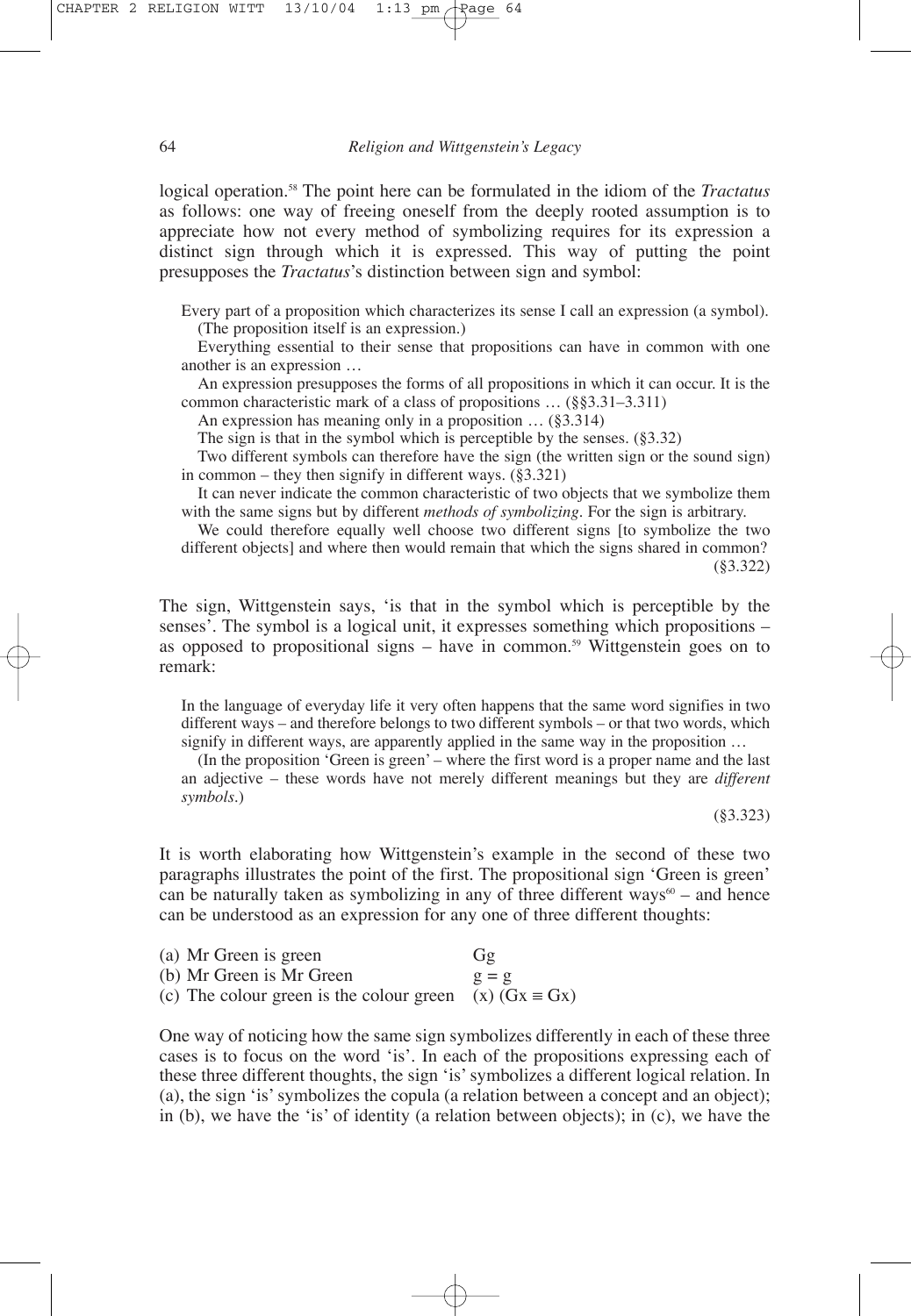logical operation.[58] The point here can be formulated in the idiom of the *Tractatus* as follows: one way of freeing oneself from the deeply rooted assumption is to appreciate how not every method of symbolizing requires for its expression a distinct sign through which it is expressed. This way of putting the point presupposes the *Tractatus*'s distinction between sign and symbol:

> Every part of a proposition which characterizes its sense I call an expression (a symbol). (The proposition itself is an expression.)
>
> Everything essential to their sense that propositions can have in common with one another is an expression …
>
> An expression presupposes the forms of all propositions in which it can occur. It is the common characteristic mark of a class of propositions … (§§3.31–3.311)
>
> An expression has meaning only in a proposition … (§3.314)
>
> The sign is that in the symbol which is perceptible by the senses. (§3.32)
>
> Two different symbols can therefore have the sign (the written sign or the sound sign) in common – they then signify in different ways. (§3.321)
>
> It can never indicate the common characteristic of two objects that we symbolize them with the same signs but by different *methods of symbolizing*. For the sign is arbitrary.
>
> We could therefore equally well choose two different signs [to symbolize the two different objects] and where then would remain that which the signs shared in common? (§3.322)

The sign, Wittgenstein says, 'is that in the symbol which is perceptible by the senses'. The symbol is a logical unit, it expresses something which propositions – as opposed to propositional signs – have in common.[59] Wittgenstein goes on to remark:

> In the language of everyday life it very often happens that the same word signifies in two different ways – and therefore belongs to two different symbols – or that two words, which signify in different ways, are apparently applied in the same way in the proposition …
>
> (In the proposition 'Green is green' – where the first word is a proper name and the last an adjective – these words have not merely different meanings but they are *different symbols*.)
>
> (§3.323)

It is worth elaborating how Wittgenstein's example in the second of these two paragraphs illustrates the point of the first. The propositional sign 'Green is green' can be naturally taken as symbolizing in any of three different ways[60] – and hence can be understood as an expression for any one of three different thoughts:

| | |
|---|---|
| (a) Mr Green is green | $Gg$ |
| (b) Mr Green is Mr Green | $g = g$ |
| (c) The colour green is the colour green | $(x)\ (Gx \equiv Gx)$ |

One way of noticing how the same sign symbolizes differently in each of these three cases is to focus on the word 'is'. In each of the propositions expressing each of these three different thoughts, the sign 'is' symbolizes a different logical relation. In (a), the sign 'is' symbolizes the copula (a relation between a concept and an object); in (b), we have the 'is' of identity (a relation between objects); in (c), we have the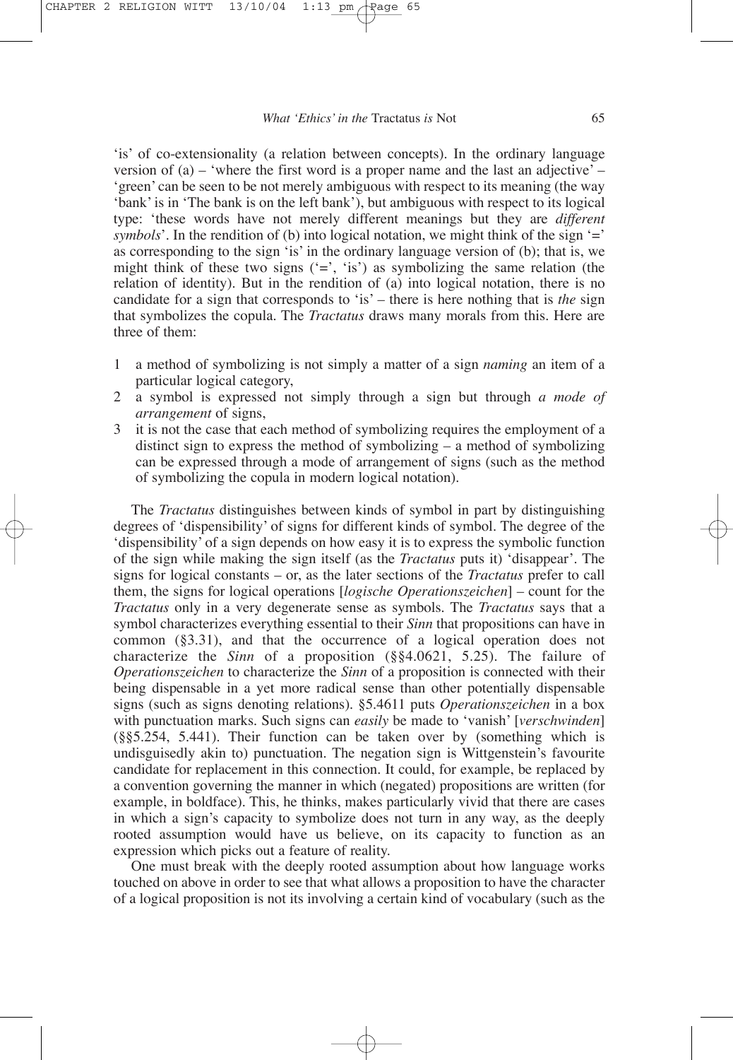'is' of co-extensionality (a relation between concepts). In the ordinary language version of (a) – 'where the first word is a proper name and the last an adjective' – 'green' can be seen to be not merely ambiguous with respect to its meaning (the way 'bank' is in 'The bank is on the left bank'), but ambiguous with respect to its logical type: 'these words have not merely different meanings but they are *different symbols*'. In the rendition of (b) into logical notation, we might think of the sign '=' as corresponding to the sign 'is' in the ordinary language version of (b); that is, we might think of these two signs ('=', 'is') as symbolizing the same relation (the relation of identity). But in the rendition of (a) into logical notation, there is no candidate for a sign that corresponds to 'is' – there is here nothing that is *the* sign that symbolizes the copula. The *Tractatus* draws many morals from this. Here are three of them:

1. a method of symbolizing is not simply a matter of a sign *naming* an item of a particular logical category,
2. a symbol is expressed not simply through a sign but through *a mode of arrangement* of signs,
3. it is not the case that each method of symbolizing requires the employment of a distinct sign to express the method of symbolizing – a method of symbolizing can be expressed through a mode of arrangement of signs (such as the method of symbolizing the copula in modern logical notation).

The *Tractatus* distinguishes between kinds of symbol in part by distinguishing degrees of 'dispensibility' of signs for different kinds of symbol. The degree of the 'dispensibility' of a sign depends on how easy it is to express the symbolic function of the sign while making the sign itself (as the *Tractatus* puts it) 'disappear'. The signs for logical constants – or, as the later sections of the *Tractatus* prefer to call them, the signs for logical operations [*logische Operationszeichen*] – count for the *Tractatus* only in a very degenerate sense as symbols. The *Tractatus* says that a symbol characterizes everything essential to their *Sinn* that propositions can have in common (§3.31), and that the occurrence of a logical operation does not characterize the *Sinn* of a proposition (§§4.0621, 5.25). The failure of *Operationszeichen* to characterize the *Sinn* of a proposition is connected with their being dispensable in a yet more radical sense than other potentially dispensable signs (such as signs denoting relations). §5.4611 puts *Operationszeichen* in a box with punctuation marks. Such signs can *easily* be made to 'vanish' [*verschwinden*] (§§5.254, 5.441). Their function can be taken over by (something which is undisguisedly akin to) punctuation. The negation sign is Wittgenstein's favourite candidate for replacement in this connection. It could, for example, be replaced by a convention governing the manner in which (negated) propositions are written (for example, in boldface). This, he thinks, makes particularly vivid that there are cases in which a sign's capacity to symbolize does not turn in any way, as the deeply rooted assumption would have us believe, on its capacity to function as an expression which picks out a feature of reality.

One must break with the deeply rooted assumption about how language works touched on above in order to see that what allows a proposition to have the character of a logical proposition is not its involving a certain kind of vocabulary (such as the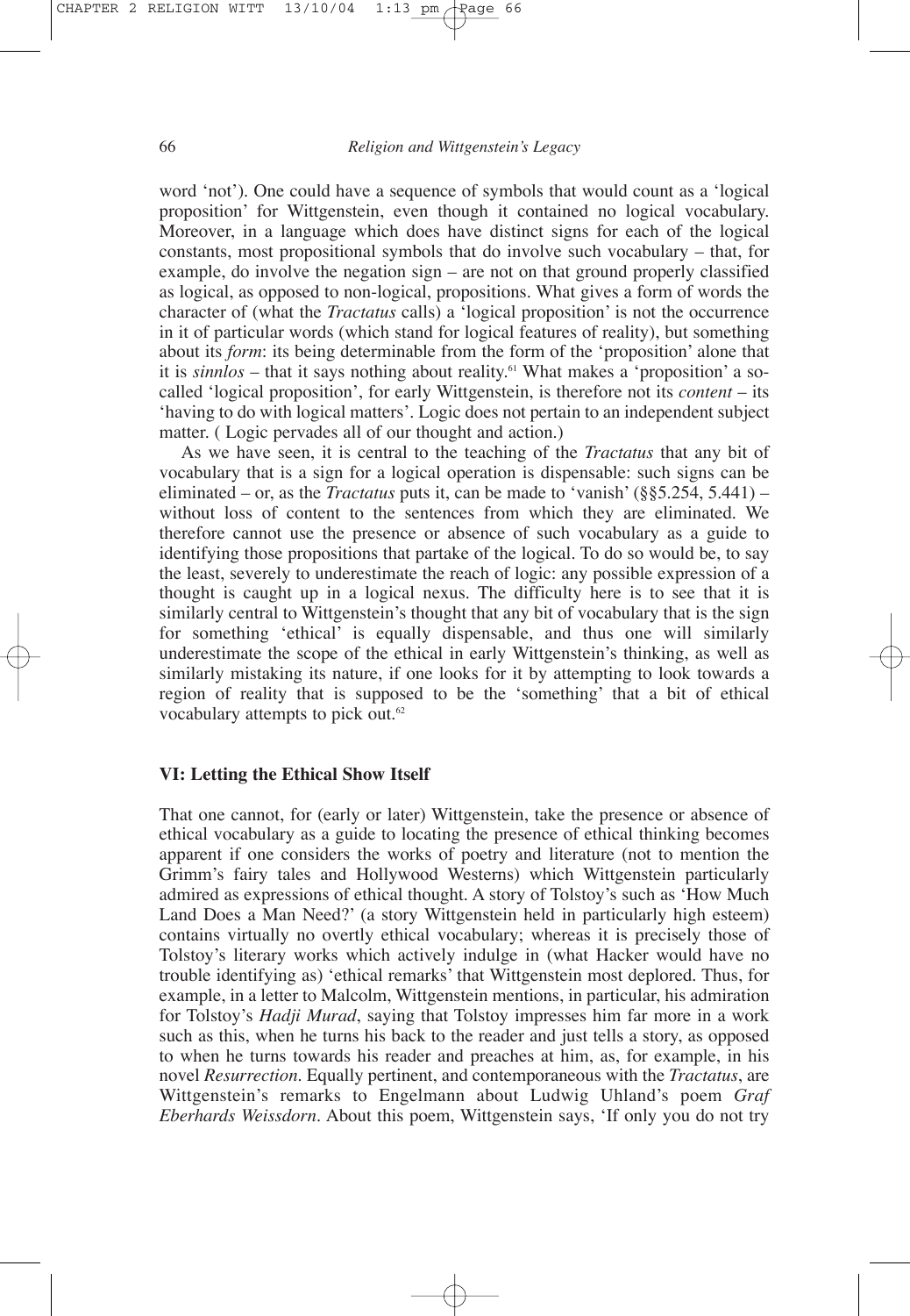word 'not'). One could have a sequence of symbols that would count as a 'logical proposition' for Wittgenstein, even though it contained no logical vocabulary. Moreover, in a language which does have distinct signs for each of the logical constants, most propositional symbols that do involve such vocabulary – that, for example, do involve the negation sign – are not on that ground properly classified as logical, as opposed to non-logical, propositions. What gives a form of words the character of (what the *Tractatus* calls) a 'logical proposition' is not the occurrence in it of particular words (which stand for logical features of reality), but something about its *form*: its being determinable from the form of the 'proposition' alone that it is *sinnlos* – that it says nothing about reality.[61] What makes a 'proposition' a so-called 'logical proposition', for early Wittgenstein, is therefore not its *content* – its 'having to do with logical matters'. Logic does not pertain to an independent subject matter. ( Logic pervades all of our thought and action.)

As we have seen, it is central to the teaching of the *Tractatus* that any bit of vocabulary that is a sign for a logical operation is dispensable: such signs can be eliminated – or, as the *Tractatus* puts it, can be made to 'vanish' (§§5.254, 5.441) – without loss of content to the sentences from which they are eliminated. We therefore cannot use the presence or absence of such vocabulary as a guide to identifying those propositions that partake of the logical. To do so would be, to say the least, severely to underestimate the reach of logic: any possible expression of a thought is caught up in a logical nexus. The difficulty here is to see that it is similarly central to Wittgenstein's thought that any bit of vocabulary that is the sign for something 'ethical' is equally dispensable, and thus one will similarly underestimate the scope of the ethical in early Wittgenstein's thinking, as well as similarly mistaking its nature, if one looks for it by attempting to look towards a region of reality that is supposed to be the 'something' that a bit of ethical vocabulary attempts to pick out.[62]

### VI: Letting the Ethical Show Itself

That one cannot, for (early or later) Wittgenstein, take the presence or absence of ethical vocabulary as a guide to locating the presence of ethical thinking becomes apparent if one considers the works of poetry and literature (not to mention the Grimm's fairy tales and Hollywood Westerns) which Wittgenstein particularly admired as expressions of ethical thought. A story of Tolstoy's such as 'How Much Land Does a Man Need?' (a story Wittgenstein held in particularly high esteem) contains virtually no overtly ethical vocabulary; whereas it is precisely those of Tolstoy's literary works which actively indulge in (what Hacker would have no trouble identifying as) 'ethical remarks' that Wittgenstein most deplored. Thus, for example, in a letter to Malcolm, Wittgenstein mentions, in particular, his admiration for Tolstoy's *Hadji Murad*, saying that Tolstoy impresses him far more in a work such as this, when he turns his back to the reader and just tells a story, as opposed to when he turns towards his reader and preaches at him, as, for example, in his novel *Resurrection*. Equally pertinent, and contemporaneous with the *Tractatus*, are Wittgenstein's remarks to Engelmann about Ludwig Uhland's poem *Graf Eberhards Weissdorn*. About this poem, Wittgenstein says, 'If only you do not try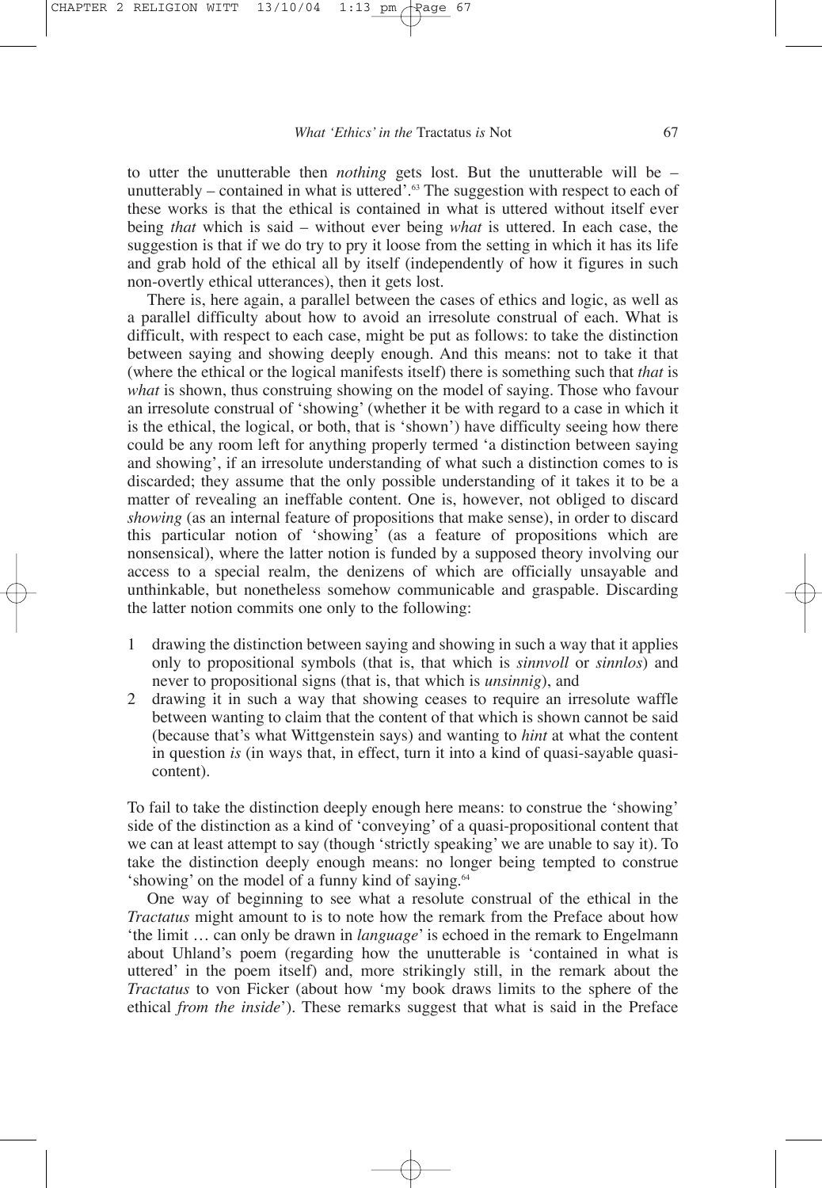to utter the unutterable then *nothing* gets lost. But the unutterable will be – unutterably – contained in what is uttered'.[63] The suggestion with respect to each of these works is that the ethical is contained in what is uttered without itself ever being *that* which is said – without ever being *what* is uttered. In each case, the suggestion is that if we do try to pry it loose from the setting in which it has its life and grab hold of the ethical all by itself (independently of how it figures in such non-overtly ethical utterances), then it gets lost.

There is, here again, a parallel between the cases of ethics and logic, as well as a parallel difficulty about how to avoid an irresolute construal of each. What is difficult, with respect to each case, might be put as follows: to take the distinction between saying and showing deeply enough. And this means: not to take it that (where the ethical or the logical manifests itself) there is something such that *that* is *what* is shown, thus construing showing on the model of saying. Those who favour an irresolute construal of 'showing' (whether it be with regard to a case in which it is the ethical, the logical, or both, that is 'shown') have difficulty seeing how there could be any room left for anything properly termed 'a distinction between saying and showing', if an irresolute understanding of what such a distinction comes to is discarded; they assume that the only possible understanding of it takes it to be a matter of revealing an ineffable content. One is, however, not obliged to discard *showing* (as an internal feature of propositions that make sense), in order to discard this particular notion of 'showing' (as a feature of propositions which are nonsensical), where the latter notion is funded by a supposed theory involving our access to a special realm, the denizens of which are officially unsayable and unthinkable, but nonetheless somehow communicable and graspable. Discarding the latter notion commits one only to the following:

1. drawing the distinction between saying and showing in such a way that it applies only to propositional symbols (that is, that which is *sinnvoll* or *sinnlos*) and never to propositional signs (that is, that which is *unsinnig*), and
2. drawing it in such a way that showing ceases to require an irresolute waffle between wanting to claim that the content of that which is shown cannot be said (because that's what Wittgenstein says) and wanting to *hint* at what the content in question *is* (in ways that, in effect, turn it into a kind of quasi-sayable quasi-content).

To fail to take the distinction deeply enough here means: to construe the 'showing' side of the distinction as a kind of 'conveying' of a quasi-propositional content that we can at least attempt to say (though 'strictly speaking' we are unable to say it). To take the distinction deeply enough means: no longer being tempted to construe 'showing' on the model of a funny kind of saying.[64]

One way of beginning to see what a resolute construal of the ethical in the *Tractatus* might amount to is to note how the remark from the Preface about how 'the limit … can only be drawn in *language*' is echoed in the remark to Engelmann about Uhland's poem (regarding how the unutterable is 'contained in what is uttered' in the poem itself) and, more strikingly still, in the remark about the *Tractatus* to von Ficker (about how 'my book draws limits to the sphere of the ethical *from the inside*'). These remarks suggest that what is said in the Preface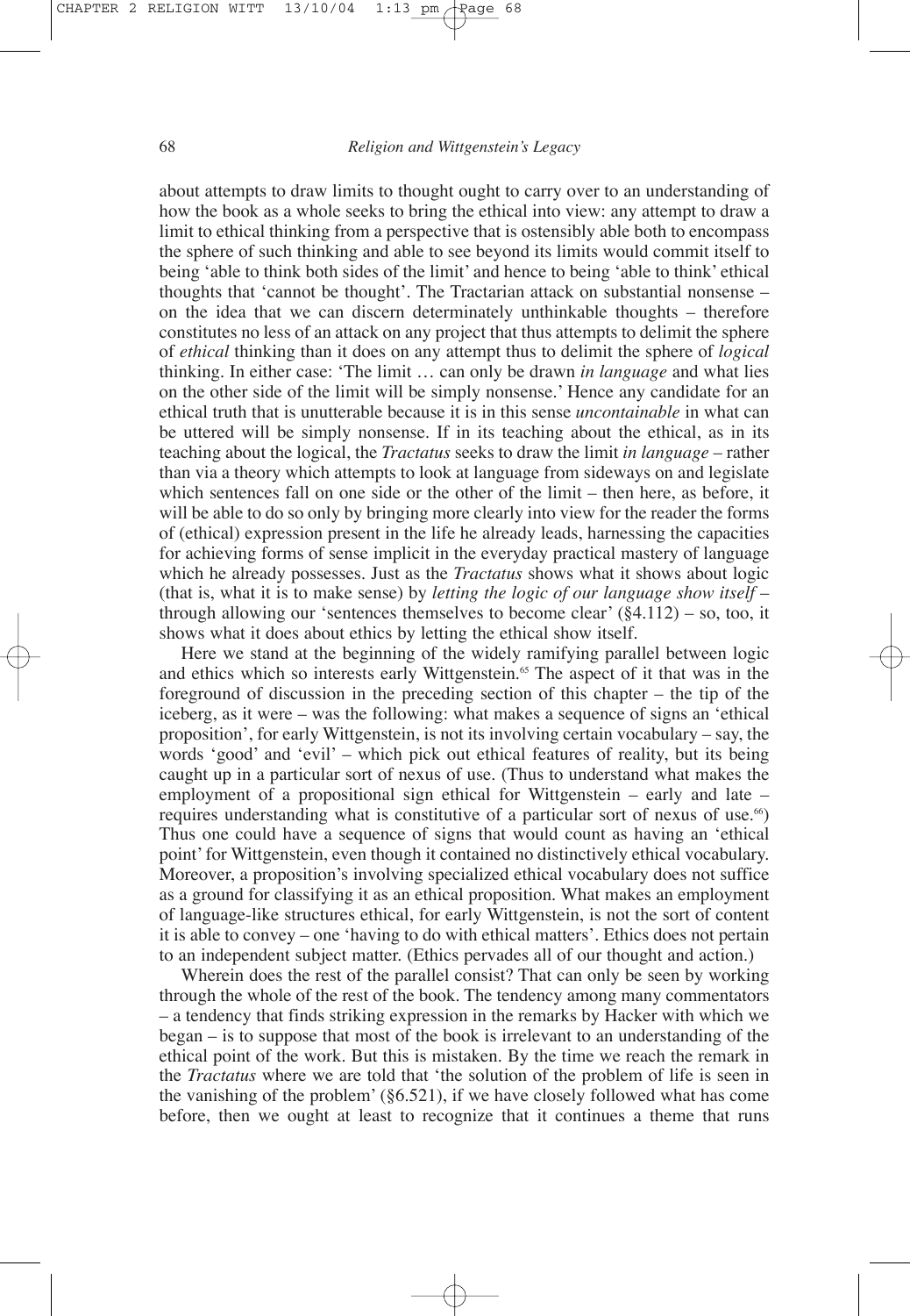about attempts to draw limits to thought ought to carry over to an understanding of how the book as a whole seeks to bring the ethical into view: any attempt to draw a limit to ethical thinking from a perspective that is ostensibly able both to encompass the sphere of such thinking and able to see beyond its limits would commit itself to being 'able to think both sides of the limit' and hence to being 'able to think' ethical thoughts that 'cannot be thought'. The Tractarian attack on substantial nonsense – on the idea that we can discern determinately unthinkable thoughts – therefore constitutes no less of an attack on any project that thus attempts to delimit the sphere of *ethical* thinking than it does on any attempt thus to delimit the sphere of *logical* thinking. In either case: 'The limit … can only be drawn *in language* and what lies on the other side of the limit will be simply nonsense.' Hence any candidate for an ethical truth that is unutterable because it is in this sense *uncontainable* in what can be uttered will be simply nonsense. If in its teaching about the ethical, as in its teaching about the logical, the *Tractatus* seeks to draw the limit *in language* – rather than via a theory which attempts to look at language from sideways on and legislate which sentences fall on one side or the other of the limit – then here, as before, it will be able to do so only by bringing more clearly into view for the reader the forms of (ethical) expression present in the life he already leads, harnessing the capacities for achieving forms of sense implicit in the everyday practical mastery of language which he already possesses. Just as the *Tractatus* shows what it shows about logic (that is, what it is to make sense) by *letting the logic of our language show itself* – through allowing our 'sentences themselves to become clear' (§4.112) – so, too, it shows what it does about ethics by letting the ethical show itself.

Here we stand at the beginning of the widely ramifying parallel between logic and ethics which so interests early Wittgenstein.[65] The aspect of it that was in the foreground of discussion in the preceding section of this chapter – the tip of the iceberg, as it were – was the following: what makes a sequence of signs an 'ethical proposition', for early Wittgenstein, is not its involving certain vocabulary – say, the words 'good' and 'evil' – which pick out ethical features of reality, but its being caught up in a particular sort of nexus of use. (Thus to understand what makes the employment of a propositional sign ethical for Wittgenstein – early and late – requires understanding what is constitutive of a particular sort of nexus of use.[66]) Thus one could have a sequence of signs that would count as having an 'ethical point' for Wittgenstein, even though it contained no distinctively ethical vocabulary. Moreover, a proposition's involving specialized ethical vocabulary does not suffice as a ground for classifying it as an ethical proposition. What makes an employment of language-like structures ethical, for early Wittgenstein, is not the sort of content it is able to convey – one 'having to do with ethical matters'. Ethics does not pertain to an independent subject matter. (Ethics pervades all of our thought and action.)

Wherein does the rest of the parallel consist? That can only be seen by working through the whole of the rest of the book. The tendency among many commentators – a tendency that finds striking expression in the remarks by Hacker with which we began – is to suppose that most of the book is irrelevant to an understanding of the ethical point of the work. But this is mistaken. By the time we reach the remark in the *Tractatus* where we are told that 'the solution of the problem of life is seen in the vanishing of the problem' (§6.521), if we have closely followed what has come before, then we ought at least to recognize that it continues a theme that runs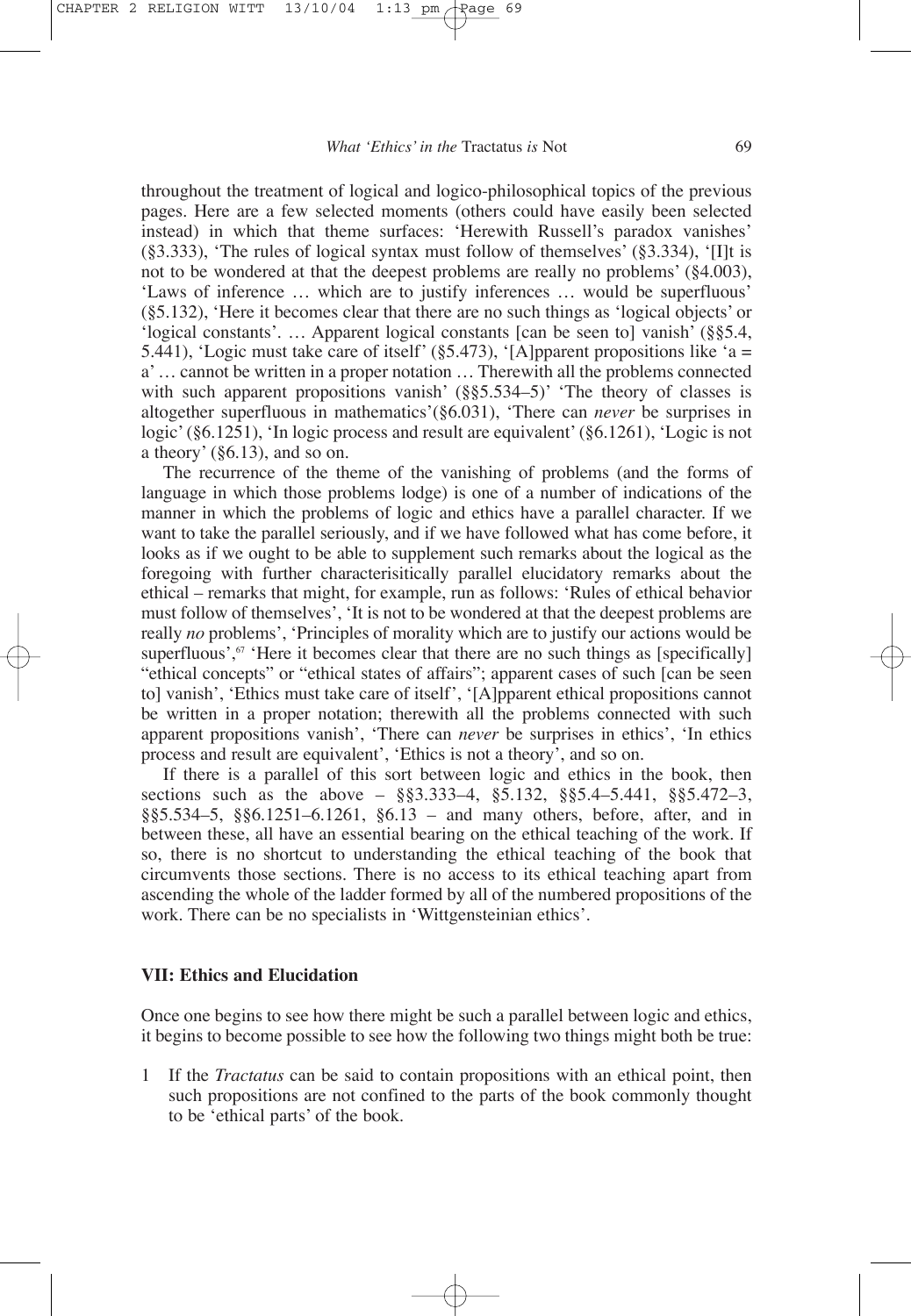throughout the treatment of logical and logico-philosophical topics of the previous pages. Here are a few selected moments (others could have easily been selected instead) in which that theme surfaces: 'Herewith Russell's paradox vanishes' (§3.333), 'The rules of logical syntax must follow of themselves' (§3.334), '[I]t is not to be wondered at that the deepest problems are really no problems' (§4.003), 'Laws of inference … which are to justify inferences … would be superfluous' (§5.132), 'Here it becomes clear that there are no such things as 'logical objects' or 'logical constants'. … Apparent logical constants [can be seen to] vanish' (§§5.4, 5.441), 'Logic must take care of itself' (§5.473), '[A]pparent propositions like 'a = a' … cannot be written in a proper notation … Therewith all the problems connected with such apparent propositions vanish' (§§5.534–5)' 'The theory of classes is altogether superfluous in mathematics'(§6.031), 'There can *never* be surprises in logic' (§6.1251), 'In logic process and result are equivalent' (§6.1261), 'Logic is not a theory' (§6.13), and so on.

The recurrence of the theme of the vanishing of problems (and the forms of language in which those problems lodge) is one of a number of indications of the manner in which the problems of logic and ethics have a parallel character. If we want to take the parallel seriously, and if we have followed what has come before, it looks as if we ought to be able to supplement such remarks about the logical as the foregoing with further characterisitically parallel elucidatory remarks about the ethical – remarks that might, for example, run as follows: 'Rules of ethical behavior must follow of themselves', 'It is not to be wondered at that the deepest problems are really *no* problems', 'Principles of morality which are to justify our actions would be superfluous',[67] 'Here it becomes clear that there are no such things as [specifically] "ethical concepts" or "ethical states of affairs"; apparent cases of such [can be seen to] vanish', 'Ethics must take care of itself', '[A]pparent ethical propositions cannot be written in a proper notation; therewith all the problems connected with such apparent propositions vanish', 'There can *never* be surprises in ethics', 'In ethics process and result are equivalent', 'Ethics is not a theory', and so on.

If there is a parallel of this sort between logic and ethics in the book, then sections such as the above – §§3.333–4, §5.132, §§5.4–5.441, §§5.472–3, §§5.534–5, §§6.1251–6.1261, §6.13 – and many others, before, after, and in between these, all have an essential bearing on the ethical teaching of the work. If so, there is no shortcut to understanding the ethical teaching of the book that circumvents those sections. There is no access to its ethical teaching apart from ascending the whole of the ladder formed by all of the numbered propositions of the work. There can be no specialists in 'Wittgensteinian ethics'.

## VII: Ethics and Elucidation

Once one begins to see how there might be such a parallel between logic and ethics, it begins to become possible to see how the following two things might both be true:

1 If the *Tractatus* can be said to contain propositions with an ethical point, then such propositions are not confined to the parts of the book commonly thought to be 'ethical parts' of the book.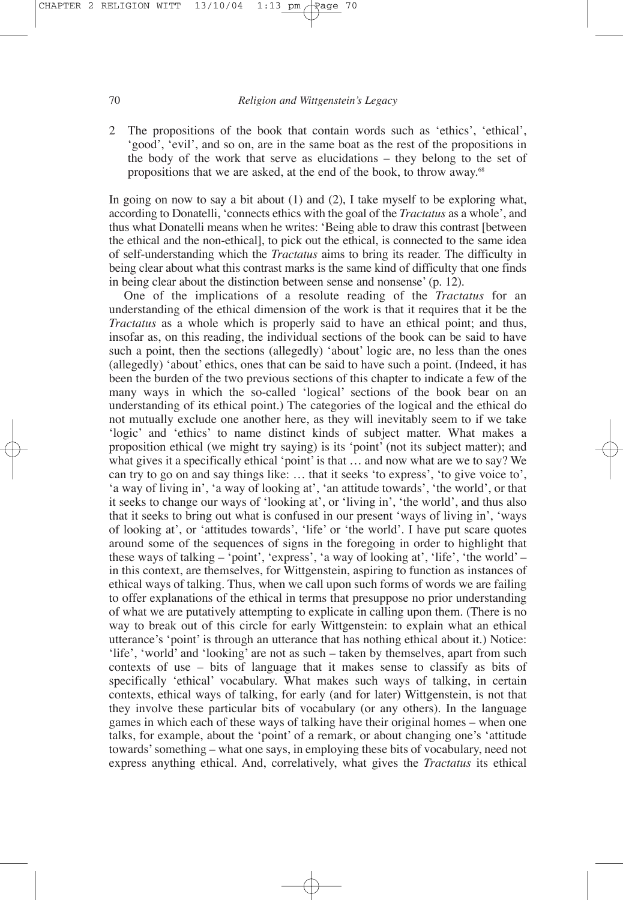2 The propositions of the book that contain words such as 'ethics', 'ethical', 'good', 'evil', and so on, are in the same boat as the rest of the propositions in the body of the work that serve as elucidations – they belong to the set of propositions that we are asked, at the end of the book, to throw away.[68]

In going on now to say a bit about (1) and (2), I take myself to be exploring what, according to Donatelli, 'connects ethics with the goal of the *Tractatus* as a whole', and thus what Donatelli means when he writes: 'Being able to draw this contrast [between the ethical and the non-ethical], to pick out the ethical, is connected to the same idea of self-understanding which the *Tractatus* aims to bring its reader. The difficulty in being clear about what this contrast marks is the same kind of difficulty that one finds in being clear about the distinction between sense and nonsense' (p. 12).

One of the implications of a resolute reading of the *Tractatus* for an understanding of the ethical dimension of the work is that it requires that it be the *Tractatus* as a whole which is properly said to have an ethical point; and thus, insofar as, on this reading, the individual sections of the book can be said to have such a point, then the sections (allegedly) 'about' logic are, no less than the ones (allegedly) 'about' ethics, ones that can be said to have such a point. (Indeed, it has been the burden of the two previous sections of this chapter to indicate a few of the many ways in which the so-called 'logical' sections of the book bear on an understanding of its ethical point.) The categories of the logical and the ethical do not mutually exclude one another here, as they will inevitably seem to if we take 'logic' and 'ethics' to name distinct kinds of subject matter. What makes a proposition ethical (we might try saying) is its 'point' (not its subject matter); and what gives it a specifically ethical 'point' is that … and now what are we to say? We can try to go on and say things like: … that it seeks 'to express', 'to give voice to', 'a way of living in', 'a way of looking at', 'an attitude towards', 'the world', or that it seeks to change our ways of 'looking at', or 'living in', 'the world', and thus also that it seeks to bring out what is confused in our present 'ways of living in', 'ways of looking at', or 'attitudes towards', 'life' or 'the world'. I have put scare quotes around some of the sequences of signs in the foregoing in order to highlight that these ways of talking – 'point', 'express', 'a way of looking at', 'life', 'the world' – in this context, are themselves, for Wittgenstein, aspiring to function as instances of ethical ways of talking. Thus, when we call upon such forms of words we are failing to offer explanations of the ethical in terms that presuppose no prior understanding of what we are putatively attempting to explicate in calling upon them. (There is no way to break out of this circle for early Wittgenstein: to explain what an ethical utterance's 'point' is through an utterance that has nothing ethical about it.) Notice: 'life', 'world' and 'looking' are not as such – taken by themselves, apart from such contexts of use – bits of language that it makes sense to classify as bits of specifically 'ethical' vocabulary. What makes such ways of talking, in certain contexts, ethical ways of talking, for early (and for later) Wittgenstein, is not that they involve these particular bits of vocabulary (or any others). In the language games in which each of these ways of talking have their original homes – when one talks, for example, about the 'point' of a remark, or about changing one's 'attitude towards' something – what one says, in employing these bits of vocabulary, need not express anything ethical. And, correlatively, what gives the *Tractatus* its ethical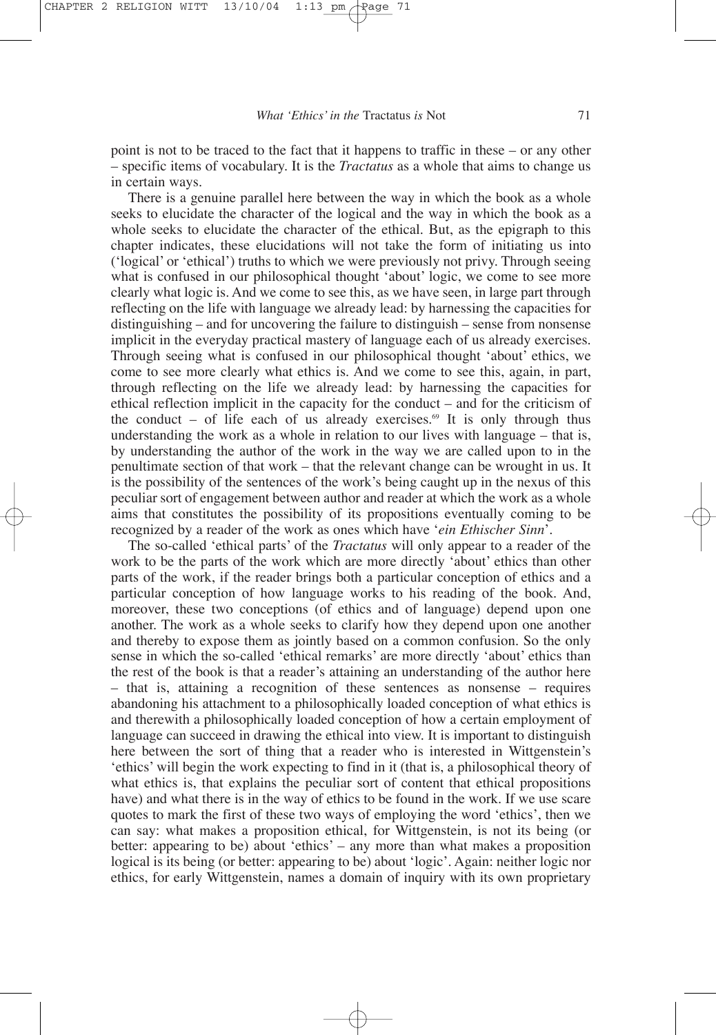point is not to be traced to the fact that it happens to traffic in these – or any other – specific items of vocabulary. It is the *Tractatus* as a whole that aims to change us in certain ways.

There is a genuine parallel here between the way in which the book as a whole seeks to elucidate the character of the logical and the way in which the book as a whole seeks to elucidate the character of the ethical. But, as the epigraph to this chapter indicates, these elucidations will not take the form of initiating us into ('logical' or 'ethical') truths to which we were previously not privy. Through seeing what is confused in our philosophical thought 'about' logic, we come to see more clearly what logic is. And we come to see this, as we have seen, in large part through reflecting on the life with language we already lead: by harnessing the capacities for distinguishing – and for uncovering the failure to distinguish – sense from nonsense implicit in the everyday practical mastery of language each of us already exercises. Through seeing what is confused in our philosophical thought 'about' ethics, we come to see more clearly what ethics is. And we come to see this, again, in part, through reflecting on the life we already lead: by harnessing the capacities for ethical reflection implicit in the capacity for the conduct – and for the criticism of the conduct – of life each of us already exercises.[69] It is only through thus understanding the work as a whole in relation to our lives with language – that is, by understanding the author of the work in the way we are called upon to in the penultimate section of that work – that the relevant change can be wrought in us. It is the possibility of the sentences of the work's being caught up in the nexus of this peculiar sort of engagement between author and reader at which the work as a whole aims that constitutes the possibility of its propositions eventually coming to be recognized by a reader of the work as ones which have '*ein Ethischer Sinn*'.

The so-called 'ethical parts' of the *Tractatus* will only appear to a reader of the work to be the parts of the work which are more directly 'about' ethics than other parts of the work, if the reader brings both a particular conception of ethics and a particular conception of how language works to his reading of the book. And, moreover, these two conceptions (of ethics and of language) depend upon one another. The work as a whole seeks to clarify how they depend upon one another and thereby to expose them as jointly based on a common confusion. So the only sense in which the so-called 'ethical remarks' are more directly 'about' ethics than the rest of the book is that a reader's attaining an understanding of the author here – that is, attaining a recognition of these sentences as nonsense – requires abandoning his attachment to a philosophically loaded conception of what ethics is and therewith a philosophically loaded conception of how a certain employment of language can succeed in drawing the ethical into view. It is important to distinguish here between the sort of thing that a reader who is interested in Wittgenstein's 'ethics' will begin the work expecting to find in it (that is, a philosophical theory of what ethics is, that explains the peculiar sort of content that ethical propositions have) and what there is in the way of ethics to be found in the work. If we use scare quotes to mark the first of these two ways of employing the word 'ethics', then we can say: what makes a proposition ethical, for Wittgenstein, is not its being (or better: appearing to be) about 'ethics' – any more than what makes a proposition logical is its being (or better: appearing to be) about 'logic'. Again: neither logic nor ethics, for early Wittgenstein, names a domain of inquiry with its own proprietary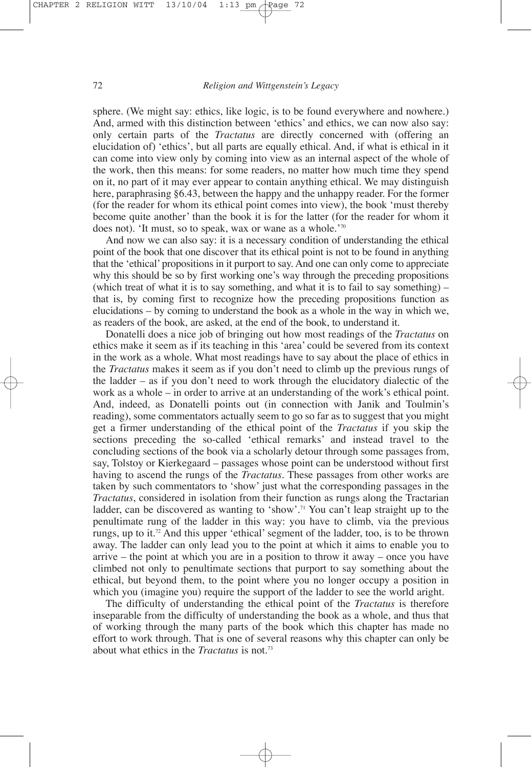sphere. (We might say: ethics, like logic, is to be found everywhere and nowhere.) And, armed with this distinction between 'ethics' and ethics, we can now also say: only certain parts of the *Tractatus* are directly concerned with (offering an elucidation of) 'ethics', but all parts are equally ethical. And, if what is ethical in it can come into view only by coming into view as an internal aspect of the whole of the work, then this means: for some readers, no matter how much time they spend on it, no part of it may ever appear to contain anything ethical. We may distinguish here, paraphrasing §6.43, between the happy and the unhappy reader. For the former (for the reader for whom its ethical point comes into view), the book 'must thereby become quite another' than the book it is for the latter (for the reader for whom it does not). 'It must, so to speak, wax or wane as a whole.'[70]

And now we can also say: it is a necessary condition of understanding the ethical point of the book that one discover that its ethical point is not to be found in anything that the 'ethical' propositions in it purport to say. And one can only come to appreciate why this should be so by first working one's way through the preceding propositions (which treat of what it is to say something, and what it is to fail to say something) – that is, by coming first to recognize how the preceding propositions function as elucidations – by coming to understand the book as a whole in the way in which we, as readers of the book, are asked, at the end of the book, to understand it.

Donatelli does a nice job of bringing out how most readings of the *Tractatus* on ethics make it seem as if its teaching in this 'area' could be severed from its context in the work as a whole. What most readings have to say about the place of ethics in the *Tractatus* makes it seem as if you don't need to climb up the previous rungs of the ladder – as if you don't need to work through the elucidatory dialectic of the work as a whole – in order to arrive at an understanding of the work's ethical point. And, indeed, as Donatelli points out (in connection with Janik and Toulmin's reading), some commentators actually seem to go so far as to suggest that you might get a firmer understanding of the ethical point of the *Tractatus* if you skip the sections preceding the so-called 'ethical remarks' and instead travel to the concluding sections of the book via a scholarly detour through some passages from, say, Tolstoy or Kierkegaard – passages whose point can be understood without first having to ascend the rungs of the *Tractatus*. These passages from other works are taken by such commentators to 'show' just what the corresponding passages in the *Tractatus*, considered in isolation from their function as rungs along the Tractarian ladder, can be discovered as wanting to 'show'.[71] You can't leap straight up to the penultimate rung of the ladder in this way: you have to climb, via the previous rungs, up to it.[72] And this upper 'ethical' segment of the ladder, too, is to be thrown away. The ladder can only lead you to the point at which it aims to enable you to arrive – the point at which you are in a position to throw it away – once you have climbed not only to penultimate sections that purport to say something about the ethical, but beyond them, to the point where you no longer occupy a position in which you (imagine you) require the support of the ladder to see the world aright.

The difficulty of understanding the ethical point of the *Tractatus* is therefore inseparable from the difficulty of understanding the book as a whole, and thus that of working through the many parts of the book which this chapter has made no effort to work through. That is one of several reasons why this chapter can only be about what ethics in the *Tractatus* is not.[73]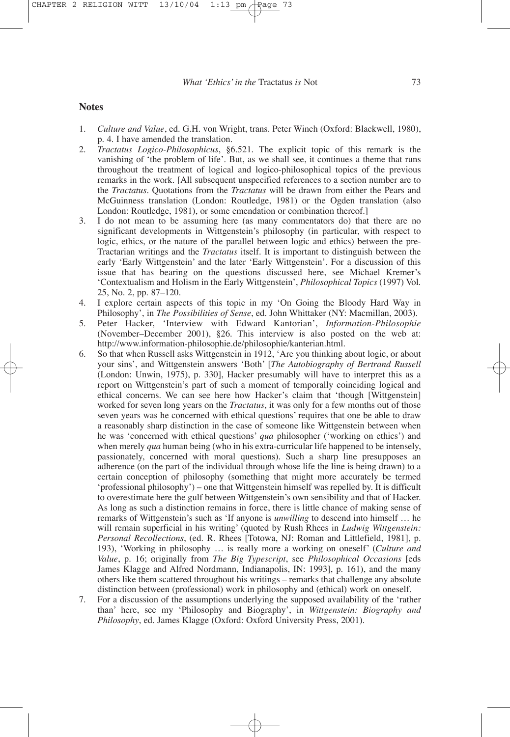## Notes

1. *Culture and Value*, ed. G.H. von Wright, trans. Peter Winch (Oxford: Blackwell, 1980), p. 4. I have amended the translation.
2. *Tractatus Logico-Philosophicus*, §6.521. The explicit topic of this remark is the vanishing of 'the problem of life'. But, as we shall see, it continues a theme that runs throughout the treatment of logical and logico-philosophical topics of the previous remarks in the work. [All subsequent unspecified references to a section number are to the *Tractatus*. Quotations from the *Tractatus* will be drawn from either the Pears and McGuinness translation (London: Routledge, 1981) or the Ogden translation (also London: Routledge, 1981), or some emendation or combination thereof.]
3. I do not mean to be assuming here (as many commentators do) that there are no significant developments in Wittgenstein's philosophy (in particular, with respect to logic, ethics, or the nature of the parallel between logic and ethics) between the pre-Tractarian writings and the *Tractatus* itself. It is important to distinguish between the early 'Early Wittgenstein' and the later 'Early Wittgenstein'. For a discussion of this issue that has bearing on the questions discussed here, see Michael Kremer's 'Contextualism and Holism in the Early Wittgenstein', *Philosophical Topics* (1997) Vol. 25, No. 2, pp. 87–120.
4. I explore certain aspects of this topic in my 'On Going the Bloody Hard Way in Philosophy', in *The Possibilities of Sense*, ed. John Whittaker (NY: Macmillan, 2003).
5. Peter Hacker, 'Interview with Edward Kantorian', *Information-Philosophie* (November–December 2001), §26. This interview is also posted on the web at: http://www.information-philosophie.de/philosophie/kanterian.html.
6. So that when Russell asks Wittgenstein in 1912, 'Are you thinking about logic, or about your sins', and Wittgenstein answers 'Both' [*The Autobiography of Bertrand Russell* (London: Unwin, 1975), p. 330], Hacker presumably will have to interpret this as a report on Wittgenstein's part of such a moment of temporally coinciding logical and ethical concerns. We can see here how Hacker's claim that 'though [Wittgenstein] worked for seven long years on the *Tractatus*, it was only for a few months out of those seven years was he concerned with ethical questions' requires that one be able to draw a reasonably sharp distinction in the case of someone like Wittgenstein between when he was 'concerned with ethical questions' *qua* philosopher ('working on ethics') and when merely *qua* human being (who in his extra-curricular life happened to be intensely, passionately, concerned with moral questions). Such a sharp line presupposes an adherence (on the part of the individual through whose life the line is being drawn) to a certain conception of philosophy (something that might more accurately be termed 'professional philosophy') – one that Wittgenstein himself was repelled by. It is difficult to overestimate here the gulf between Wittgenstein's own sensibility and that of Hacker. As long as such a distinction remains in force, there is little chance of making sense of remarks of Wittgenstein's such as 'If anyone is *unwilling* to descend into himself … he will remain superficial in his writing' (quoted by Rush Rhees in *Ludwig Wittgenstein: Personal Recollections*, (ed. R. Rhees [Totowa, NJ: Roman and Littlefield, 1981], p. 193), 'Working in philosophy … is really more a working on oneself' (*Culture and Value*, p. 16; originally from *The Big Typescript*, see *Philosophical Occasions* [eds James Klagge and Alfred Nordmann, Indianapolis, IN: 1993], p. 161), and the many others like them scattered throughout his writings – remarks that challenge any absolute distinction between (professional) work in philosophy and (ethical) work on oneself.
7. For a discussion of the assumptions underlying the supposed availability of the 'rather than' here, see my 'Philosophy and Biography', in *Wittgenstein: Biography and Philosophy*, ed. James Klagge (Oxford: Oxford University Press, 2001).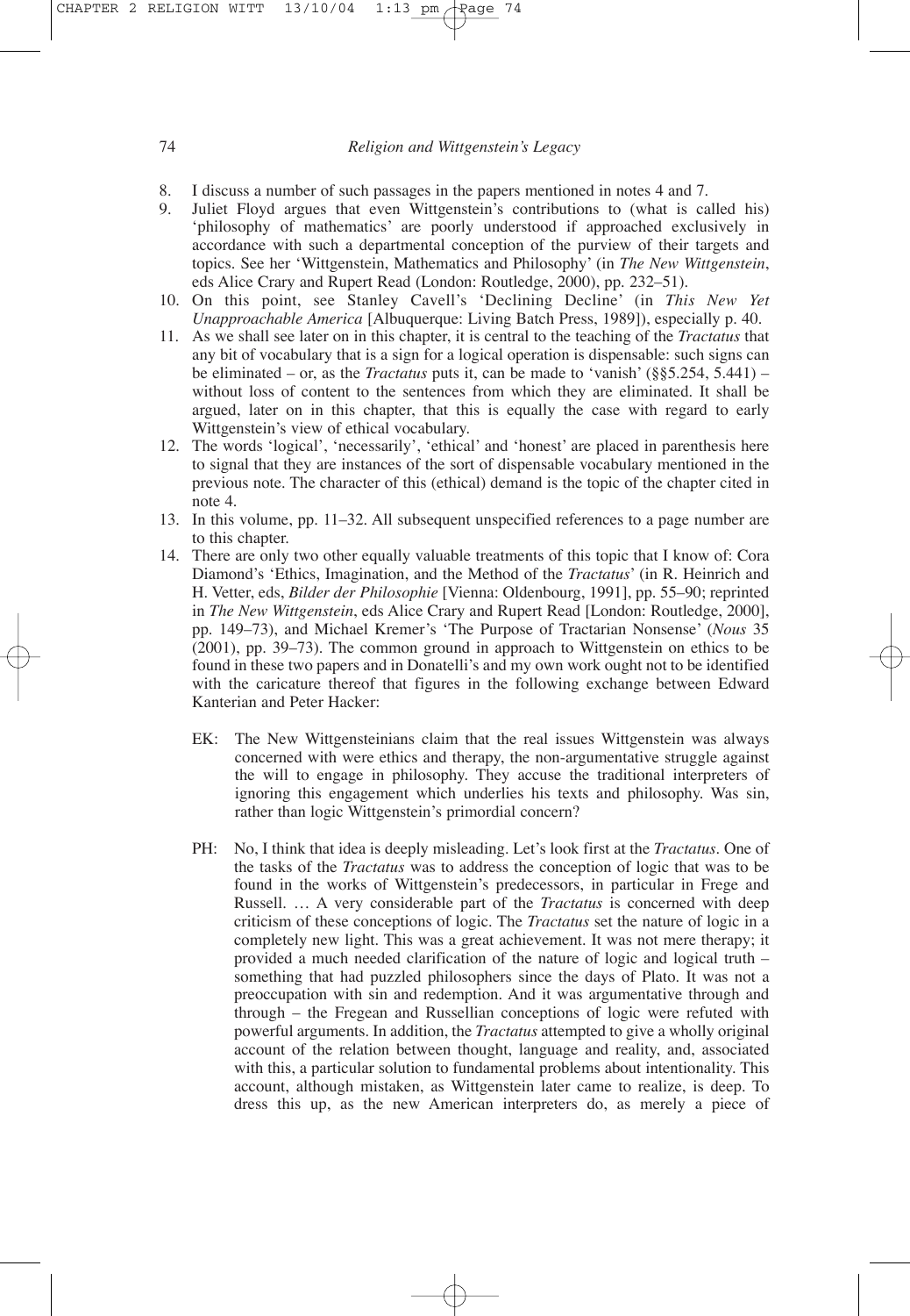8. I discuss a number of such passages in the papers mentioned in notes 4 and 7.
9. Juliet Floyd argues that even Wittgenstein's contributions to (what is called his) 'philosophy of mathematics' are poorly understood if approached exclusively in accordance with such a departmental conception of the purview of their targets and topics. See her 'Wittgenstein, Mathematics and Philosophy' (in *The New Wittgenstein*, eds Alice Crary and Rupert Read (London: Routledge, 2000), pp. 232–51).
10. On this point, see Stanley Cavell's 'Declining Decline' (in *This New Yet Unapproachable America* [Albuquerque: Living Batch Press, 1989]), especially p. 40.
11. As we shall see later on in this chapter, it is central to the teaching of the *Tractatus* that any bit of vocabulary that is a sign for a logical operation is dispensable: such signs can be eliminated – or, as the *Tractatus* puts it, can be made to 'vanish' (§§5.254, 5.441) – without loss of content to the sentences from which they are eliminated. It shall be argued, later on in this chapter, that this is equally the case with regard to early Wittgenstein's view of ethical vocabulary.
12. The words 'logical', 'necessarily', 'ethical' and 'honest' are placed in parenthesis here to signal that they are instances of the sort of dispensable vocabulary mentioned in the previous note. The character of this (ethical) demand is the topic of the chapter cited in note 4.
13. In this volume, pp. 11–32. All subsequent unspecified references to a page number are to this chapter.
14. There are only two other equally valuable treatments of this topic that I know of: Cora Diamond's 'Ethics, Imagination, and the Method of the *Tractatus*' (in R. Heinrich and H. Vetter, eds, *Bilder der Philosophie* [Vienna: Oldenbourg, 1991], pp. 55–90; reprinted in *The New Wittgenstein*, eds Alice Crary and Rupert Read [London: Routledge, 2000], pp. 149–73), and Michael Kremer's 'The Purpose of Tractarian Nonsense' (*Nous* 35 (2001), pp. 39–73). The common ground in approach to Wittgenstein on ethics to be found in these two papers and in Donatelli's and my own work ought not to be identified with the caricature thereof that figures in the following exchange between Edward Kanterian and Peter Hacker:

    EK: The New Wittgensteinians claim that the real issues Wittgenstein was always concerned with were ethics and therapy, the non-argumentative struggle against the will to engage in philosophy. They accuse the traditional interpreters of ignoring this engagement which underlies his texts and philosophy. Was sin, rather than logic Wittgenstein's primordial concern?

    PH: No, I think that idea is deeply misleading. Let's look first at the *Tractatus*. One of the tasks of the *Tractatus* was to address the conception of logic that was to be found in the works of Wittgenstein's predecessors, in particular in Frege and Russell. … A very considerable part of the *Tractatus* is concerned with deep criticism of these conceptions of logic. The *Tractatus* set the nature of logic in a completely new light. This was a great achievement. It was not mere therapy; it provided a much needed clarification of the nature of logic and logical truth – something that had puzzled philosophers since the days of Plato. It was not a preoccupation with sin and redemption. And it was argumentative through and through – the Fregean and Russellian conceptions of logic were refuted with powerful arguments. In addition, the *Tractatus* attempted to give a wholly original account of the relation between thought, language and reality, and, associated with this, a particular solution to fundamental problems about intentionality. This account, although mistaken, as Wittgenstein later came to realize, is deep. To dress this up, as the new American interpreters do, as merely a piece of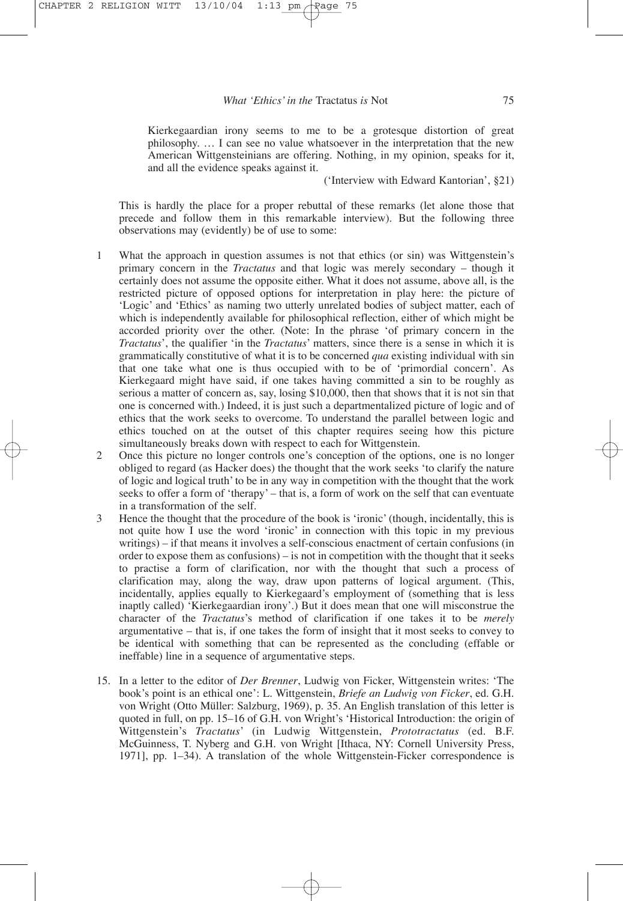Kierkegaardian irony seems to me to be a grotesque distortion of great philosophy. … I can see no value whatsoever in the interpretation that the new American Wittgensteinians are offering. Nothing, in my opinion, speaks for it, and all the evidence speaks against it.

('Interview with Edward Kantorian', §21)

This is hardly the place for a proper rebuttal of these remarks (let alone those that precede and follow them in this remarkable interview). But the following three observations may (evidently) be of use to some:

1. What the approach in question assumes is not that ethics (or sin) was Wittgenstein's primary concern in the *Tractatus* and that logic was merely secondary – though it certainly does not assume the opposite either. What it does not assume, above all, is the restricted picture of opposed options for interpretation in play here: the picture of 'Logic' and 'Ethics' as naming two utterly unrelated bodies of subject matter, each of which is independently available for philosophical reflection, either of which might be accorded priority over the other. (Note: In the phrase 'of primary concern in the *Tractatus*', the qualifier 'in the *Tractatus*' matters, since there is a sense in which it is grammatically constitutive of what it is to be concerned *qua* existing individual with sin that one take what one is thus occupied with to be of 'primordial concern'. As Kierkegaard might have said, if one takes having committed a sin to be roughly as serious a matter of concern as, say, losing $10,000, then that shows that it is not sin that one is concerned with.) Indeed, it is just such a departmentalized picture of logic and of ethics that the work seeks to overcome. To understand the parallel between logic and ethics touched on at the outset of this chapter requires seeing how this picture simultaneously breaks down with respect to each for Wittgenstein.
2. Once this picture no longer controls one's conception of the options, one is no longer obliged to regard (as Hacker does) the thought that the work seeks 'to clarify the nature of logic and logical truth' to be in any way in competition with the thought that the work seeks to offer a form of 'therapy' – that is, a form of work on the self that can eventuate in a transformation of the self.
3. Hence the thought that the procedure of the book is 'ironic' (though, incidentally, this is not quite how I use the word 'ironic' in connection with this topic in my previous writings) – if that means it involves a self-conscious enactment of certain confusions (in order to expose them as confusions) – is not in competition with the thought that it seeks to practise a form of clarification, nor with the thought that such a process of clarification may, along the way, draw upon patterns of logical argument. (This, incidentally, applies equally to Kierkegaard's employment of (something that is less inaptly called) 'Kierkegaardian irony'.) But it does mean that one will misconstrue the character of the *Tractatus*'s method of clarification if one takes it to be *merely* argumentative – that is, if one takes the form of insight that it most seeks to convey to be identical with something that can be represented as the concluding (effable or ineffable) line in a sequence of argumentative steps.

15. In a letter to the editor of *Der Brenner*, Ludwig von Ficker, Wittgenstein writes: 'The book's point is an ethical one': L. Wittgenstein, *Briefe an Ludwig von Ficker*, ed. G.H. von Wright (Otto Müller: Salzburg, 1969), p. 35. An English translation of this letter is quoted in full, on pp. 15–16 of G.H. von Wright's 'Historical Introduction: the origin of Wittgenstein's *Tractatus*' (in Ludwig Wittgenstein, *Prototractatus* (ed. B.F. McGuinness, T. Nyberg and G.H. von Wright [Ithaca, NY: Cornell University Press, 1971], pp. 1–34). A translation of the whole Wittgenstein-Ficker correspondence is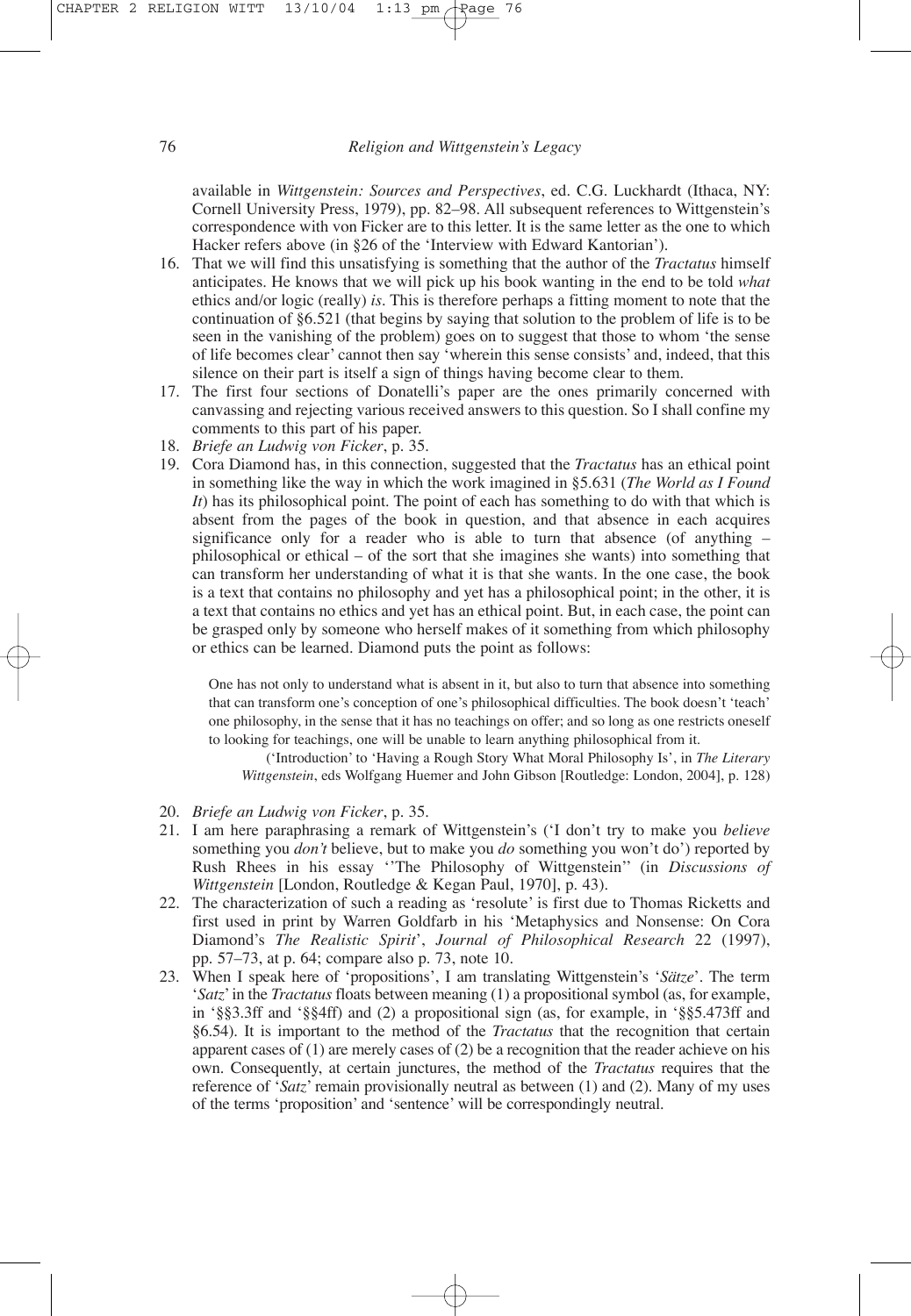available in *Wittgenstein: Sources and Perspectives*, ed. C.G. Luckhardt (Ithaca, NY: Cornell University Press, 1979), pp. 82–98. All subsequent references to Wittgenstein's correspondence with von Ficker are to this letter. It is the same letter as the one to which Hacker refers above (in §26 of the 'Interview with Edward Kantorian').

16. That we will find this unsatisfying is something that the author of the *Tractatus* himself anticipates. He knows that we will pick up his book wanting in the end to be told *what* ethics and/or logic (really) *is*. This is therefore perhaps a fitting moment to note that the continuation of §6.521 (that begins by saying that solution to the problem of life is to be seen in the vanishing of the problem) goes on to suggest that those to whom 'the sense of life becomes clear' cannot then say 'wherein this sense consists' and, indeed, that this silence on their part is itself a sign of things having become clear to them.
17. The first four sections of Donatelli's paper are the ones primarily concerned with canvassing and rejecting various received answers to this question. So I shall confine my comments to this part of his paper.
18. *Briefe an Ludwig von Ficker*, p. 35.
19. Cora Diamond has, in this connection, suggested that the *Tractatus* has an ethical point in something like the way in which the work imagined in §5.631 (*The World as I Found It*) has its philosophical point. The point of each has something to do with that which is absent from the pages of the book in question, and that absence in each acquires significance only for a reader who is able to turn that absence (of anything – philosophical or ethical – of the sort that she imagines she wants) into something that can transform her understanding of what it is that she wants. In the one case, the book is a text that contains no philosophy and yet has a philosophical point; in the other, it is a text that contains no ethics and yet has an ethical point. But, in each case, the point can be grasped only by someone who herself makes of it something from which philosophy or ethics can be learned. Diamond puts the point as follows:

    > One has not only to understand what is absent in it, but also to turn that absence into something that can transform one's conception of one's philosophical difficulties. The book doesn't 'teach' one philosophy, in the sense that it has no teachings on offer; and so long as one restricts oneself to looking for teachings, one will be unable to learn anything philosophical from it.
    >
    > ('Introduction' to 'Having a Rough Story What Moral Philosophy Is', in *The Literary Wittgenstein*, eds Wolfgang Huemer and John Gibson [Routledge: London, 2004], p. 128)

20. *Briefe an Ludwig von Ficker*, p. 35.
21. I am here paraphrasing a remark of Wittgenstein's ('I don't try to make you *believe* something you *don't* believe, but to make you *do* something you won't do') reported by Rush Rhees in his essay ''The Philosophy of Wittgenstein'' (in *Discussions of Wittgenstein* [London, Routledge & Kegan Paul, 1970], p. 43).
22. The characterization of such a reading as 'resolute' is first due to Thomas Ricketts and first used in print by Warren Goldfarb in his 'Metaphysics and Nonsense: On Cora Diamond's *The Realistic Spirit*', *Journal of Philosophical Research* 22 (1997), pp. 57–73, at p. 64; compare also p. 73, note 10.
23. When I speak here of 'propositions', I am translating Wittgenstein's '*Sätze*'. The term '*Satz*' in the *Tractatus* floats between meaning (1) a propositional symbol (as, for example, in '§§3.3ff and '§§4ff) and (2) a propositional sign (as, for example, in '§§5.473ff and §6.54). It is important to the method of the *Tractatus* that the recognition that certain apparent cases of (1) are merely cases of (2) be a recognition that the reader achieve on his own. Consequently, at certain junctures, the method of the *Tractatus* requires that the reference of '*Satz*' remain provisionally neutral as between (1) and (2). Many of my uses of the terms 'proposition' and 'sentence' will be correspondingly neutral.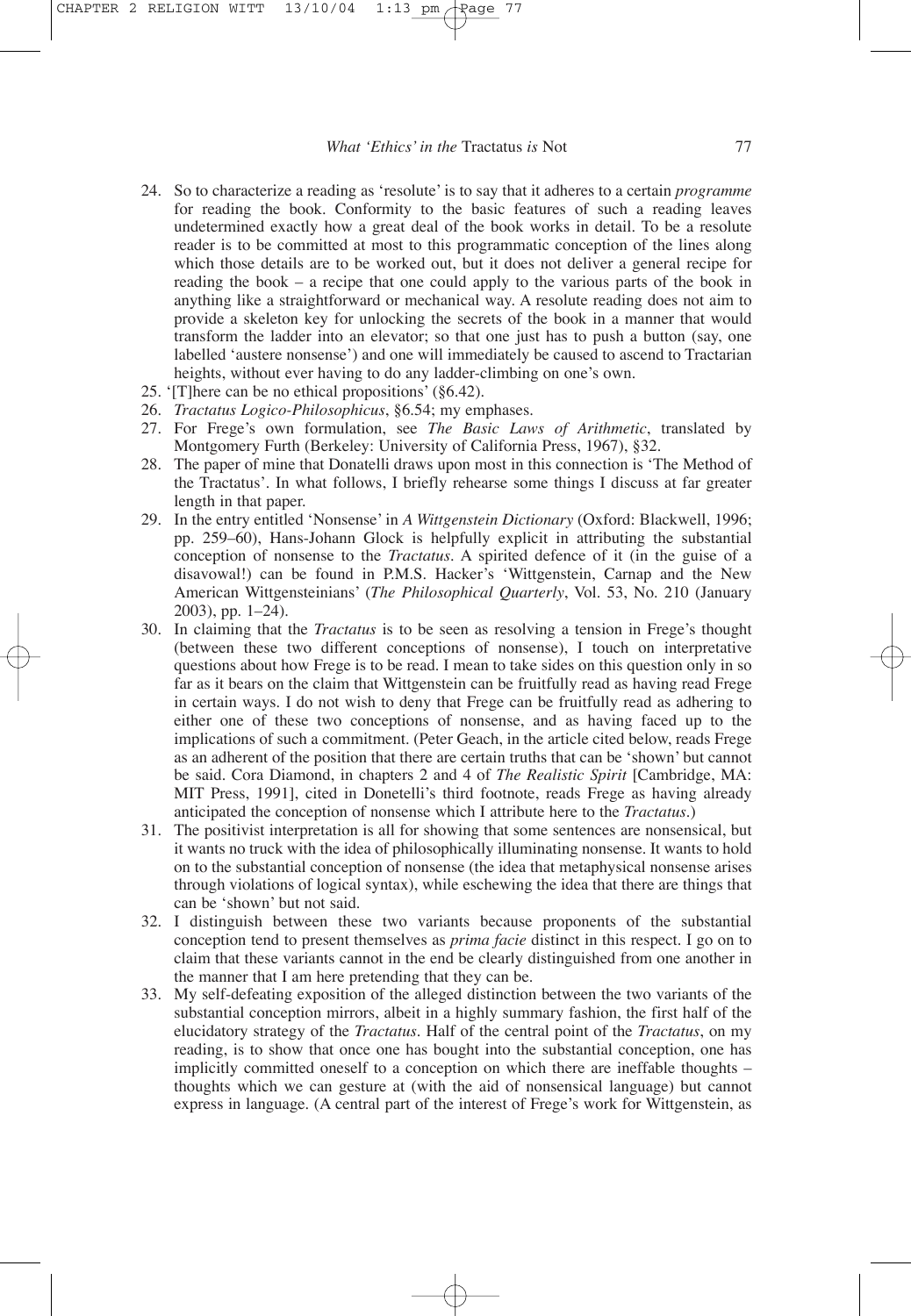24. So to characterize a reading as 'resolute' is to say that it adheres to a certain *programme* for reading the book. Conformity to the basic features of such a reading leaves undetermined exactly how a great deal of the book works in detail. To be a resolute reader is to be committed at most to this programmatic conception of the lines along which those details are to be worked out, but it does not deliver a general recipe for reading the book – a recipe that one could apply to the various parts of the book in anything like a straightforward or mechanical way. A resolute reading does not aim to provide a skeleton key for unlocking the secrets of the book in a manner that would transform the ladder into an elevator; so that one just has to push a button (say, one labelled 'austere nonsense') and one will immediately be caused to ascend to Tractarian heights, without ever having to do any ladder-climbing on one's own.
25. '[T]here can be no ethical propositions' (§6.42).
26. *Tractatus Logico-Philosophicus*, §6.54; my emphases.
27. For Frege's own formulation, see *The Basic Laws of Arithmetic*, translated by Montgomery Furth (Berkeley: University of California Press, 1967), §32.
28. The paper of mine that Donatelli draws upon most in this connection is 'The Method of the Tractatus'. In what follows, I briefly rehearse some things I discuss at far greater length in that paper.
29. In the entry entitled 'Nonsense' in *A Wittgenstein Dictionary* (Oxford: Blackwell, 1996; pp. 259–60), Hans-Johann Glock is helpfully explicit in attributing the substantial conception of nonsense to the *Tractatus*. A spirited defence of it (in the guise of a disavowal!) can be found in P.M.S. Hacker's 'Wittgenstein, Carnap and the New American Wittgensteinians' (*The Philosophical Quarterly*, Vol. 53, No. 210 (January 2003), pp. 1–24).
30. In claiming that the *Tractatus* is to be seen as resolving a tension in Frege's thought (between these two different conceptions of nonsense), I touch on interpretative questions about how Frege is to be read. I mean to take sides on this question only in so far as it bears on the claim that Wittgenstein can be fruitfully read as having read Frege in certain ways. I do not wish to deny that Frege can be fruitfully read as adhering to either one of these two conceptions of nonsense, and as having faced up to the implications of such a commitment. (Peter Geach, in the article cited below, reads Frege as an adherent of the position that there are certain truths that can be 'shown' but cannot be said. Cora Diamond, in chapters 2 and 4 of *The Realistic Spirit* [Cambridge, MA: MIT Press, 1991], cited in Donetelli's third footnote, reads Frege as having already anticipated the conception of nonsense which I attribute here to the *Tractatus*.)
31. The positivist interpretation is all for showing that some sentences are nonsensical, but it wants no truck with the idea of philosophically illuminating nonsense. It wants to hold on to the substantial conception of nonsense (the idea that metaphysical nonsense arises through violations of logical syntax), while eschewing the idea that there are things that can be 'shown' but not said.
32. I distinguish between these two variants because proponents of the substantial conception tend to present themselves as *prima facie* distinct in this respect. I go on to claim that these variants cannot in the end be clearly distinguished from one another in the manner that I am here pretending that they can be.
33. My self-defeating exposition of the alleged distinction between the two variants of the substantial conception mirrors, albeit in a highly summary fashion, the first half of the elucidatory strategy of the *Tractatus*. Half of the central point of the *Tractatus*, on my reading, is to show that once one has bought into the substantial conception, one has implicitly committed oneself to a conception on which there are ineffable thoughts – thoughts which we can gesture at (with the aid of nonsensical language) but cannot express in language. (A central part of the interest of Frege's work for Wittgenstein, as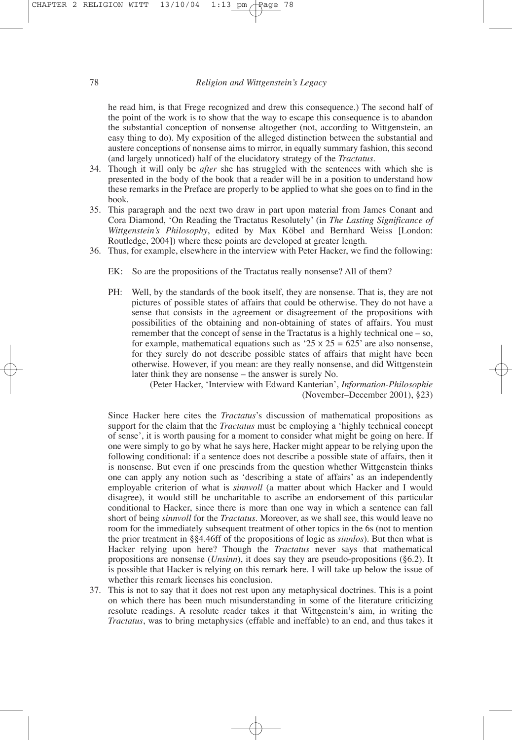he read him, is that Frege recognized and drew this consequence.) The second half of the point of the work is to show that the way to escape this consequence is to abandon the substantial conception of nonsense altogether (not, according to Wittgenstein, an easy thing to do). My exposition of the alleged distinction between the substantial and austere conceptions of nonsense aims to mirror, in equally summary fashion, this second (and largely unnoticed) half of the elucidatory strategy of the *Tractatus*.

34. Though it will only be *after* she has struggled with the sentences with which she is presented in the body of the book that a reader will be in a position to understand how these remarks in the Preface are properly to be applied to what she goes on to find in the book.
35. This paragraph and the next two draw in part upon material from James Conant and Cora Diamond, 'On Reading the Tractatus Resolutely' (in *The Lasting Significance of Wittgenstein's Philosophy*, edited by Max Köbel and Bernhard Weiss [London: Routledge, 2004]) where these points are developed at greater length.
36. Thus, for example, elsewhere in the interview with Peter Hacker, we find the following:

   EK: So are the propositions of the Tractatus really nonsense? All of them?

   PH: Well, by the standards of the book itself, they are nonsense. That is, they are not pictures of possible states of affairs that could be otherwise. They do not have a sense that consists in the agreement or disagreement of the propositions with possibilities of the obtaining and non-obtaining of states of affairs. You must remember that the concept of sense in the Tractatus is a highly technical one – so, for example, mathematical equations such as '25 x 25 = 625' are also nonsense, for they surely do not describe possible states of affairs that might have been otherwise. However, if you mean: are they really nonsense, and did Wittgenstein later think they are nonsense – the answer is surely No.

   (Peter Hacker, 'Interview with Edward Kanterian', *Information-Philosophie* (November–December 2001), §23)

   Since Hacker here cites the *Tractatus*'s discussion of mathematical propositions as support for the claim that the *Tractatus* must be employing a 'highly technical concept of sense', it is worth pausing for a moment to consider what might be going on here. If one were simply to go by what he says here, Hacker might appear to be relying upon the following conditional: if a sentence does not describe a possible state of affairs, then it is nonsense. But even if one prescinds from the question whether Wittgenstein thinks one can apply any notion such as 'describing a state of affairs' as an independently employable criterion of what is *sinnvoll* (a matter about which Hacker and I would disagree), it would still be uncharitable to ascribe an endorsement of this particular conditional to Hacker, since there is more than one way in which a sentence can fall short of being *sinnvoll* for the *Tractatus*. Moreover, as we shall see, this would leave no room for the immediately subsequent treatment of other topics in the 6s (not to mention the prior treatment in §§4.46ff of the propositions of logic as *sinnlos*). But then what is Hacker relying upon here? Though the *Tractatus* never says that mathematical propositions are nonsense (*Unsinn*), it does say they are pseudo-propositions (§6.2). It is possible that Hacker is relying on this remark here. I will take up below the issue of whether this remark licenses his conclusion.
37. This is not to say that it does not rest upon any metaphysical doctrines. This is a point on which there has been much misunderstanding in some of the literature criticizing resolute readings. A resolute reader takes it that Wittgenstein's aim, in writing the *Tractatus*, was to bring metaphysics (effable and ineffable) to an end, and thus takes it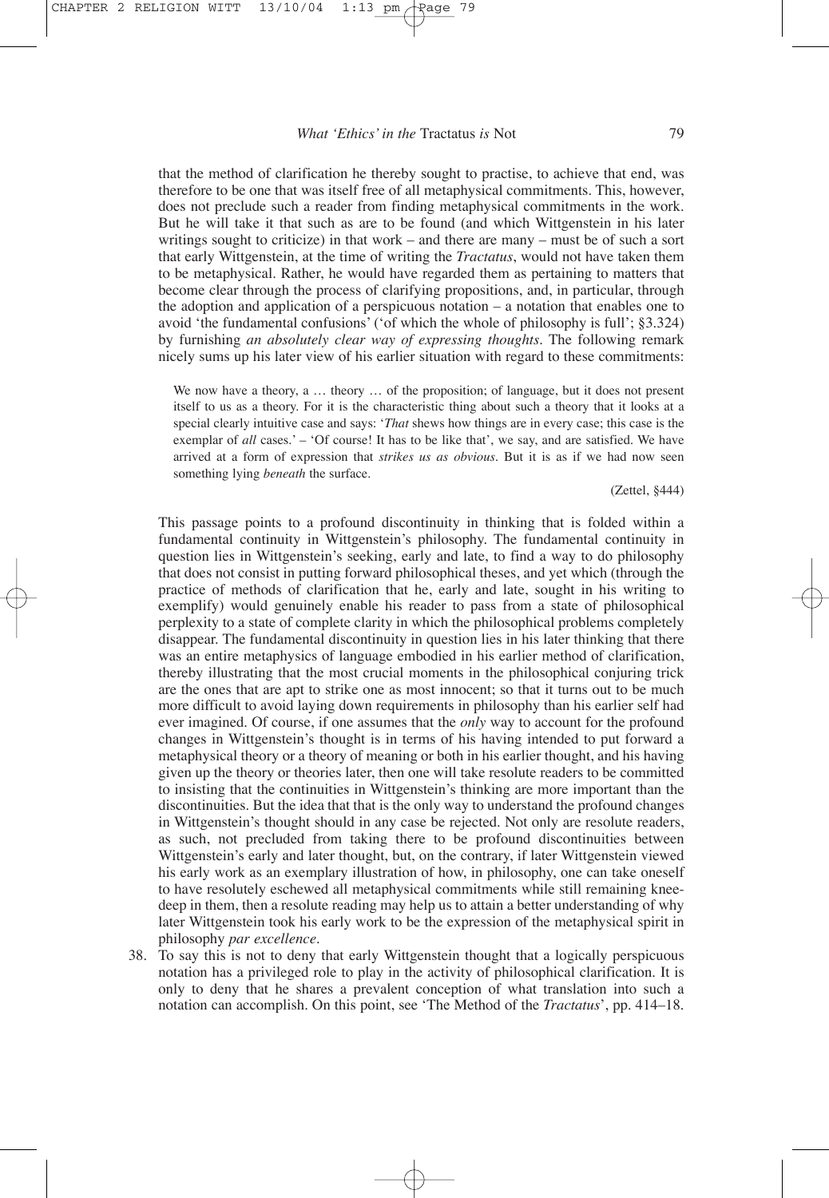that the method of clarification he thereby sought to practise, to achieve that end, was therefore to be one that was itself free of all metaphysical commitments. This, however, does not preclude such a reader from finding metaphysical commitments in the work. But he will take it that such as are to be found (and which Wittgenstein in his later writings sought to criticize) in that work – and there are many – must be of such a sort that early Wittgenstein, at the time of writing the *Tractatus*, would not have taken them to be metaphysical. Rather, he would have regarded them as pertaining to matters that become clear through the process of clarifying propositions, and, in particular, through the adoption and application of a perspicuous notation – a notation that enables one to avoid 'the fundamental confusions' ('of which the whole of philosophy is full'; §3.324) by furnishing *an absolutely clear way of expressing thoughts*. The following remark nicely sums up his later view of his earlier situation with regard to these commitments:

> We now have a theory, a … theory … of the proposition; of language, but it does not present itself to us as a theory. For it is the characteristic thing about such a theory that it looks at a special clearly intuitive case and says: '*That* shews how things are in every case; this case is the exemplar of *all* cases.' – 'Of course! It has to be like that', we say, and are satisfied. We have arrived at a form of expression that *strikes us as obvious*. But it is as if we had now seen something lying *beneath* the surface.
>
> (Zettel, §444)

This passage points to a profound discontinuity in thinking that is folded within a fundamental continuity in Wittgenstein's philosophy. The fundamental continuity in question lies in Wittgenstein's seeking, early and late, to find a way to do philosophy that does not consist in putting forward philosophical theses, and yet which (through the practice of methods of clarification that he, early and late, sought in his writing to exemplify) would genuinely enable his reader to pass from a state of philosophical perplexity to a state of complete clarity in which the philosophical problems completely disappear. The fundamental discontinuity in question lies in his later thinking that there was an entire metaphysics of language embodied in his earlier method of clarification, thereby illustrating that the most crucial moments in the philosophical conjuring trick are the ones that are apt to strike one as most innocent; so that it turns out to be much more difficult to avoid laying down requirements in philosophy than his earlier self had ever imagined. Of course, if one assumes that the *only* way to account for the profound changes in Wittgenstein's thought is in terms of his having intended to put forward a metaphysical theory or a theory of meaning or both in his earlier thought, and his having given up the theory or theories later, then one will take resolute readers to be committed to insisting that the continuities in Wittgenstein's thinking are more important than the discontinuities. But the idea that that is the only way to understand the profound changes in Wittgenstein's thought should in any case be rejected. Not only are resolute readers, as such, not precluded from taking there to be profound discontinuities between Wittgenstein's early and later thought, but, on the contrary, if later Wittgenstein viewed his early work as an exemplary illustration of how, in philosophy, one can take oneself to have resolutely eschewed all metaphysical commitments while still remaining knee-deep in them, then a resolute reading may help us to attain a better understanding of why later Wittgenstein took his early work to be the expression of the metaphysical spirit in philosophy *par excellence*.

38. To say this is not to deny that early Wittgenstein thought that a logically perspicuous notation has a privileged role to play in the activity of philosophical clarification. It is only to deny that he shares a prevalent conception of what translation into such a notation can accomplish. On this point, see 'The Method of the *Tractatus*', pp. 414–18.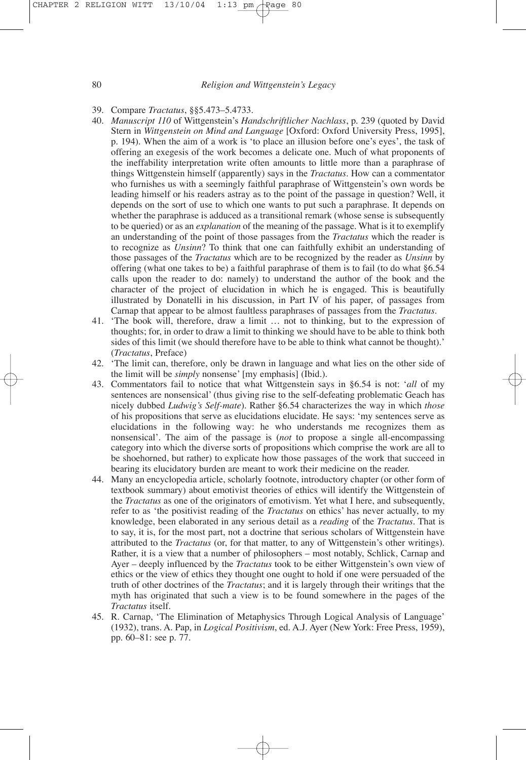39. Compare *Tractatus*, §§5.473–5.4733.
40. *Manuscript 110* of Wittgenstein's *Handschriftlicher Nachlass*, p. 239 (quoted by David Stern in *Wittgenstein on Mind and Language* [Oxford: Oxford University Press, 1995], p. 194). When the aim of a work is 'to place an illusion before one's eyes', the task of offering an exegesis of the work becomes a delicate one. Much of what proponents of the ineffability interpretation write often amounts to little more than a paraphrase of things Wittgenstein himself (apparently) says in the *Tractatus*. How can a commentator who furnishes us with a seemingly faithful paraphrase of Wittgenstein's own words be leading himself or his readers astray as to the point of the passage in question? Well, it depends on the sort of use to which one wants to put such a paraphrase. It depends on whether the paraphrase is adduced as a transitional remark (whose sense is subsequently to be queried) or as an *explanation* of the meaning of the passage. What is it to exemplify an understanding of the point of those passages from the *Tractatus* which the reader is to recognize as *Unsinn*? To think that one can faithfully exhibit an understanding of those passages of the *Tractatus* which are to be recognized by the reader as *Unsinn* by offering (what one takes to be) a faithful paraphrase of them is to fail (to do what §6.54 calls upon the reader to do: namely) to understand the author of the book and the character of the project of elucidation in which he is engaged. This is beautifully illustrated by Donatelli in his discussion, in Part IV of his paper, of passages from Carnap that appear to be almost faultless paraphrases of passages from the *Tractatus*.
41. 'The book will, therefore, draw a limit … not to thinking, but to the expression of thoughts; for, in order to draw a limit to thinking we should have to be able to think both sides of this limit (we should therefore have to be able to think what cannot be thought).' (*Tractatus*, Preface)
42. 'The limit can, therefore, only be drawn in language and what lies on the other side of the limit will be *simply* nonsense' [my emphasis] (Ibid.).
43. Commentators fail to notice that what Wittgenstein says in §6.54 is not: '*all* of my sentences are nonsensical' (thus giving rise to the self-defeating problematic Geach has nicely dubbed *Ludwig's Self-mate*). Rather §6.54 characterizes the way in which *those* of his propositions that serve as elucidations elucidate. He says: 'my sentences serve as elucidations in the following way: he who understands me recognizes them as nonsensical'. The aim of the passage is (*not* to propose a single all-encompassing category into which the diverse sorts of propositions which comprise the work are all to be shoehorned, but rather) to explicate how those passages of the work that succeed in bearing its elucidatory burden are meant to work their medicine on the reader.
44. Many an encyclopedia article, scholarly footnote, introductory chapter (or other form of textbook summary) about emotivist theories of ethics will identify the Wittgenstein of the *Tractatus* as one of the originators of emotivism. Yet what I here, and subsequently, refer to as 'the positivist reading of the *Tractatus* on ethics' has never actually, to my knowledge, been elaborated in any serious detail as a *reading* of the *Tractatus*. That is to say, it is, for the most part, not a doctrine that serious scholars of Wittgenstein have attributed to the *Tractatus* (or, for that matter, to any of Wittgenstein's other writings). Rather, it is a view that a number of philosophers – most notably, Schlick, Carnap and Ayer – deeply influenced by the *Tractatus* took to be either Wittgenstein's own view of ethics or the view of ethics they thought one ought to hold if one were persuaded of the truth of other doctrines of the *Tractatus*; and it is largely through their writings that the myth has originated that such a view is to be found somewhere in the pages of the *Tractatus* itself.
45. R. Carnap, 'The Elimination of Metaphysics Through Logical Analysis of Language' (1932), trans. A. Pap, in *Logical Positivism*, ed. A.J. Ayer (New York: Free Press, 1959), pp. 60–81: see p. 77.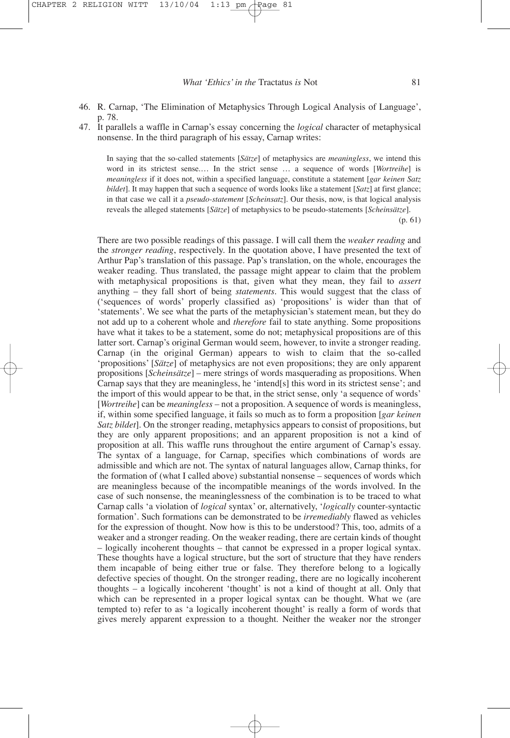46. R. Carnap, 'The Elimination of Metaphysics Through Logical Analysis of Language', p. 78.
47. It parallels a waffle in Carnap's essay concerning the *logical* character of metaphysical nonsense. In the third paragraph of his essay, Carnap writes:

> In saying that the so-called statements [*Sätze*] of metaphysics are *meaningless*, we intend this word in its strictest sense.… In the strict sense … a sequence of words [*Wortreihe*] is *meaningless* if it does not, within a specified language, constitute a statement [*gar keinen Satz bildet*]. It may happen that such a sequence of words looks like a statement [*Satz*] at first glance; in that case we call it a *pseudo-statement* [*Scheinsatz*]. Our thesis, now, is that logical analysis reveals the alleged statements [*Sätze*] of metaphysics to be pseudo-statements [*Scheinsätze*].
>
> (p. 61)

There are two possible readings of this passage. I will call them the *weaker reading* and the *stronger reading*, respectively. In the quotation above, I have presented the text of Arthur Pap's translation of this passage. Pap's translation, on the whole, encourages the weaker reading. Thus translated, the passage might appear to claim that the problem with metaphysical propositions is that, given what they mean, they fail to *assert* anything – they fall short of being *statements*. This would suggest that the class of ('sequences of words' properly classified as) 'propositions' is wider than that of 'statements'. We see what the parts of the metaphysician's statement mean, but they do not add up to a coherent whole and *therefore* fail to state anything. Some propositions have what it takes to be a statement, some do not; metaphysical propositions are of this latter sort. Carnap's original German would seem, however, to invite a stronger reading. Carnap (in the original German) appears to wish to claim that the so-called 'propositions' [*Sätze*] of metaphysics are not even propositions; they are only apparent propositions [*Scheinsätze*] – mere strings of words masquerading as propositions. When Carnap says that they are meaningless, he 'intend[s] this word in its strictest sense'; and the import of this would appear to be that, in the strict sense, only 'a sequence of words' [*Wortreihe*] can be *meaningless* – not a proposition. A sequence of words is meaningless, if, within some specified language, it fails so much as to form a proposition [*gar keinen Satz bildet*]. On the stronger reading, metaphysics appears to consist of propositions, but they are only apparent propositions; and an apparent proposition is not a kind of proposition at all. This waffle runs throughout the entire argument of Carnap's essay. The syntax of a language, for Carnap, specifies which combinations of words are admissible and which are not. The syntax of natural languages allow, Carnap thinks, for the formation of (what I called above) substantial nonsense – sequences of words which are meaningless because of the incompatible meanings of the words involved. In the case of such nonsense, the meaninglessness of the combination is to be traced to what Carnap calls 'a violation of *logical* syntax' or, alternatively, '*logically* counter-syntactic formation'. Such formations can be demonstrated to be *irremediably* flawed as vehicles for the expression of thought. Now how is this to be understood? This, too, admits of a weaker and a stronger reading. On the weaker reading, there are certain kinds of thought – logically incoherent thoughts – that cannot be expressed in a proper logical syntax. These thoughts have a logical structure, but the sort of structure that they have renders them incapable of being either true or false. They therefore belong to a logically defective species of thought. On the stronger reading, there are no logically incoherent thoughts – a logically incoherent 'thought' is not a kind of thought at all. Only that which can be represented in a proper logical syntax can be thought. What we (are tempted to) refer to as 'a logically incoherent thought' is really a form of words that gives merely apparent expression to a thought. Neither the weaker nor the stronger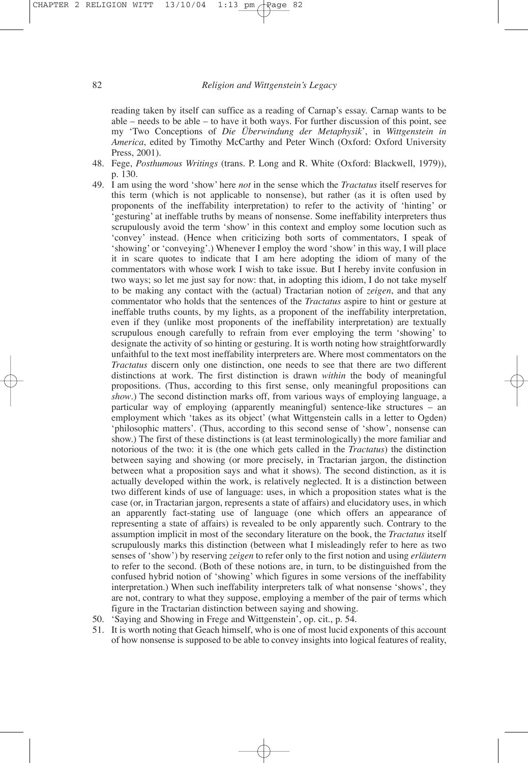reading taken by itself can suffice as a reading of Carnap's essay. Carnap wants to be able – needs to be able – to have it both ways. For further discussion of this point, see my 'Two Conceptions of *Die Überwindung der Metaphysik*', in *Wittgenstein in America*, edited by Timothy McCarthy and Peter Winch (Oxford: Oxford University Press, 2001).

48. Fege, *Posthumous Writings* (trans. P. Long and R. White (Oxford: Blackwell, 1979)), p. 130.
49. I am using the word 'show' here *not* in the sense which the *Tractatus* itself reserves for this term (which is not applicable to nonsense), but rather (as it is often used by proponents of the ineffability interpretation) to refer to the activity of 'hinting' or 'gesturing' at ineffable truths by means of nonsense. Some ineffability interpreters thus scrupulously avoid the term 'show' in this context and employ some locution such as 'convey' instead. (Hence when criticizing both sorts of commentators, I speak of 'showing' or 'conveying'.) Whenever I employ the word 'show' in this way, I will place it in scare quotes to indicate that I am here adopting the idiom of many of the commentators with whose work I wish to take issue. But I hereby invite confusion in two ways; so let me just say for now: that, in adopting this idiom, I do not take myself to be making any contact with the (actual) Tractarian notion of *zeigen*, and that any commentator who holds that the sentences of the *Tractatus* aspire to hint or gesture at ineffable truths counts, by my lights, as a proponent of the ineffability interpretation, even if they (unlike most proponents of the ineffability interpretation) are textually scrupulous enough carefully to refrain from ever employing the term 'showing' to designate the activity of so hinting or gesturing. It is worth noting how straightforwardly unfaithful to the text most ineffability interpreters are. Where most commentators on the *Tractatus* discern only one distinction, one needs to see that there are two different distinctions at work. The first distinction is drawn *within* the body of meaningful propositions. (Thus, according to this first sense, only meaningful propositions can *show*.) The second distinction marks off, from various ways of employing language, a particular way of employing (apparently meaningful) sentence-like structures – an employment which 'takes as its object' (what Wittgenstein calls in a letter to Ogden) 'philosophic matters'. (Thus, according to this second sense of 'show', nonsense can show.) The first of these distinctions is (at least terminologically) the more familiar and notorious of the two: it is (the one which gets called in the *Tractatus*) the distinction between saying and showing (or more precisely, in Tractarian jargon, the distinction between what a proposition says and what it shows). The second distinction, as it is actually developed within the work, is relatively neglected. It is a distinction between two different kinds of use of language: uses, in which a proposition states what is the case (or, in Tractarian jargon, represents a state of affairs) and elucidatory uses, in which an apparently fact-stating use of language (one which offers an appearance of representing a state of affairs) is revealed to be only apparently such. Contrary to the assumption implicit in most of the secondary literature on the book, the *Tractatus* itself scrupulously marks this distinction (between what I misleadingly refer to here as two senses of 'show') by reserving *zeigen* to refer only to the first notion and using *erläutern* to refer to the second. (Both of these notions are, in turn, to be distinguished from the confused hybrid notion of 'showing' which figures in some versions of the ineffability interpretation.) When such ineffability interpreters talk of what nonsense 'shows', they are not, contrary to what they suppose, employing a member of the pair of terms which figure in the Tractarian distinction between saying and showing.
50. 'Saying and Showing in Frege and Wittgenstein', op. cit., p. 54.
51. It is worth noting that Geach himself, who is one of most lucid exponents of this account of how nonsense is supposed to be able to convey insights into logical features of reality,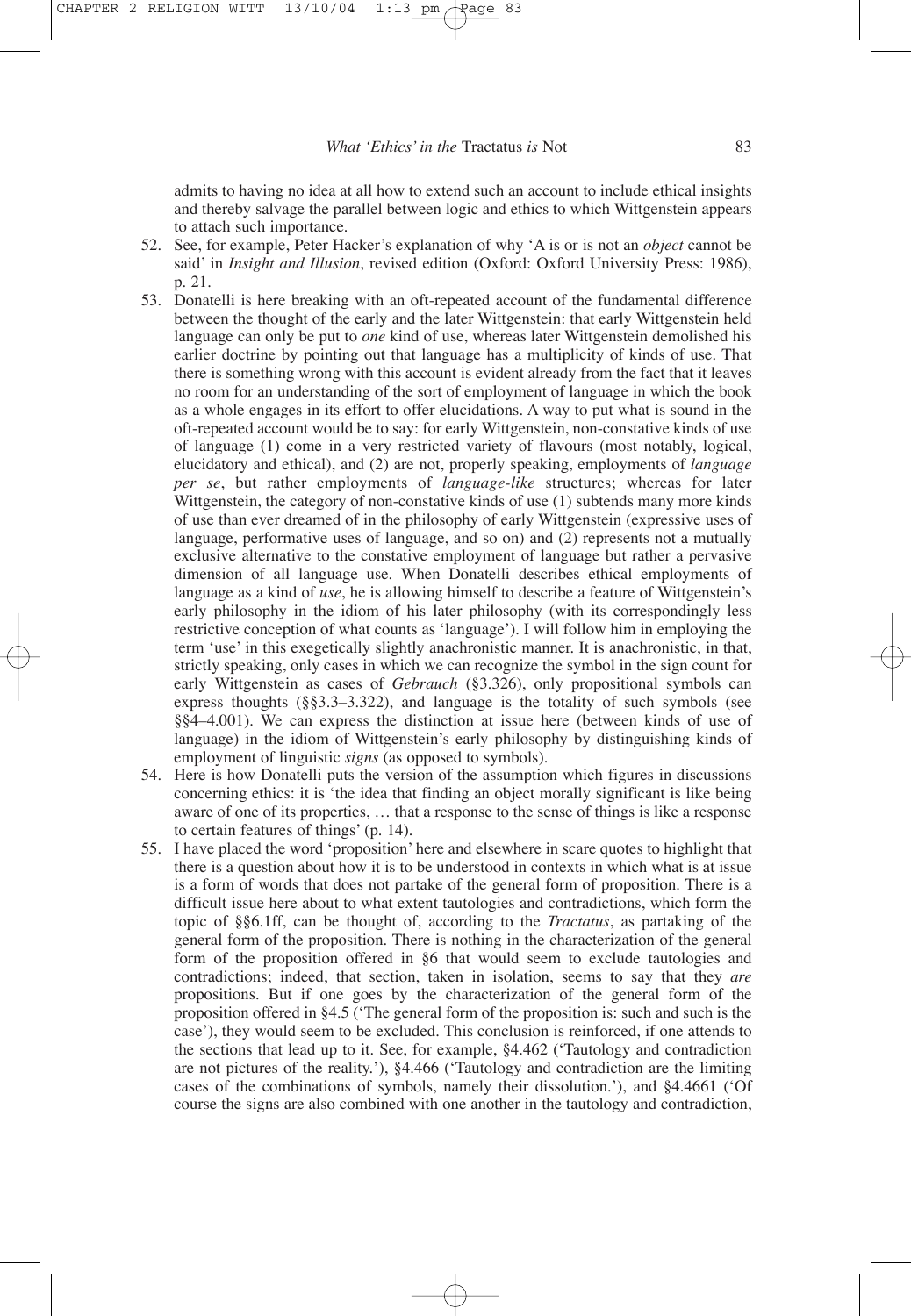admits to having no idea at all how to extend such an account to include ethical insights and thereby salvage the parallel between logic and ethics to which Wittgenstein appears to attach such importance.

52. See, for example, Peter Hacker's explanation of why 'A is or is not an *object* cannot be said' in *Insight and Illusion*, revised edition (Oxford: Oxford University Press: 1986), p. 21.
53. Donatelli is here breaking with an oft-repeated account of the fundamental difference between the thought of the early and the later Wittgenstein: that early Wittgenstein held language can only be put to *one* kind of use, whereas later Wittgenstein demolished his earlier doctrine by pointing out that language has a multiplicity of kinds of use. That there is something wrong with this account is evident already from the fact that it leaves no room for an understanding of the sort of employment of language in which the book as a whole engages in its effort to offer elucidations. A way to put what is sound in the oft-repeated account would be to say: for early Wittgenstein, non-constative kinds of use of language (1) come in a very restricted variety of flavours (most notably, logical, elucidatory and ethical), and (2) are not, properly speaking, employments of *language per se*, but rather employments of *language-like* structures; whereas for later Wittgenstein, the category of non-constative kinds of use (1) subtends many more kinds of use than ever dreamed of in the philosophy of early Wittgenstein (expressive uses of language, performative uses of language, and so on) and (2) represents not a mutually exclusive alternative to the constative employment of language but rather a pervasive dimension of all language use. When Donatelli describes ethical employments of language as a kind of *use*, he is allowing himself to describe a feature of Wittgenstein's early philosophy in the idiom of his later philosophy (with its correspondingly less restrictive conception of what counts as 'language'). I will follow him in employing the term 'use' in this exegetically slightly anachronistic manner. It is anachronistic, in that, strictly speaking, only cases in which we can recognize the symbol in the sign count for early Wittgenstein as cases of *Gebrauch* (§3.326), only propositional symbols can express thoughts (§§3.3–3.322), and language is the totality of such symbols (see §§4–4.001). We can express the distinction at issue here (between kinds of use of language) in the idiom of Wittgenstein's early philosophy by distinguishing kinds of employment of linguistic *signs* (as opposed to symbols).
54. Here is how Donatelli puts the version of the assumption which figures in discussions concerning ethics: it is 'the idea that finding an object morally significant is like being aware of one of its properties, … that a response to the sense of things is like a response to certain features of things' (p. 14).
55. I have placed the word 'proposition' here and elsewhere in scare quotes to highlight that there is a question about how it is to be understood in contexts in which what is at issue is a form of words that does not partake of the general form of proposition. There is a difficult issue here about to what extent tautologies and contradictions, which form the topic of §§6.1ff, can be thought of, according to the *Tractatus*, as partaking of the general form of the proposition. There is nothing in the characterization of the general form of the proposition offered in §6 that would seem to exclude tautologies and contradictions; indeed, that section, taken in isolation, seems to say that they *are* propositions. But if one goes by the characterization of the general form of the proposition offered in §4.5 ('The general form of the proposition is: such and such is the case'), they would seem to be excluded. This conclusion is reinforced, if one attends to the sections that lead up to it. See, for example, §4.462 ('Tautology and contradiction are not pictures of the reality.'), §4.466 ('Tautology and contradiction are the limiting cases of the combinations of symbols, namely their dissolution.'), and §4.4661 ('Of course the signs are also combined with one another in the tautology and contradiction,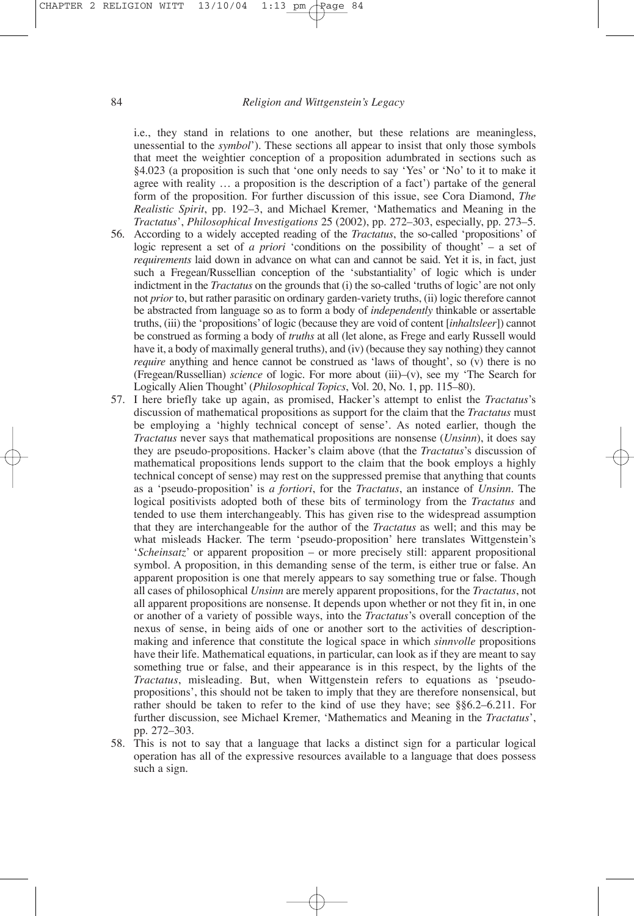i.e., they stand in relations to one another, but these relations are meaningless, unessential to the *symbol*'). These sections all appear to insist that only those symbols that meet the weightier conception of a proposition adumbrated in sections such as §4.023 (a proposition is such that 'one only needs to say 'Yes' or 'No' to it to make it agree with reality … a proposition is the description of a fact') partake of the general form of the proposition. For further discussion of this issue, see Cora Diamond, *The Realistic Spirit*, pp. 192–3, and Michael Kremer, 'Mathematics and Meaning in the *Tractatus*', *Philosophical Investigations* 25 (2002), pp. 272–303, especially, pp. 273–5.

56. According to a widely accepted reading of the *Tractatus*, the so-called 'propositions' of logic represent a set of *a priori* 'conditions on the possibility of thought' – a set of *requirements* laid down in advance on what can and cannot be said. Yet it is, in fact, just such a Fregean/Russellian conception of the 'substantiality' of logic which is under indictment in the *Tractatus* on the grounds that (i) the so-called 'truths of logic' are not only not *prior* to, but rather parasitic on ordinary garden-variety truths, (ii) logic therefore cannot be abstracted from language so as to form a body of *independently* thinkable or assertable truths, (iii) the 'propositions' of logic (because they are void of content [*inhaltsleer*]) cannot be construed as forming a body of *truths* at all (let alone, as Frege and early Russell would have it, a body of maximally general truths), and (iv) (because they say nothing) they cannot *require* anything and hence cannot be construed as 'laws of thought', so (v) there is no (Fregean/Russellian) *science* of logic. For more about (iii)–(v), see my 'The Search for Logically Alien Thought' (*Philosophical Topics*, Vol. 20, No. 1, pp. 115–80).

57. I here briefly take up again, as promised, Hacker's attempt to enlist the *Tractatus*'s discussion of mathematical propositions as support for the claim that the *Tractatus* must be employing a 'highly technical concept of sense'. As noted earlier, though the *Tractatus* never says that mathematical propositions are nonsense (*Unsinn*), it does say they are pseudo-propositions. Hacker's claim above (that the *Tractatus*'s discussion of mathematical propositions lends support to the claim that the book employs a highly technical concept of sense) may rest on the suppressed premise that anything that counts as a 'pseudo-proposition' is *a fortiori*, for the *Tractatus*, an instance of *Unsinn*. The logical positivists adopted both of these bits of terminology from the *Tractatus* and tended to use them interchangeably. This has given rise to the widespread assumption that they are interchangeable for the author of the *Tractatus* as well; and this may be what misleads Hacker. The term 'pseudo-proposition' here translates Wittgenstein's '*Scheinsatz*' or apparent proposition – or more precisely still: apparent propositional symbol. A proposition, in this demanding sense of the term, is either true or false. An apparent proposition is one that merely appears to say something true or false. Though all cases of philosophical *Unsinn* are merely apparent propositions, for the *Tractatus*, not all apparent propositions are nonsense. It depends upon whether or not they fit in, in one or another of a variety of possible ways, into the *Tractatus*'s overall conception of the nexus of sense, in being aids of one or another sort to the activities of description-making and inference that constitute the logical space in which *sinnvolle* propositions have their life. Mathematical equations, in particular, can look as if they are meant to say something true or false, and their appearance is in this respect, by the lights of the *Tractatus*, misleading. But, when Wittgenstein refers to equations as 'pseudo-propositions', this should not be taken to imply that they are therefore nonsensical, but rather should be taken to refer to the kind of use they have; see §§6.2–6.211. For further discussion, see Michael Kremer, 'Mathematics and Meaning in the *Tractatus*', pp. 272–303.

58. This is not to say that a language that lacks a distinct sign for a particular logical operation has all of the expressive resources available to a language that does possess such a sign.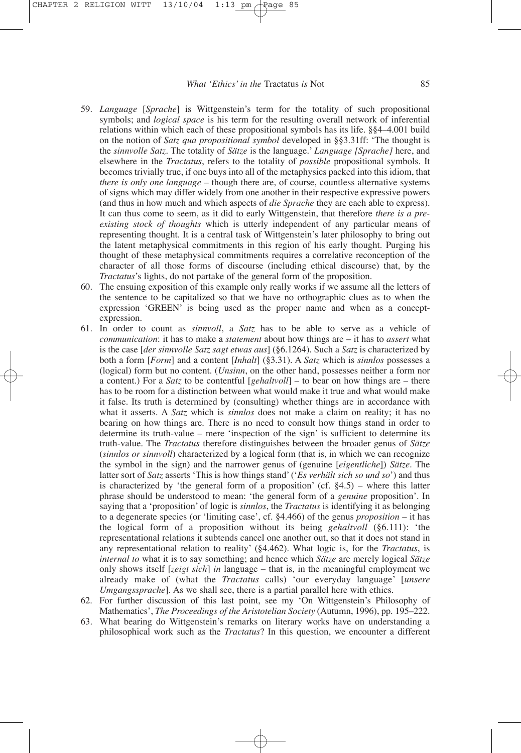59. *Language* [*Sprache*] is Wittgenstein's term for the totality of such propositional symbols; and *logical space* is his term for the resulting overall network of inferential relations within which each of these propositional symbols has its life. §§4–4.001 build on the notion of *Satz qua propositional symbol* developed in §§3.31ff: 'The thought is the *sinnvolle Satz*. The totality of *Sätze* is the language.' *Language [Sprache]* here, and elsewhere in the *Tractatus*, refers to the totality of *possible* propositional symbols. It becomes trivially true, if one buys into all of the metaphysics packed into this idiom, that *there is only one language* – though there are, of course, countless alternative systems of signs which may differ widely from one another in their respective expressive powers (and thus in how much and which aspects of *die Sprache* they are each able to express). It can thus come to seem, as it did to early Wittgenstein, that therefore *there is a pre-existing stock of thoughts* which is utterly independent of any particular means of representing thought. It is a central task of Wittgenstein's later philosophy to bring out the latent metaphysical commitments in this region of his early thought. Purging his thought of these metaphysical commitments requires a correlative reconception of the character of all those forms of discourse (including ethical discourse) that, by the *Tractatus*'s lights, do not partake of the general form of the proposition.
60. The ensuing exposition of this example only really works if we assume all the letters of the sentence to be capitalized so that we have no orthographic clues as to when the expression 'GREEN' is being used as the proper name and when as a concept-expression.
61. In order to count as *sinnvoll*, a *Satz* has to be able to serve as a vehicle of *communication*: it has to make a *statement* about how things are – it has to *assert* what is the case [*der sinnvolle Satz sagt etwas aus*] (§6.1264). Such a *Satz* is characterized by both a form [*Form*] and a content [*Inhalt*] (§3.31). A *Satz* which is *sinnlos* possesses a (logical) form but no content. (*Unsinn*, on the other hand, possesses neither a form nor a content.) For a *Satz* to be contentful [*gehaltvoll*] – to bear on how things are – there has to be room for a distinction between what would make it true and what would make it false. Its truth is determined by (consulting) whether things are in accordance with what it asserts. A *Satz* which is *sinnlos* does not make a claim on reality; it has no bearing on how things are. There is no need to consult how things stand in order to determine its truth-value – mere 'inspection of the sign' is sufficient to determine its truth-value. The *Tractatus* therefore distinguishes between the broader genus of *Sätze* (*sinnlos or sinnvoll*) characterized by a logical form (that is, in which we can recognize the symbol in the sign) and the narrower genus of (genuine [*eigentliche*]) *Sätze*. The latter sort of *Satz* asserts 'This is how things stand' ('*Es verhält sich so und so*') and thus is characterized by 'the general form of a proposition' (cf. §4.5) – where this latter phrase should be understood to mean: 'the general form of a *genuine* proposition'. In saying that a 'proposition' of logic is *sinnlos*, the *Tractatus* is identifying it as belonging to a degenerate species (or 'limiting case', cf. §4.466) of the genus *proposition* – it has the logical form of a proposition without its being *gehaltvoll* (§6.111): 'the representational relations it subtends cancel one another out, so that it does not stand in any representational relation to reality' (§4.462). What logic is, for the *Tractatus*, is *internal to* what it is to say something; and hence which *Sätze* are merely logical *Sätze* only shows itself [*zeigt sich*] *in* language – that is, in the meaningful employment we already make of (what the *Tractatus* calls) 'our everyday language' [*unsere Umgangssprache*]. As we shall see, there is a partial parallel here with ethics.
62. For further discussion of this last point, see my 'On Wittgenstein's Philosophy of Mathematics', *The Proceedings of the Aristotelian Society* (Autumn, 1996), pp. 195–222.
63. What bearing do Wittgenstein's remarks on literary works have on understanding a philosophical work such as the *Tractatus*? In this question, we encounter a different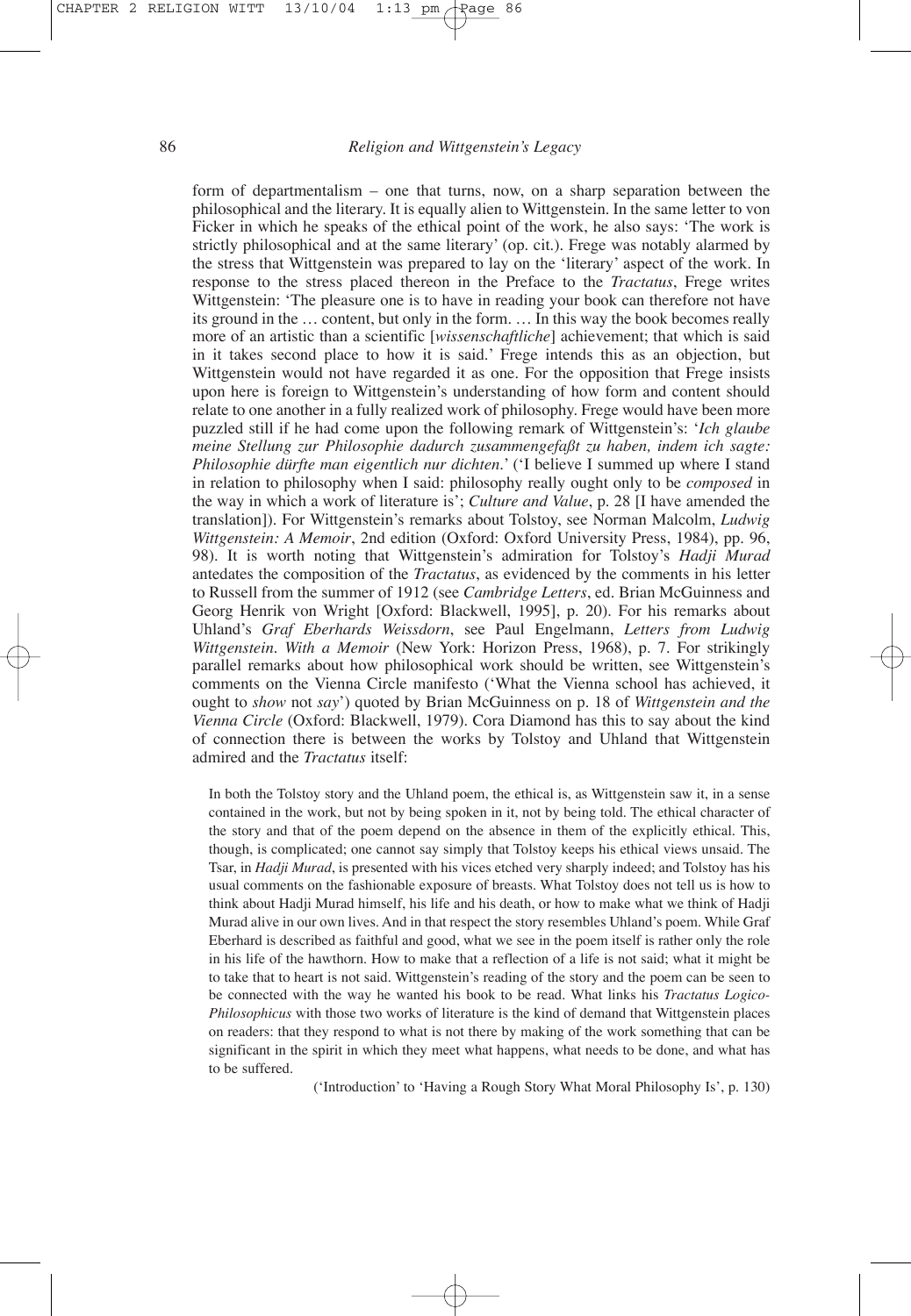form of departmentalism – one that turns, now, on a sharp separation between the philosophical and the literary. It is equally alien to Wittgenstein. In the same letter to von Ficker in which he speaks of the ethical point of the work, he also says: 'The work is strictly philosophical and at the same literary' (op. cit.). Frege was notably alarmed by the stress that Wittgenstein was prepared to lay on the 'literary' aspect of the work. In response to the stress placed thereon in the Preface to the *Tractatus*, Frege writes Wittgenstein: 'The pleasure one is to have in reading your book can therefore not have its ground in the … content, but only in the form. … In this way the book becomes really more of an artistic than a scientific [*wissenschaftliche*] achievement; that which is said in it takes second place to how it is said.' Frege intends this as an objection, but Wittgenstein would not have regarded it as one. For the opposition that Frege insists upon here is foreign to Wittgenstein's understanding of how form and content should relate to one another in a fully realized work of philosophy. Frege would have been more puzzled still if he had come upon the following remark of Wittgenstein's: '*Ich glaube meine Stellung zur Philosophie dadurch zusammengefaßt zu haben, indem ich sagte: Philosophie dürfte man eigentlich nur dichten*.' ('I believe I summed up where I stand in relation to philosophy when I said: philosophy really ought only to be *composed* in the way in which a work of literature is'; *Culture and Value*, p. 28 [I have amended the translation]). For Wittgenstein's remarks about Tolstoy, see Norman Malcolm, *Ludwig Wittgenstein: A Memoir*, 2nd edition (Oxford: Oxford University Press, 1984), pp. 96, 98). It is worth noting that Wittgenstein's admiration for Tolstoy's *Hadji Murad* antedates the composition of the *Tractatus*, as evidenced by the comments in his letter to Russell from the summer of 1912 (see *Cambridge Letters*, ed. Brian McGuinness and Georg Henrik von Wright [Oxford: Blackwell, 1995], p. 20). For his remarks about Uhland's *Graf Eberhards Weissdorn*, see Paul Engelmann, *Letters from Ludwig Wittgenstein. With a Memoir* (New York: Horizon Press, 1968), p. 7. For strikingly parallel remarks about how philosophical work should be written, see Wittgenstein's comments on the Vienna Circle manifesto ('What the Vienna school has achieved, it ought to *show* not *say*') quoted by Brian McGuinness on p. 18 of *Wittgenstein and the Vienna Circle* (Oxford: Blackwell, 1979). Cora Diamond has this to say about the kind of connection there is between the works by Tolstoy and Uhland that Wittgenstein admired and the *Tractatus* itself:

> In both the Tolstoy story and the Uhland poem, the ethical is, as Wittgenstein saw it, in a sense contained in the work, but not by being spoken in it, not by being told. The ethical character of the story and that of the poem depend on the absence in them of the explicitly ethical. This, though, is complicated; one cannot say simply that Tolstoy keeps his ethical views unsaid. The Tsar, in *Hadji Murad*, is presented with his vices etched very sharply indeed; and Tolstoy has his usual comments on the fashionable exposure of breasts. What Tolstoy does not tell us is how to think about Hadji Murad himself, his life and his death, or how to make what we think of Hadji Murad alive in our own lives. And in that respect the story resembles Uhland's poem. While Graf Eberhard is described as faithful and good, what we see in the poem itself is rather only the role in his life of the hawthorn. How to make that a reflection of a life is not said; what it might be to take that to heart is not said. Wittgenstein's reading of the story and the poem can be seen to be connected with the way he wanted his book to be read. What links his *Tractatus Logico-Philosophicus* with those two works of literature is the kind of demand that Wittgenstein places on readers: that they respond to what is not there by making of the work something that can be significant in the spirit in which they meet what happens, what needs to be done, and what has to be suffered.
>
> ('Introduction' to 'Having a Rough Story What Moral Philosophy Is', p. 130)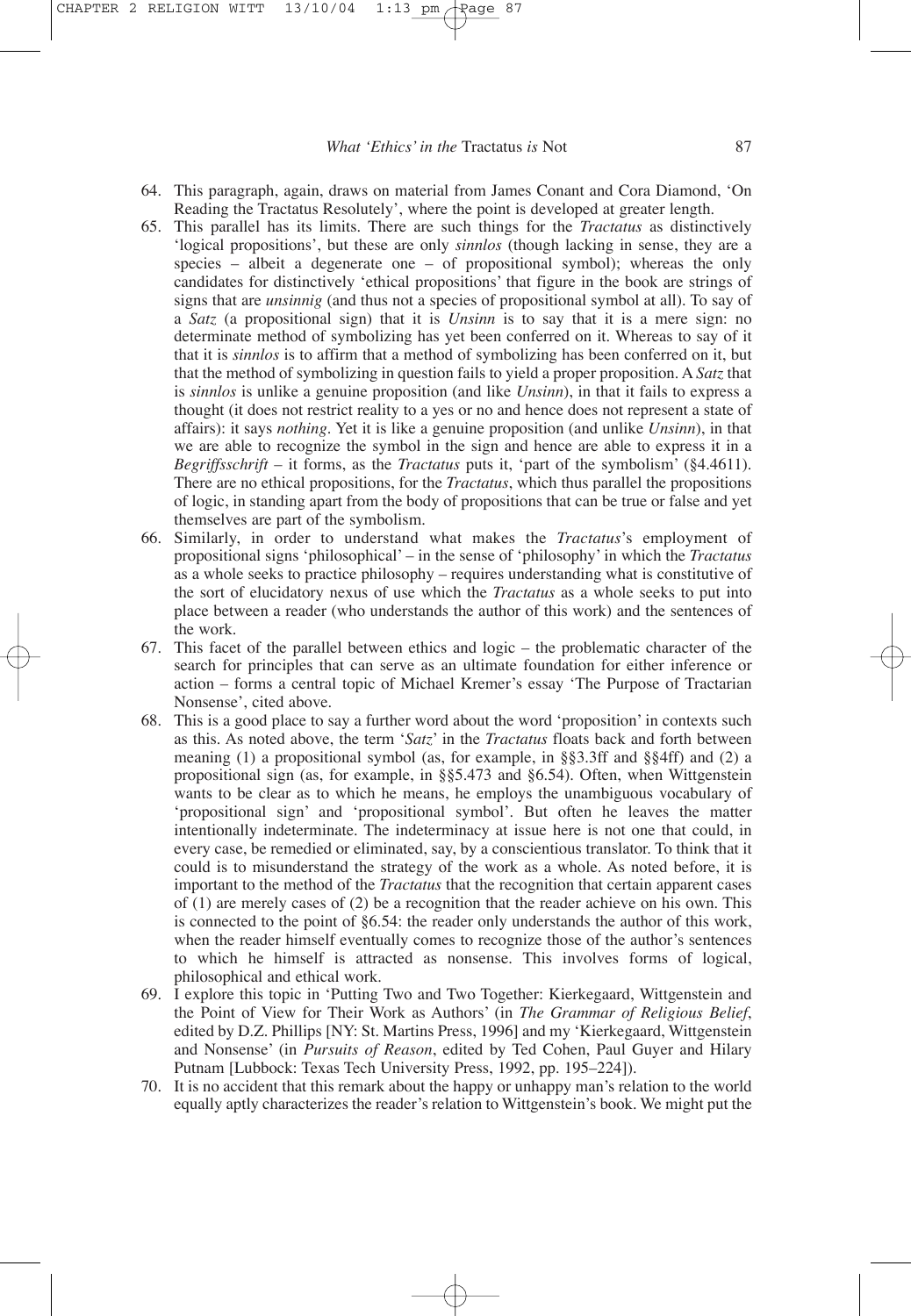64. This paragraph, again, draws on material from James Conant and Cora Diamond, 'On Reading the Tractatus Resolutely', where the point is developed at greater length.
65. This parallel has its limits. There are such things for the *Tractatus* as distinctively 'logical propositions', but these are only *sinnlos* (though lacking in sense, they are a species – albeit a degenerate one – of propositional symbol); whereas the only candidates for distinctively 'ethical propositions' that figure in the book are strings of signs that are *unsinnig* (and thus not a species of propositional symbol at all). To say of a *Satz* (a propositional sign) that it is *Unsinn* is to say that it is a mere sign: no determinate method of symbolizing has yet been conferred on it. Whereas to say of it that it is *sinnlos* is to affirm that a method of symbolizing has been conferred on it, but that the method of symbolizing in question fails to yield a proper proposition. A *Satz* that is *sinnlos* is unlike a genuine proposition (and like *Unsinn*), in that it fails to express a thought (it does not restrict reality to a yes or no and hence does not represent a state of affairs): it says *nothing*. Yet it is like a genuine proposition (and unlike *Unsinn*), in that we are able to recognize the symbol in the sign and hence are able to express it in a *Begriffsschrift* – it forms, as the *Tractatus* puts it, 'part of the symbolism' (§4.4611). There are no ethical propositions, for the *Tractatus*, which thus parallel the propositions of logic, in standing apart from the body of propositions that can be true or false and yet themselves are part of the symbolism.
66. Similarly, in order to understand what makes the *Tractatus*'s employment of propositional signs 'philosophical' – in the sense of 'philosophy' in which the *Tractatus* as a whole seeks to practice philosophy – requires understanding what is constitutive of the sort of elucidatory nexus of use which the *Tractatus* as a whole seeks to put into place between a reader (who understands the author of this work) and the sentences of the work.
67. This facet of the parallel between ethics and logic – the problematic character of the search for principles that can serve as an ultimate foundation for either inference or action – forms a central topic of Michael Kremer's essay 'The Purpose of Tractarian Nonsense', cited above.
68. This is a good place to say a further word about the word 'proposition' in contexts such as this. As noted above, the term '*Satz*' in the *Tractatus* floats back and forth between meaning (1) a propositional symbol (as, for example, in §§3.3ff and §§4ff) and (2) a propositional sign (as, for example, in §§5.473 and §6.54). Often, when Wittgenstein wants to be clear as to which he means, he employs the unambiguous vocabulary of 'propositional sign' and 'propositional symbol'. But often he leaves the matter intentionally indeterminate. The indeterminacy at issue here is not one that could, in every case, be remedied or eliminated, say, by a conscientious translator. To think that it could is to misunderstand the strategy of the work as a whole. As noted before, it is important to the method of the *Tractatus* that the recognition that certain apparent cases of (1) are merely cases of (2) be a recognition that the reader achieve on his own. This is connected to the point of §6.54: the reader only understands the author of this work, when the reader himself eventually comes to recognize those of the author's sentences to which he himself is attracted as nonsense. This involves forms of logical, philosophical and ethical work.
69. I explore this topic in 'Putting Two and Two Together: Kierkegaard, Wittgenstein and the Point of View for Their Work as Authors' (in *The Grammar of Religious Belief*, edited by D.Z. Phillips [NY: St. Martins Press, 1996] and my 'Kierkegaard, Wittgenstein and Nonsense' (in *Pursuits of Reason*, edited by Ted Cohen, Paul Guyer and Hilary Putnam [Lubbock: Texas Tech University Press, 1992, pp. 195–224]).
70. It is no accident that this remark about the happy or unhappy man's relation to the world equally aptly characterizes the reader's relation to Wittgenstein's book. We might put the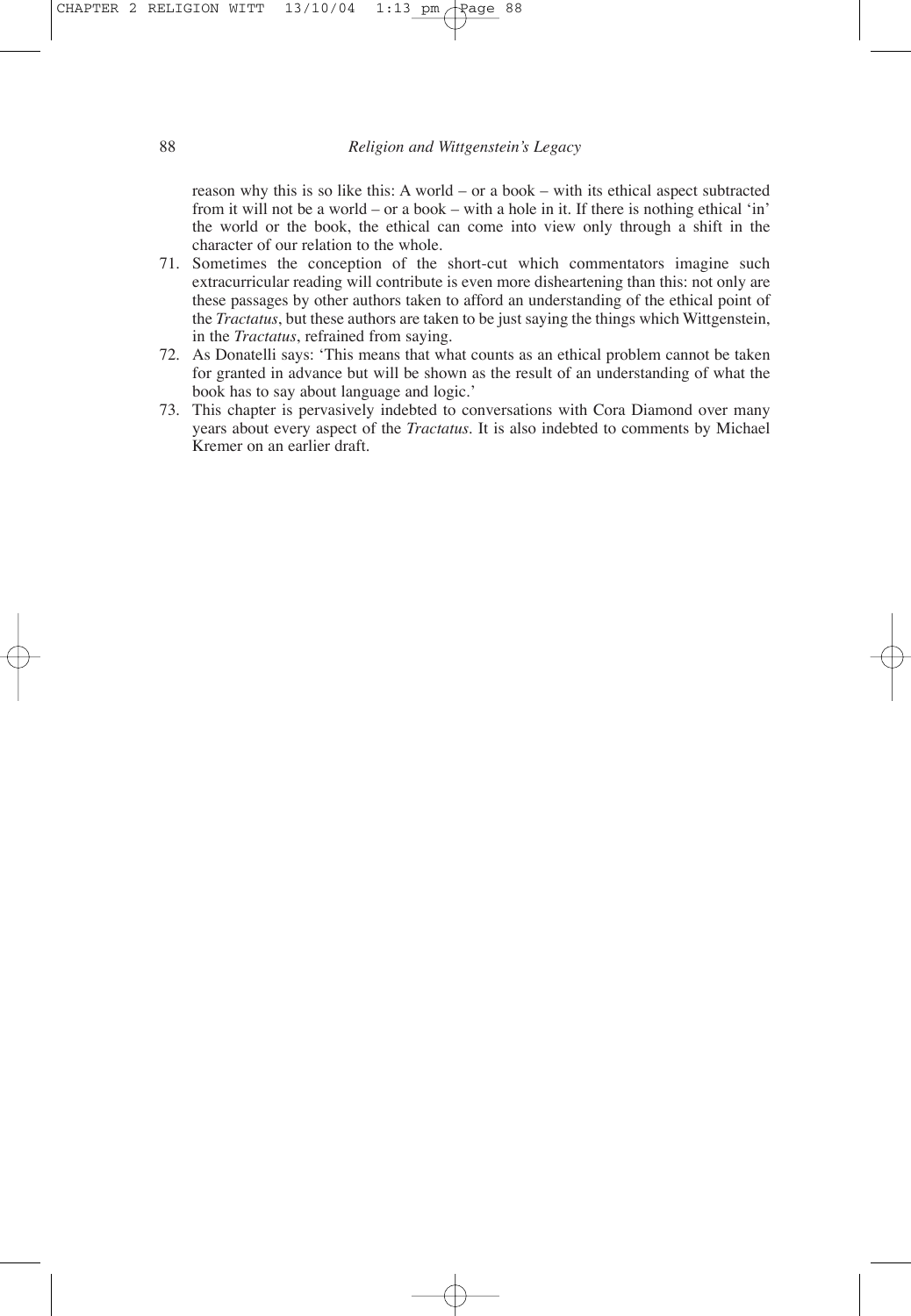reason why this is so like this: A world – or a book – with its ethical aspect subtracted from it will not be a world – or a book – with a hole in it. If there is nothing ethical 'in' the world or the book, the ethical can come into view only through a shift in the character of our relation to the whole.

71. Sometimes the conception of the short-cut which commentators imagine such extracurricular reading will contribute is even more disheartening than this: not only are these passages by other authors taken to afford an understanding of the ethical point of the *Tractatus*, but these authors are taken to be just saying the things which Wittgenstein, in the *Tractatus*, refrained from saying.
72. As Donatelli says: 'This means that what counts as an ethical problem cannot be taken for granted in advance but will be shown as the result of an understanding of what the book has to say about language and logic.'
73. This chapter is pervasively indebted to conversations with Cora Diamond over many years about every aspect of the *Tractatus*. It is also indebted to comments by Michael Kremer on an earlier draft.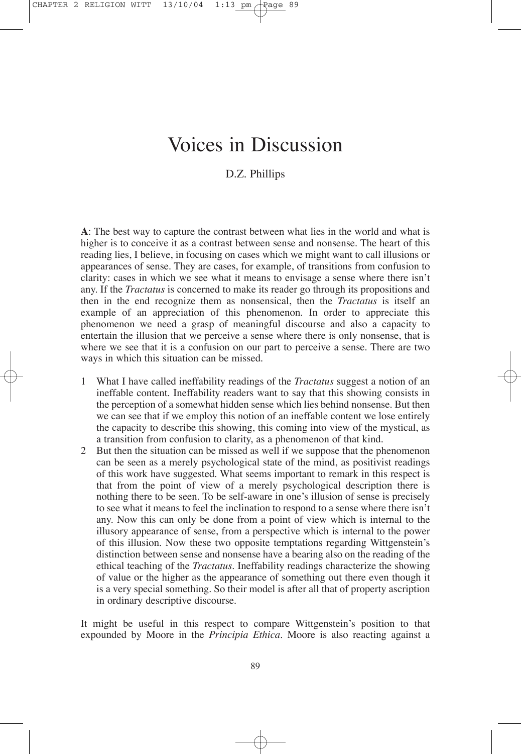# Voices in Discussion

D.Z. Phillips

**A**: The best way to capture the contrast between what lies in the world and what is higher is to conceive it as a contrast between sense and nonsense. The heart of this reading lies, I believe, in focusing on cases which we might want to call illusions or appearances of sense. They are cases, for example, of transitions from confusion to clarity: cases in which we see what it means to envisage a sense where there isn't any. If the *Tractatus* is concerned to make its reader go through its propositions and then in the end recognize them as nonsensical, then the *Tractatus* is itself an example of an appreciation of this phenomenon. In order to appreciate this phenomenon we need a grasp of meaningful discourse and also a capacity to entertain the illusion that we perceive a sense where there is only nonsense, that is where we see that it is a confusion on our part to perceive a sense. There are two ways in which this situation can be missed.

1 What I have called ineffability readings of the *Tractatus* suggest a notion of an ineffable content. Ineffability readers want to say that this showing consists in the perception of a somewhat hidden sense which lies behind nonsense. But then we can see that if we employ this notion of an ineffable content we lose entirely the capacity to describe this showing, this coming into view of the mystical, as a transition from confusion to clarity, as a phenomenon of that kind.
2 But then the situation can be missed as well if we suppose that the phenomenon can be seen as a merely psychological state of the mind, as positivist readings of this work have suggested. What seems important to remark in this respect is that from the point of view of a merely psychological description there is nothing there to be seen. To be self-aware in one's illusion of sense is precisely to see what it means to feel the inclination to respond to a sense where there isn't any. Now this can only be done from a point of view which is internal to the illusory appearance of sense, from a perspective which is internal to the power of this illusion. Now these two opposite temptations regarding Wittgenstein's distinction between sense and nonsense have a bearing also on the reading of the ethical teaching of the *Tractatus*. Ineffability readings characterize the showing of value or the higher as the appearance of something out there even though it is a very special something. So their model is after all that of property ascription in ordinary descriptive discourse.

It might be useful in this respect to compare Wittgenstein's position to that expounded by Moore in the *Principia Ethica*. Moore is also reacting against a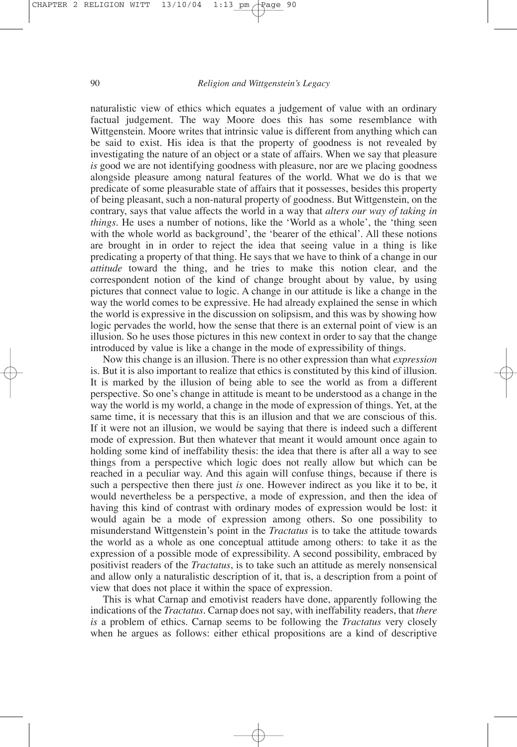naturalistic view of ethics which equates a judgement of value with an ordinary factual judgement. The way Moore does this has some resemblance with Wittgenstein. Moore writes that intrinsic value is different from anything which can be said to exist. His idea is that the property of goodness is not revealed by investigating the nature of an object or a state of affairs. When we say that pleasure *is* good we are not identifying goodness with pleasure, nor are we placing goodness alongside pleasure among natural features of the world. What we do is that we predicate of some pleasurable state of affairs that it possesses, besides this property of being pleasant, such a non-natural property of goodness. But Wittgenstein, on the contrary, says that value affects the world in a way that *alters our way of taking in things*. He uses a number of notions, like the 'World as a whole', the 'thing seen with the whole world as background', the 'bearer of the ethical'. All these notions are brought in in order to reject the idea that seeing value in a thing is like predicating a property of that thing. He says that we have to think of a change in our *attitude* toward the thing, and he tries to make this notion clear, and the correspondent notion of the kind of change brought about by value, by using pictures that connect value to logic. A change in our attitude is like a change in the way the world comes to be expressive. He had already explained the sense in which the world is expressive in the discussion on solipsism, and this was by showing how logic pervades the world, how the sense that there is an external point of view is an illusion. So he uses those pictures in this new context in order to say that the change introduced by value is like a change in the mode of expressibility of things.

Now this change is an illusion. There is no other expression than what *expression* is. But it is also important to realize that ethics is constituted by this kind of illusion. It is marked by the illusion of being able to see the world as from a different perspective. So one's change in attitude is meant to be understood as a change in the way the world is my world, a change in the mode of expression of things. Yet, at the same time, it is necessary that this is an illusion and that we are conscious of this. If it were not an illusion, we would be saying that there is indeed such a different mode of expression. But then whatever that meant it would amount once again to holding some kind of ineffability thesis: the idea that there is after all a way to see things from a perspective which logic does not really allow but which can be reached in a peculiar way. And this again will confuse things, because if there is such a perspective then there just *is* one. However indirect as you like it to be, it would nevertheless be a perspective, a mode of expression, and then the idea of having this kind of contrast with ordinary modes of expression would be lost: it would again be a mode of expression among others. So one possibility to misunderstand Wittgenstein's point in the *Tractatus* is to take the attitude towards the world as a whole as one conceptual attitude among others: to take it as the expression of a possible mode of expressibility. A second possibility, embraced by positivist readers of the *Tractatus*, is to take such an attitude as merely nonsensical and allow only a naturalistic description of it, that is, a description from a point of view that does not place it within the space of expression.

This is what Carnap and emotivist readers have done, apparently following the indications of the *Tractatus*. Carnap does not say, with ineffability readers, that *there is* a problem of ethics. Carnap seems to be following the *Tractatus* very closely when he argues as follows: either ethical propositions are a kind of descriptive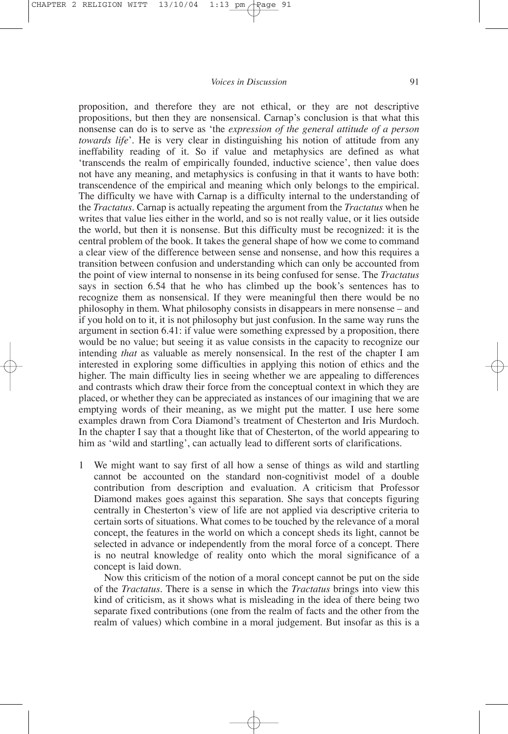proposition, and therefore they are not ethical, or they are not descriptive propositions, but then they are nonsensical. Carnap's conclusion is that what this nonsense can do is to serve as 'the *expression of the general attitude of a person towards life*'. He is very clear in distinguishing his notion of attitude from any ineffability reading of it. So if value and metaphysics are defined as what 'transcends the realm of empirically founded, inductive science', then value does not have any meaning, and metaphysics is confusing in that it wants to have both: transcendence of the empirical and meaning which only belongs to the empirical. The difficulty we have with Carnap is a difficulty internal to the understanding of the *Tractatus*. Carnap is actually repeating the argument from the *Tractatus* when he writes that value lies either in the world, and so is not really value, or it lies outside the world, but then it is nonsense. But this difficulty must be recognized: it is the central problem of the book. It takes the general shape of how we come to command a clear view of the difference between sense and nonsense, and how this requires a transition between confusion and understanding which can only be accounted from the point of view internal to nonsense in its being confused for sense. The *Tractatus* says in section 6.54 that he who has climbed up the book's sentences has to recognize them as nonsensical. If they were meaningful then there would be no philosophy in them. What philosophy consists in disappears in mere nonsense – and if you hold on to it, it is not philosophy but just confusion. In the same way runs the argument in section 6.41: if value were something expressed by a proposition, there would be no value; but seeing it as value consists in the capacity to recognize our intending *that* as valuable as merely nonsensical. In the rest of the chapter I am interested in exploring some difficulties in applying this notion of ethics and the higher. The main difficulty lies in seeing whether we are appealing to differences and contrasts which draw their force from the conceptual context in which they are placed, or whether they can be appreciated as instances of our imagining that we are emptying words of their meaning, as we might put the matter. I use here some examples drawn from Cora Diamond's treatment of Chesterton and Iris Murdoch. In the chapter I say that a thought like that of Chesterton, of the world appearing to him as 'wild and startling', can actually lead to different sorts of clarifications.

1 We might want to say first of all how a sense of things as wild and startling cannot be accounted on the standard non-cognitivist model of a double contribution from description and evaluation. A criticism that Professor Diamond makes goes against this separation. She says that concepts figuring centrally in Chesterton's view of life are not applied via descriptive criteria to certain sorts of situations. What comes to be touched by the relevance of a moral concept, the features in the world on which a concept sheds its light, cannot be selected in advance or independently from the moral force of a concept. There is no neutral knowledge of reality onto which the moral significance of a concept is laid down.

   Now this criticism of the notion of a moral concept cannot be put on the side of the *Tractatus*. There is a sense in which the *Tractatus* brings into view this kind of criticism, as it shows what is misleading in the idea of there being two separate fixed contributions (one from the realm of facts and the other from the realm of values) which combine in a moral judgement. But insofar as this is a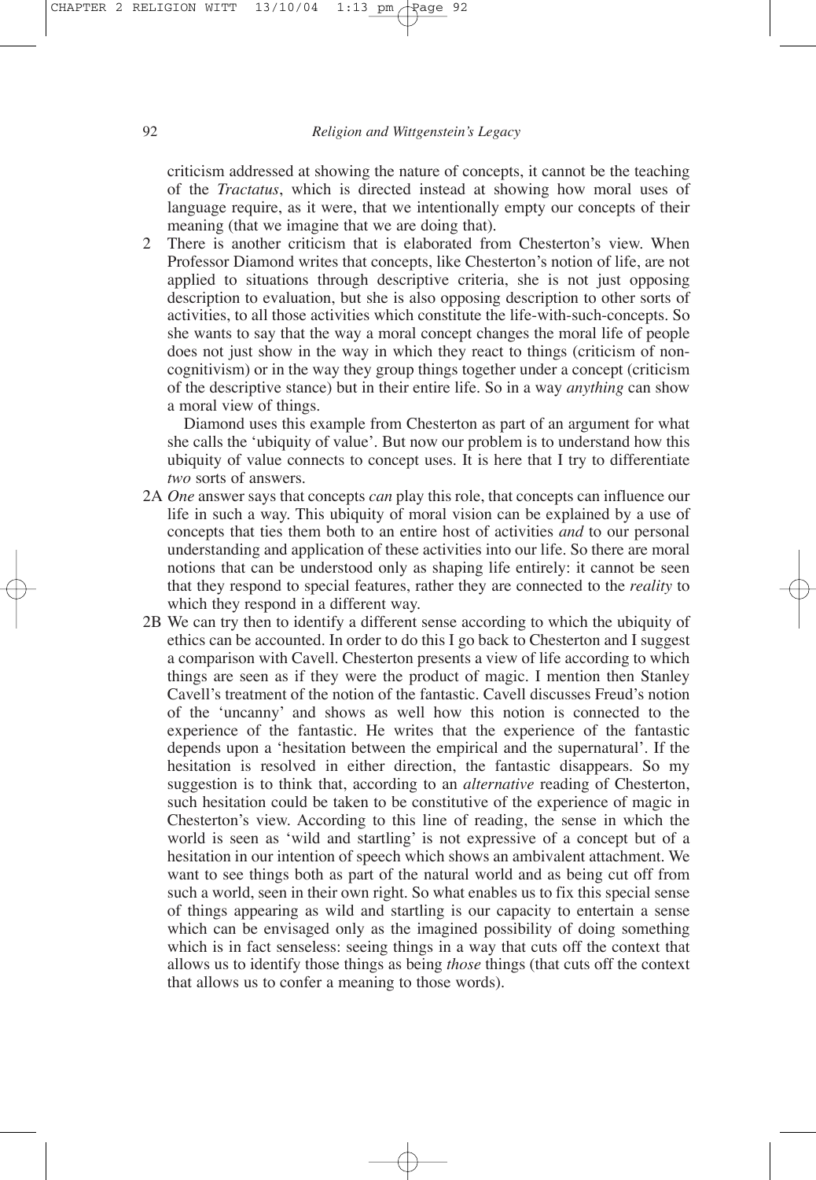criticism addressed at showing the nature of concepts, it cannot be the teaching of the *Tractatus*, which is directed instead at showing how moral uses of language require, as it were, that we intentionally empty our concepts of their meaning (that we imagine that we are doing that).

2 There is another criticism that is elaborated from Chesterton's view. When Professor Diamond writes that concepts, like Chesterton's notion of life, are not applied to situations through descriptive criteria, she is not just opposing description to evaluation, but she is also opposing description to other sorts of activities, to all those activities which constitute the life-with-such-concepts. So she wants to say that the way a moral concept changes the moral life of people does not just show in the way in which they react to things (criticism of non-cognitivism) or in the way they group things together under a concept (criticism of the descriptive stance) but in their entire life. So in a way *anything* can show a moral view of things.

   Diamond uses this example from Chesterton as part of an argument for what she calls the 'ubiquity of value'. But now our problem is to understand how this ubiquity of value connects to concept uses. It is here that I try to differentiate *two* sorts of answers.

2A *One* answer says that concepts *can* play this role, that concepts can influence our life in such a way. This ubiquity of moral vision can be explained by a use of concepts that ties them both to an entire host of activities *and* to our personal understanding and application of these activities into our life. So there are moral notions that can be understood only as shaping life entirely: it cannot be seen that they respond to special features, rather they are connected to the *reality* to which they respond in a different way.

2B We can try then to identify a different sense according to which the ubiquity of ethics can be accounted. In order to do this I go back to Chesterton and I suggest a comparison with Cavell. Chesterton presents a view of life according to which things are seen as if they were the product of magic. I mention then Stanley Cavell's treatment of the notion of the fantastic. Cavell discusses Freud's notion of the 'uncanny' and shows as well how this notion is connected to the experience of the fantastic. He writes that the experience of the fantastic depends upon a 'hesitation between the empirical and the supernatural'. If the hesitation is resolved in either direction, the fantastic disappears. So my suggestion is to think that, according to an *alternative* reading of Chesterton, such hesitation could be taken to be constitutive of the experience of magic in Chesterton's view. According to this line of reading, the sense in which the world is seen as 'wild and startling' is not expressive of a concept but of a hesitation in our intention of speech which shows an ambivalent attachment. We want to see things both as part of the natural world and as being cut off from such a world, seen in their own right. So what enables us to fix this special sense of things appearing as wild and startling is our capacity to entertain a sense which can be envisaged only as the imagined possibility of doing something which is in fact senseless: seeing things in a way that cuts off the context that allows us to identify those things as being *those* things (that cuts off the context that allows us to confer a meaning to those words).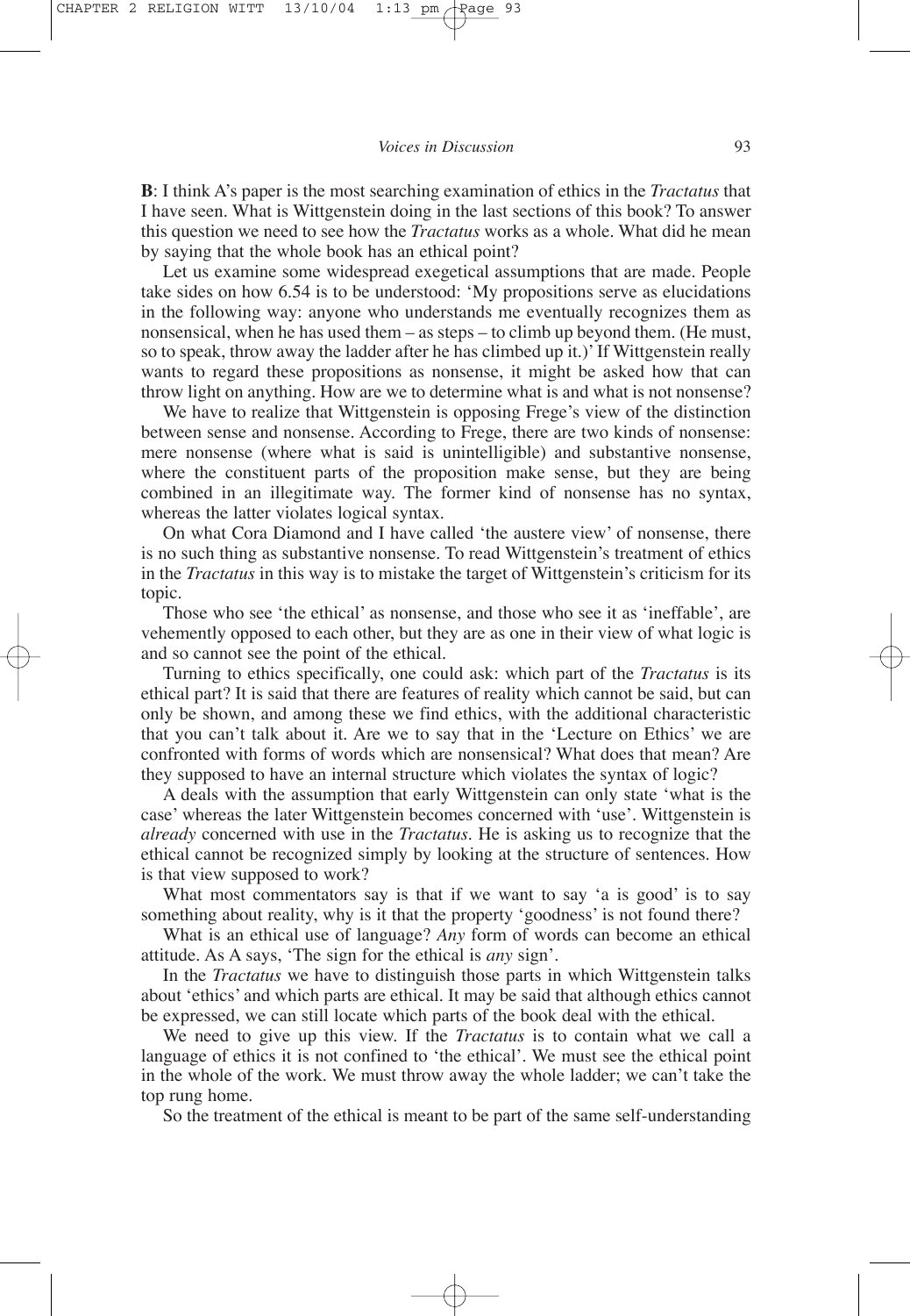**B**: I think A's paper is the most searching examination of ethics in the *Tractatus* that I have seen. What is Wittgenstein doing in the last sections of this book? To answer this question we need to see how the *Tractatus* works as a whole. What did he mean by saying that the whole book has an ethical point?

Let us examine some widespread exegetical assumptions that are made. People take sides on how 6.54 is to be understood: 'My propositions serve as elucidations in the following way: anyone who understands me eventually recognizes them as nonsensical, when he has used them – as steps – to climb up beyond them. (He must, so to speak, throw away the ladder after he has climbed up it.)' If Wittgenstein really wants to regard these propositions as nonsense, it might be asked how that can throw light on anything. How are we to determine what is and what is not nonsense?

We have to realize that Wittgenstein is opposing Frege's view of the distinction between sense and nonsense. According to Frege, there are two kinds of nonsense: mere nonsense (where what is said is unintelligible) and substantive nonsense, where the constituent parts of the proposition make sense, but they are being combined in an illegitimate way. The former kind of nonsense has no syntax, whereas the latter violates logical syntax.

On what Cora Diamond and I have called 'the austere view' of nonsense, there is no such thing as substantive nonsense. To read Wittgenstein's treatment of ethics in the *Tractatus* in this way is to mistake the target of Wittgenstein's criticism for its topic.

Those who see 'the ethical' as nonsense, and those who see it as 'ineffable', are vehemently opposed to each other, but they are as one in their view of what logic is and so cannot see the point of the ethical.

Turning to ethics specifically, one could ask: which part of the *Tractatus* is its ethical part? It is said that there are features of reality which cannot be said, but can only be shown, and among these we find ethics, with the additional characteristic that you can't talk about it. Are we to say that in the 'Lecture on Ethics' we are confronted with forms of words which are nonsensical? What does that mean? Are they supposed to have an internal structure which violates the syntax of logic?

A deals with the assumption that early Wittgenstein can only state 'what is the case' whereas the later Wittgenstein becomes concerned with 'use'. Wittgenstein is *already* concerned with use in the *Tractatus*. He is asking us to recognize that the ethical cannot be recognized simply by looking at the structure of sentences. How is that view supposed to work?

What most commentators say is that if we want to say 'a is good' is to say something about reality, why is it that the property 'goodness' is not found there?

What is an ethical use of language? *Any* form of words can become an ethical attitude. As A says, 'The sign for the ethical is *any* sign'.

In the *Tractatus* we have to distinguish those parts in which Wittgenstein talks about 'ethics' and which parts are ethical. It may be said that although ethics cannot be expressed, we can still locate which parts of the book deal with the ethical.

We need to give up this view. If the *Tractatus* is to contain what we call a language of ethics it is not confined to 'the ethical'. We must see the ethical point in the whole of the work. We must throw away the whole ladder; we can't take the top rung home.

So the treatment of the ethical is meant to be part of the same self-understanding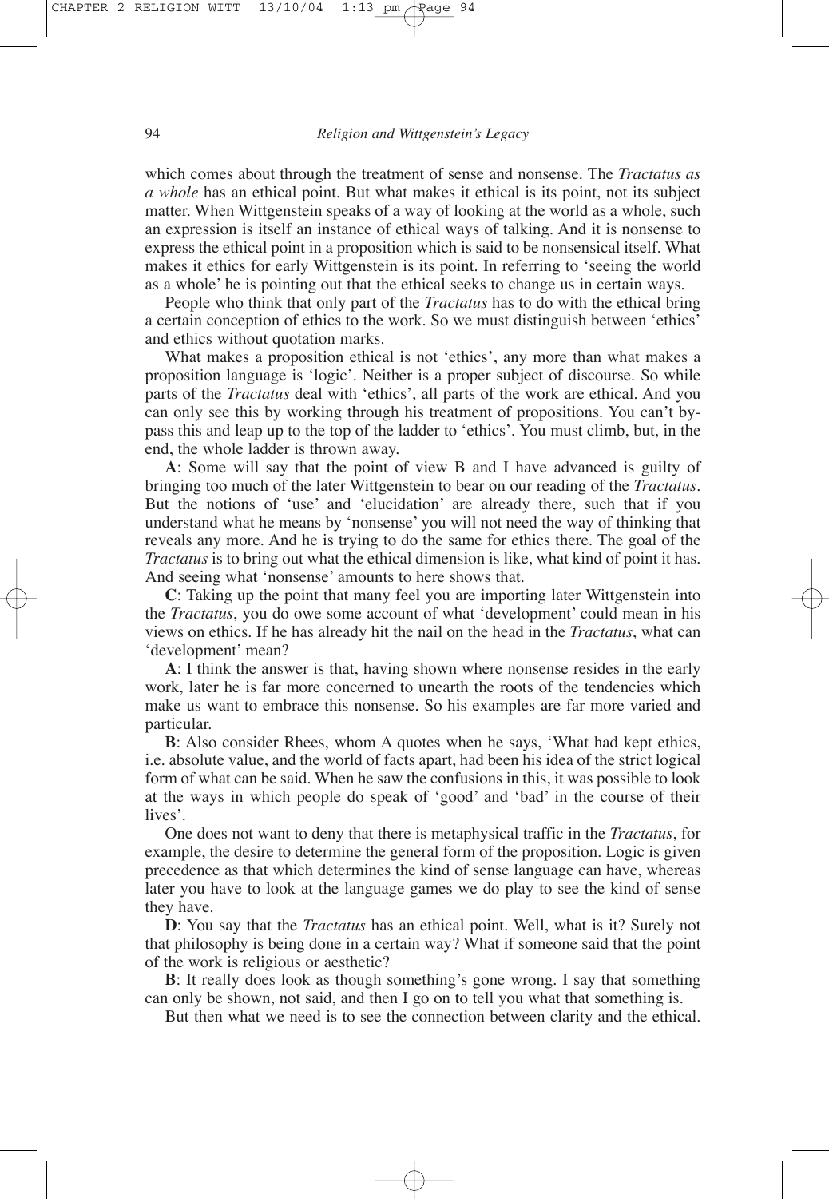which comes about through the treatment of sense and nonsense. The *Tractatus as a whole* has an ethical point. But what makes it ethical is its point, not its subject matter. When Wittgenstein speaks of a way of looking at the world as a whole, such an expression is itself an instance of ethical ways of talking. And it is nonsense to express the ethical point in a proposition which is said to be nonsensical itself. What makes it ethics for early Wittgenstein is its point. In referring to 'seeing the world as a whole' he is pointing out that the ethical seeks to change us in certain ways.

People who think that only part of the *Tractatus* has to do with the ethical bring a certain conception of ethics to the work. So we must distinguish between 'ethics' and ethics without quotation marks.

What makes a proposition ethical is not 'ethics', any more than what makes a proposition language is 'logic'. Neither is a proper subject of discourse. So while parts of the *Tractatus* deal with 'ethics', all parts of the work are ethical. And you can only see this by working through his treatment of propositions. You can't bypass this and leap up to the top of the ladder to 'ethics'. You must climb, but, in the end, the whole ladder is thrown away.

**A**: Some will say that the point of view B and I have advanced is guilty of bringing too much of the later Wittgenstein to bear on our reading of the *Tractatus*. But the notions of 'use' and 'elucidation' are already there, such that if you understand what he means by 'nonsense' you will not need the way of thinking that reveals any more. And he is trying to do the same for ethics there. The goal of the *Tractatus* is to bring out what the ethical dimension is like, what kind of point it has. And seeing what 'nonsense' amounts to here shows that.

**C**: Taking up the point that many feel you are importing later Wittgenstein into the *Tractatus*, you do owe some account of what 'development' could mean in his views on ethics. If he has already hit the nail on the head in the *Tractatus*, what can 'development' mean?

**A**: I think the answer is that, having shown where nonsense resides in the early work, later he is far more concerned to unearth the roots of the tendencies which make us want to embrace this nonsense. So his examples are far more varied and particular.

**B**: Also consider Rhees, whom A quotes when he says, 'What had kept ethics, i.e. absolute value, and the world of facts apart, had been his idea of the strict logical form of what can be said. When he saw the confusions in this, it was possible to look at the ways in which people do speak of 'good' and 'bad' in the course of their lives'.

One does not want to deny that there is metaphysical traffic in the *Tractatus*, for example, the desire to determine the general form of the proposition. Logic is given precedence as that which determines the kind of sense language can have, whereas later you have to look at the language games we do play to see the kind of sense they have.

**D**: You say that the *Tractatus* has an ethical point. Well, what is it? Surely not that philosophy is being done in a certain way? What if someone said that the point of the work is religious or aesthetic?

**B**: It really does look as though something's gone wrong. I say that something can only be shown, not said, and then I go on to tell you what that something is.

But then what we need is to see the connection between clarity and the ethical.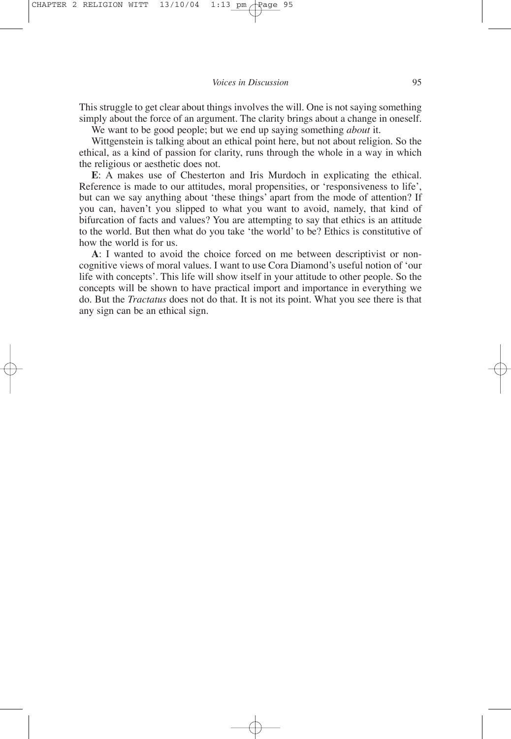This struggle to get clear about things involves the will. One is not saying something simply about the force of an argument. The clarity brings about a change in oneself.

We want to be good people; but we end up saying something *about* it.

Wittgenstein is talking about an ethical point here, but not about religion. So the ethical, as a kind of passion for clarity, runs through the whole in a way in which the religious or aesthetic does not.

**E**: A makes use of Chesterton and Iris Murdoch in explicating the ethical. Reference is made to our attitudes, moral propensities, or 'responsiveness to life', but can we say anything about 'these things' apart from the mode of attention? If you can, haven't you slipped to what you want to avoid, namely, that kind of bifurcation of facts and values? You are attempting to say that ethics is an attitude to the world. But then what do you take 'the world' to be? Ethics is constitutive of how the world is for us.

**A**: I wanted to avoid the choice forced on me between descriptivist or non-cognitive views of moral values. I want to use Cora Diamond's useful notion of 'our life with concepts'. This life will show itself in your attitude to other people. So the concepts will be shown to have practical import and importance in everything we do. But the *Tractatus* does not do that. It is not its point. What you see there is that any sign can be an ethical sign.